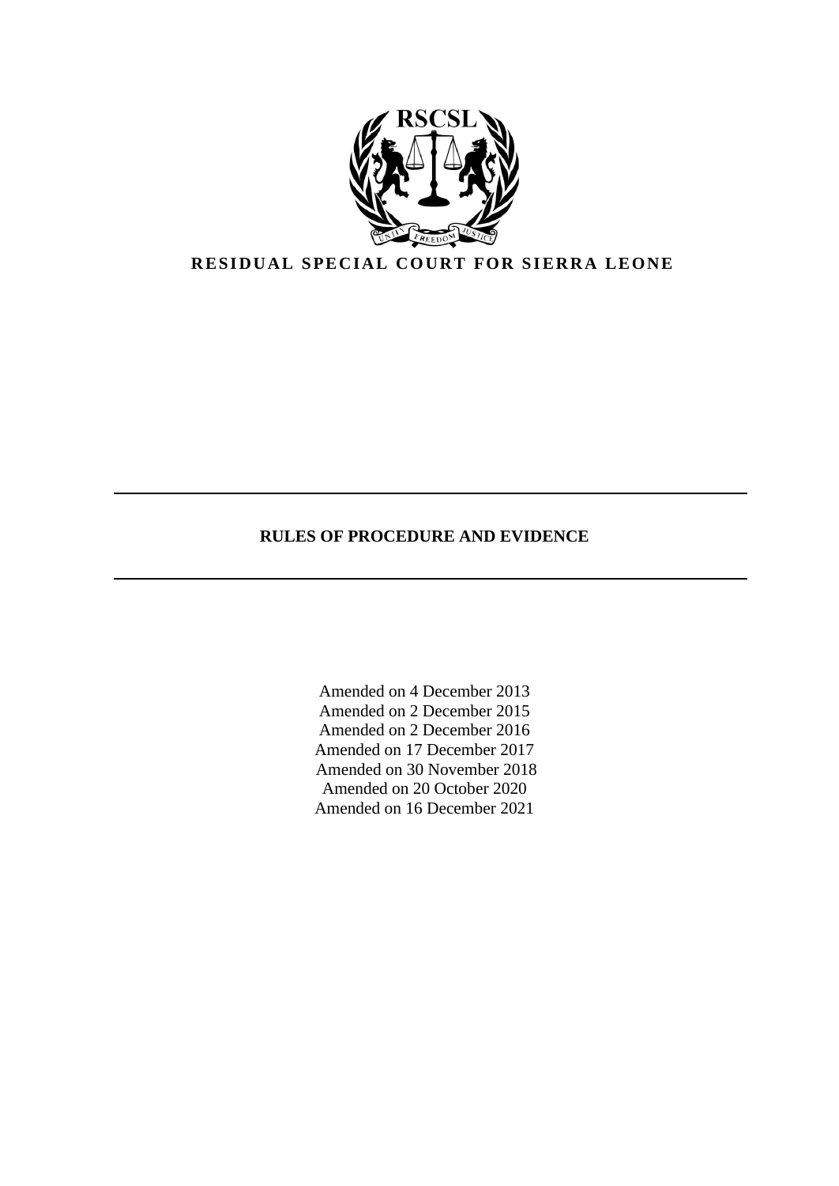RSCSL

UNITY FREEDOM JUSTICE

**RESIDUAL SPECIAL COURT FOR SIERRA LEONE**

---

# RULES OF PROCEDURE AND EVIDENCE

---

Amended on 4 December 2013
Amended on 2 December 2015
Amended on 2 December 2016
Amended on 17 December 2017
Amended on 30 November 2018
Amended on 20 October 2020
Amended on 16 December 2021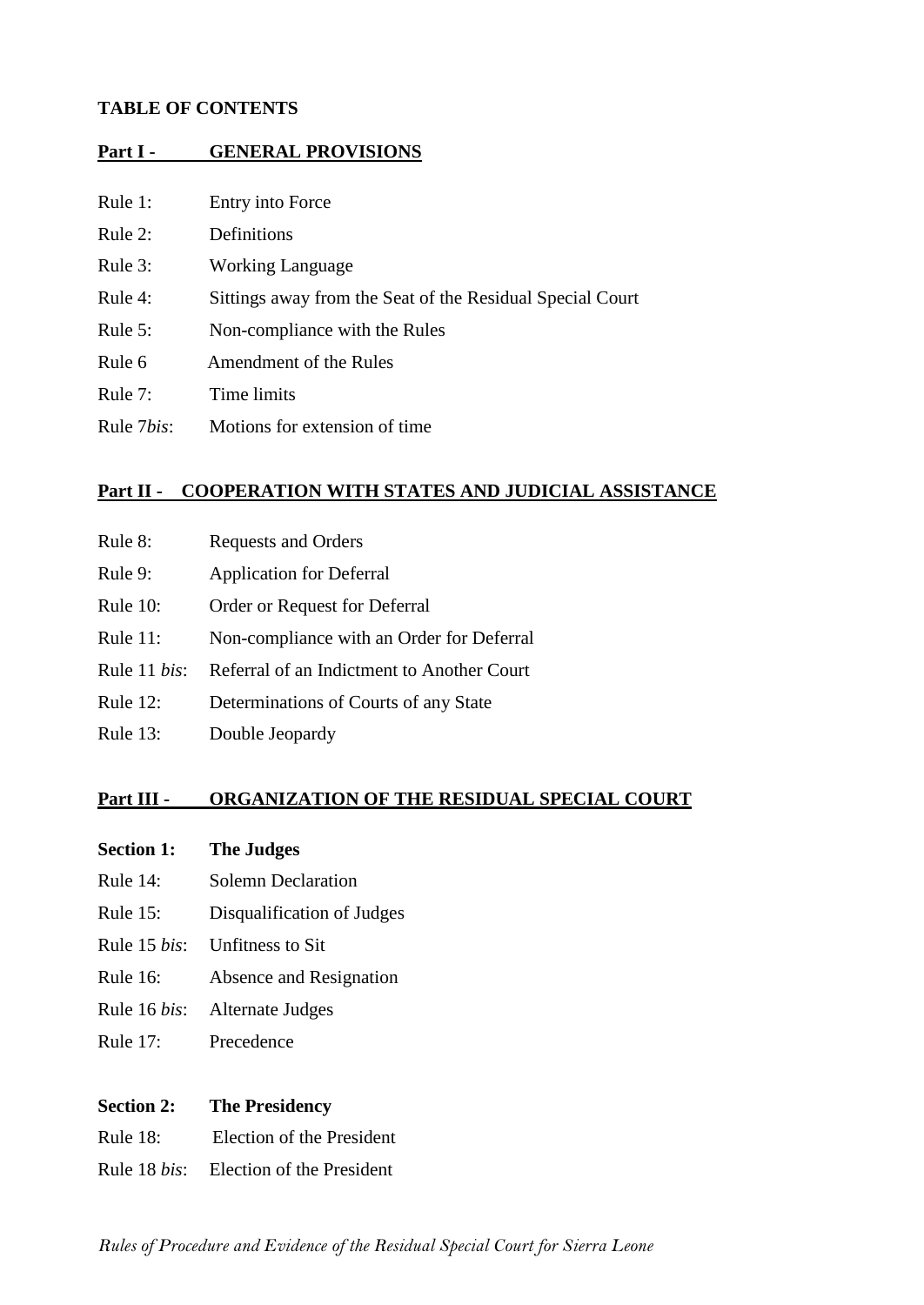**TABLE OF CONTENTS**

## Part I - GENERAL PROVISIONS

Rule 1: Entry into Force

Rule 2: Definitions

Rule 3: Working Language

Rule 4: Sittings away from the Seat of the Residual Special Court

Rule 5: Non-compliance with the Rules

Rule 6 Amendment of the Rules

Rule 7: Time limits

Rule 7*bis*: Motions for extension of time

## Part II - COOPERATION WITH STATES AND JUDICIAL ASSISTANCE

Rule 8: Requests and Orders

Rule 9: Application for Deferral

Rule 10: Order or Request for Deferral

Rule 11: Non-compliance with an Order for Deferral

Rule 11 *bis*: Referral of an Indictment to Another Court

Rule 12: Determinations of Courts of any State

Rule 13: Double Jeopardy

## Part III - ORGANIZATION OF THE RESIDUAL SPECIAL COURT

### Section 1: The Judges

Rule 14: Solemn Declaration

Rule 15: Disqualification of Judges

Rule 15 *bis*: Unfitness to Sit

Rule 16: Absence and Resignation

Rule 16 *bis*: Alternate Judges

Rule 17: Precedence

### Section 2: The Presidency

Rule 18: Election of the President

Rule 18 *bis*: Election of the President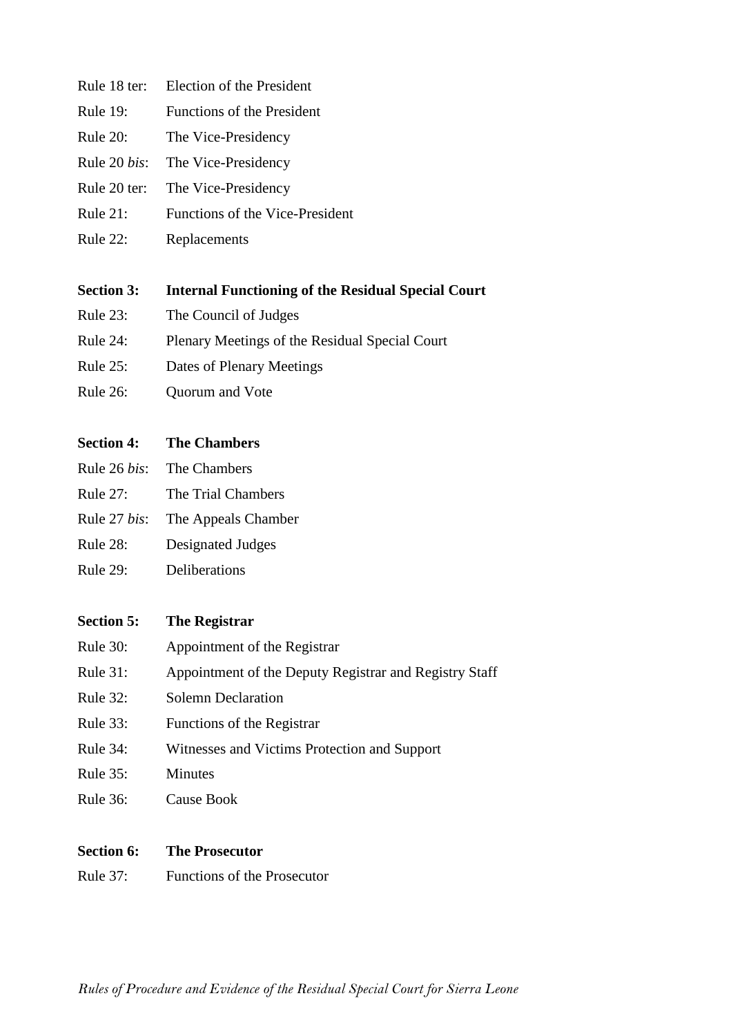Rule 18 ter: Election of the President

Rule 19: Functions of the President

Rule 20: The Vice-Presidency

Rule 20 *bis*: The Vice-Presidency

Rule 20 ter: The Vice-Presidency

Rule 21: Functions of the Vice-President

Rule 22: Replacements

**Section 3: Internal Functioning of the Residual Special Court**

Rule 23: The Council of Judges

Rule 24: Plenary Meetings of the Residual Special Court

Rule 25: Dates of Plenary Meetings

Rule 26: Quorum and Vote

**Section 4: The Chambers**

Rule 26 *bis*: The Chambers

Rule 27: The Trial Chambers

Rule 27 *bis*: The Appeals Chamber

Rule 28: Designated Judges

Rule 29: Deliberations

**Section 5: The Registrar**

Rule 30: Appointment of the Registrar

Rule 31: Appointment of the Deputy Registrar and Registry Staff

Rule 32: Solemn Declaration

Rule 33: Functions of the Registrar

Rule 34: Witnesses and Victims Protection and Support

Rule 35: Minutes

Rule 36: Cause Book

**Section 6: The Prosecutor**

Rule 37: Functions of the Prosecutor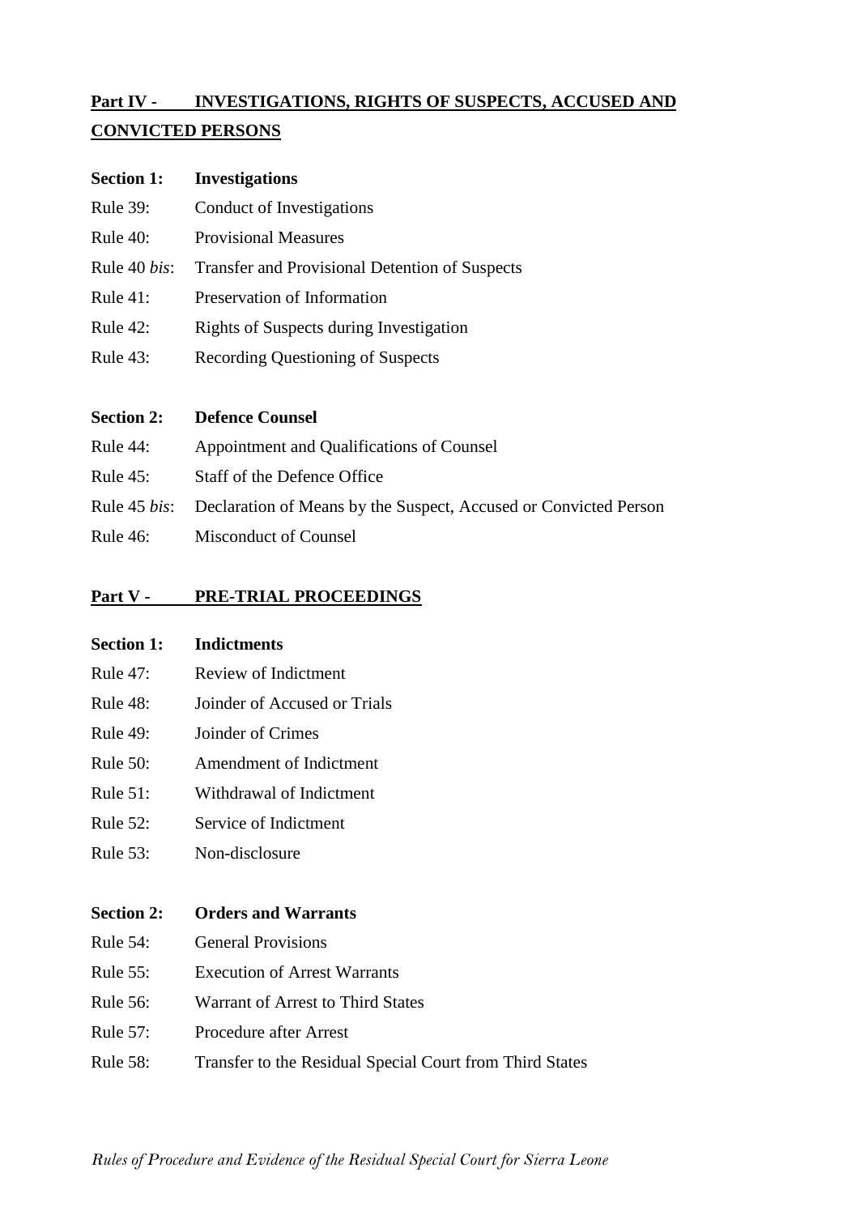## Part IV - INVESTIGATIONS, RIGHTS OF SUSPECTS, ACCUSED AND CONVICTED PERSONS

**Section 1: Investigations**

Rule 39: Conduct of Investigations

Rule 40: Provisional Measures

Rule 40 *bis*: Transfer and Provisional Detention of Suspects

Rule 41: Preservation of Information

Rule 42: Rights of Suspects during Investigation

Rule 43: Recording Questioning of Suspects

**Section 2: Defence Counsel**

Rule 44: Appointment and Qualifications of Counsel

Rule 45: Staff of the Defence Office

Rule 45 *bis*: Declaration of Means by the Suspect, Accused or Convicted Person

Rule 46: Misconduct of Counsel

## Part V - PRE-TRIAL PROCEEDINGS

**Section 1: Indictments**

Rule 47: Review of Indictment

Rule 48: Joinder of Accused or Trials

Rule 49: Joinder of Crimes

Rule 50: Amendment of Indictment

Rule 51: Withdrawal of Indictment

Rule 52: Service of Indictment

Rule 53: Non-disclosure

**Section 2: Orders and Warrants**

Rule 54: General Provisions

Rule 55: Execution of Arrest Warrants

Rule 56: Warrant of Arrest to Third States

Rule 57: Procedure after Arrest

Rule 58: Transfer to the Residual Special Court from Third States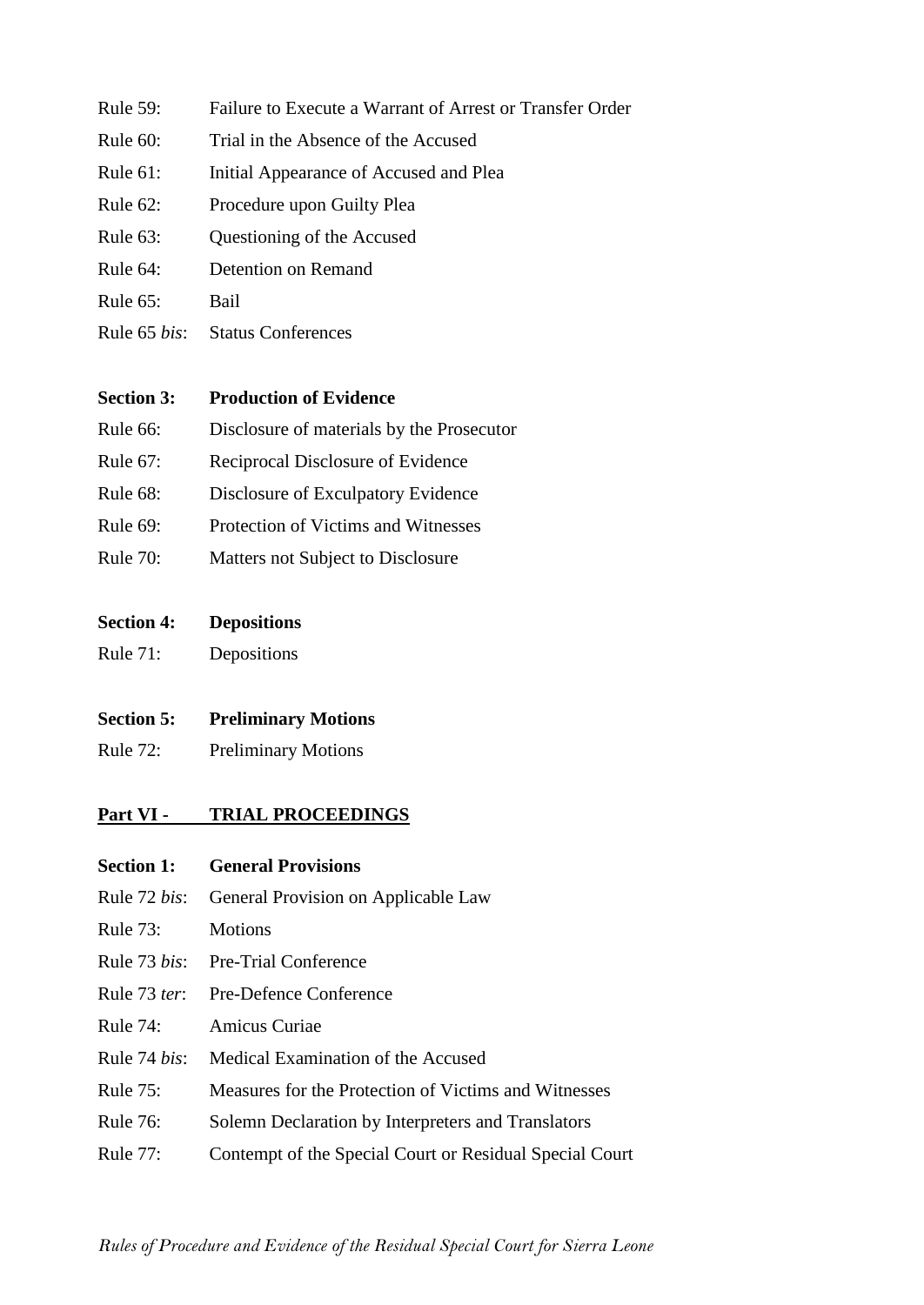Rule 59: Failure to Execute a Warrant of Arrest or Transfer Order

Rule 60: Trial in the Absence of the Accused

Rule 61: Initial Appearance of Accused and Plea

Rule 62: Procedure upon Guilty Plea

Rule 63: Questioning of the Accused

Rule 64: Detention on Remand

Rule 65: Bail

Rule 65 *bis*: Status Conferences

**Section 3: Production of Evidence**

Rule 66: Disclosure of materials by the Prosecutor

Rule 67: Reciprocal Disclosure of Evidence

Rule 68: Disclosure of Exculpatory Evidence

Rule 69: Protection of Victims and Witnesses

Rule 70: Matters not Subject to Disclosure

**Section 4: Depositions**

Rule 71: Depositions

**Section 5: Preliminary Motions**

Rule 72: Preliminary Motions

**Part VI - TRIAL PROCEEDINGS**

**Section 1: General Provisions**

Rule 72 *bis*: General Provision on Applicable Law

Rule 73: Motions

Rule 73 *bis*: Pre-Trial Conference

Rule 73 *ter*: Pre-Defence Conference

Rule 74: Amicus Curiae

Rule 74 *bis*: Medical Examination of the Accused

Rule 75: Measures for the Protection of Victims and Witnesses

Rule 76: Solemn Declaration by Interpreters and Translators

Rule 77: Contempt of the Special Court or Residual Special Court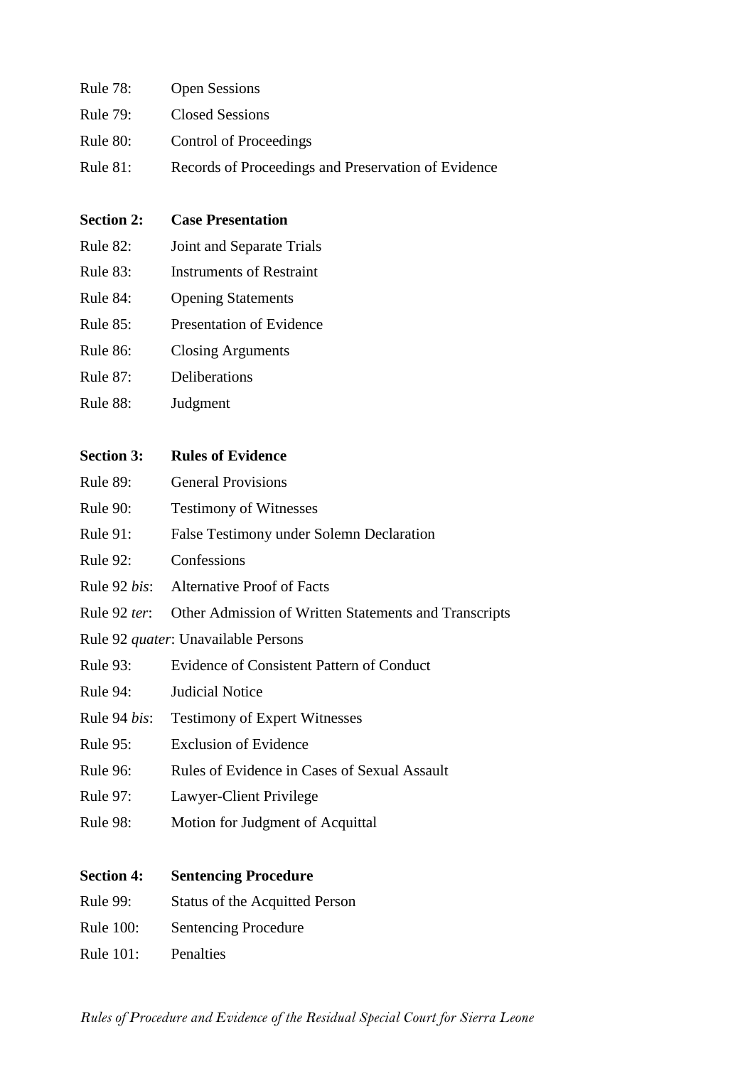Rule 78: Open Sessions

Rule 79: Closed Sessions

Rule 80: Control of Proceedings

Rule 81: Records of Proceedings and Preservation of Evidence

**Section 2: Case Presentation**

Rule 82: Joint and Separate Trials

Rule 83: Instruments of Restraint

Rule 84: Opening Statements

Rule 85: Presentation of Evidence

Rule 86: Closing Arguments

Rule 87: Deliberations

Rule 88: Judgment

**Section 3: Rules of Evidence**

Rule 89: General Provisions

Rule 90: Testimony of Witnesses

Rule 91: False Testimony under Solemn Declaration

Rule 92: Confessions

Rule 92 *bis*: Alternative Proof of Facts

Rule 92 *ter*: Other Admission of Written Statements and Transcripts

Rule 92 *quater*: Unavailable Persons

Rule 93: Evidence of Consistent Pattern of Conduct

Rule 94: Judicial Notice

Rule 94 *bis*: Testimony of Expert Witnesses

Rule 95: Exclusion of Evidence

Rule 96: Rules of Evidence in Cases of Sexual Assault

Rule 97: Lawyer-Client Privilege

Rule 98: Motion for Judgment of Acquittal

**Section 4: Sentencing Procedure**

Rule 99: Status of the Acquitted Person

Rule 100: Sentencing Procedure

Rule 101: Penalties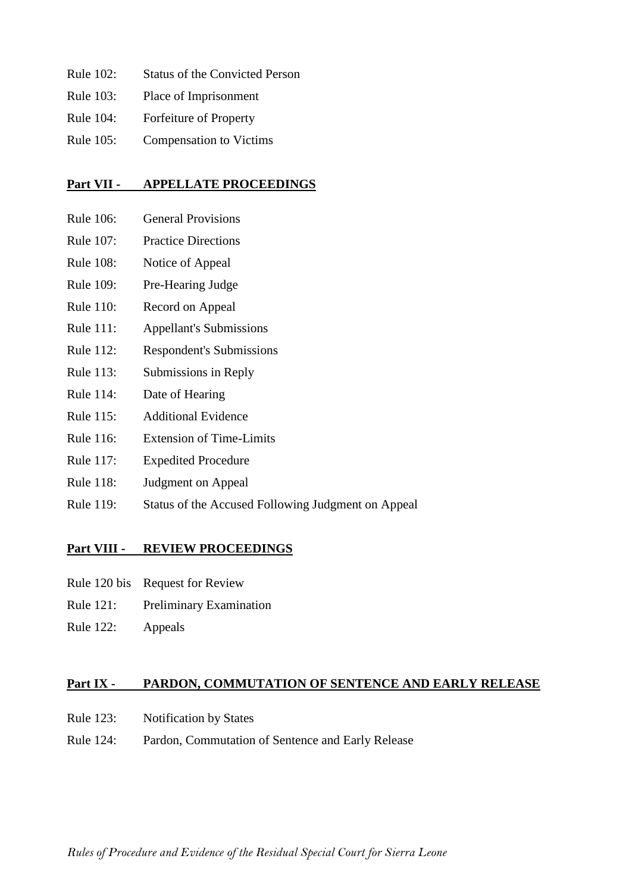Rule 102: Status of the Convicted Person

Rule 103: Place of Imprisonment

Rule 104: Forfeiture of Property

Rule 105: Compensation to Victims

**Part VII - APPELLATE PROCEEDINGS**

Rule 106: General Provisions

Rule 107: Practice Directions

Rule 108: Notice of Appeal

Rule 109: Pre-Hearing Judge

Rule 110: Record on Appeal

Rule 111: Appellant's Submissions

Rule 112: Respondent's Submissions

Rule 113: Submissions in Reply

Rule 114: Date of Hearing

Rule 115: Additional Evidence

Rule 116: Extension of Time-Limits

Rule 117: Expedited Procedure

Rule 118: Judgment on Appeal

Rule 119: Status of the Accused Following Judgment on Appeal

**Part VIII - REVIEW PROCEEDINGS**

Rule 120 bis Request for Review

Rule 121: Preliminary Examination

Rule 122: Appeals

**Part IX - PARDON, COMMUTATION OF SENTENCE AND EARLY RELEASE**

Rule 123: Notification by States

Rule 124: Pardon, Commutation of Sentence and Early Release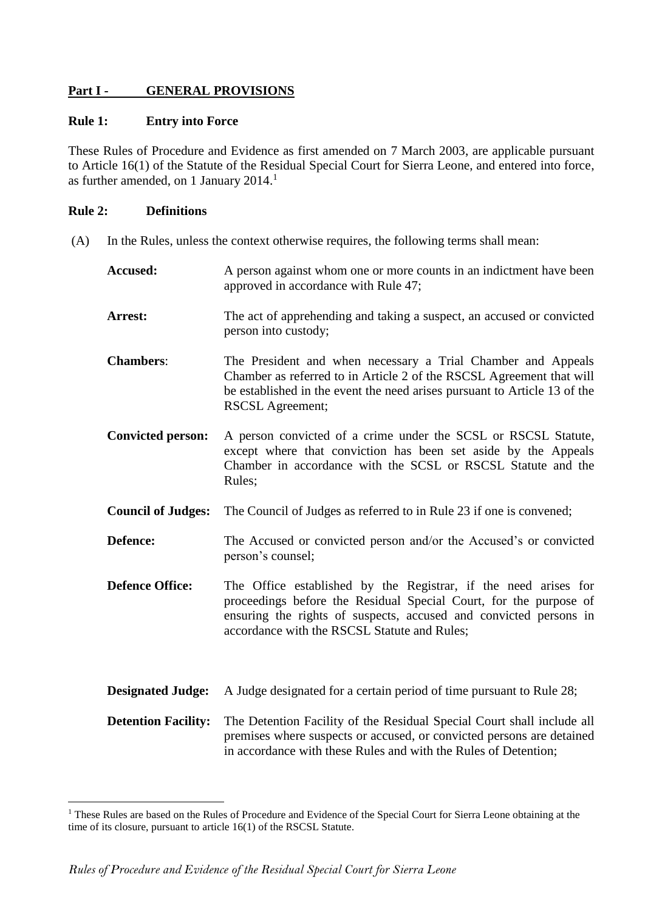## Part I - GENERAL PROVISIONS

### Rule 1: Entry into Force

These Rules of Procedure and Evidence as first amended on 7 March 2003, are applicable pursuant to Article 16(1) of the Statute of the Residual Special Court for Sierra Leone, and entered into force, as further amended, on 1 January 2014.[1]

### Rule 2: Definitions

(A) In the Rules, unless the context otherwise requires, the following terms shall mean:

**Accused:** A person against whom one or more counts in an indictment have been approved in accordance with Rule 47;

**Arrest:** The act of apprehending and taking a suspect, an accused or convicted person into custody;

**Chambers:** The President and when necessary a Trial Chamber and Appeals Chamber as referred to in Article 2 of the RSCSL Agreement that will be established in the event the need arises pursuant to Article 13 of the RSCSL Agreement;

**Convicted person:** A person convicted of a crime under the SCSL or RSCSL Statute, except where that conviction has been set aside by the Appeals Chamber in accordance with the SCSL or RSCSL Statute and the Rules;

**Council of Judges:** The Council of Judges as referred to in Rule 23 if one is convened;

**Defence:** The Accused or convicted person and/or the Accused's or convicted person's counsel;

**Defence Office:** The Office established by the Registrar, if the need arises for proceedings before the Residual Special Court, for the purpose of ensuring the rights of suspects, accused and convicted persons in accordance with the RSCSL Statute and Rules;

**Designated Judge:** A Judge designated for a certain period of time pursuant to Rule 28;

**Detention Facility:** The Detention Facility of the Residual Special Court shall include all premises where suspects or accused, or convicted persons are detained in accordance with these Rules and with the Rules of Detention;

---

[1] These Rules are based on the Rules of Procedure and Evidence of the Special Court for Sierra Leone obtaining at the time of its closure, pursuant to article 16(1) of the RSCSL Statute.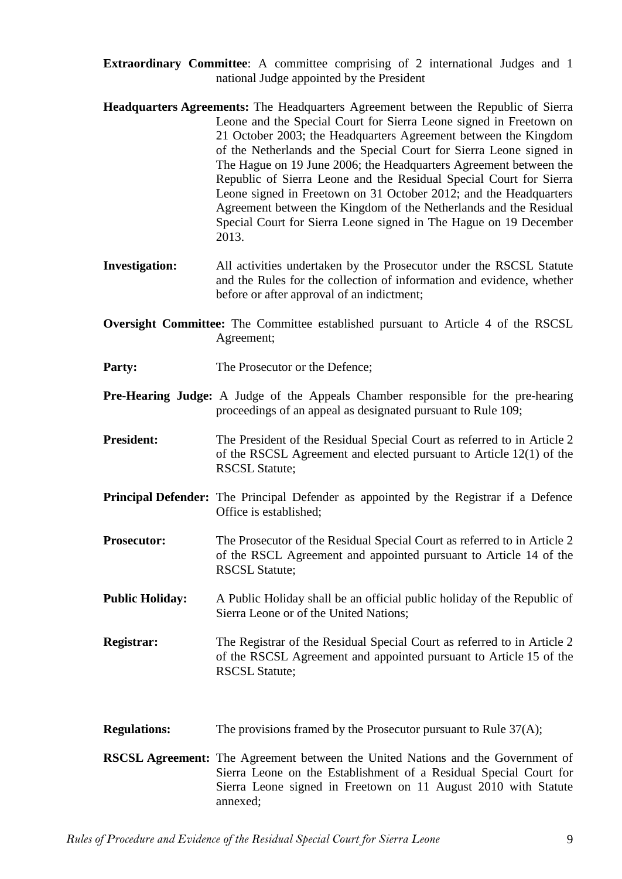**Extraordinary Committee**: A committee comprising of 2 international Judges and 1 national Judge appointed by the President

**Headquarters Agreements:** The Headquarters Agreement between the Republic of Sierra Leone and the Special Court for Sierra Leone signed in Freetown on 21 October 2003; the Headquarters Agreement between the Kingdom of the Netherlands and the Special Court for Sierra Leone signed in The Hague on 19 June 2006; the Headquarters Agreement between the Republic of Sierra Leone and the Residual Special Court for Sierra Leone signed in Freetown on 31 October 2012; and the Headquarters Agreement between the Kingdom of the Netherlands and the Residual Special Court for Sierra Leone signed in The Hague on 19 December 2013.

**Investigation:** All activities undertaken by the Prosecutor under the RSCSL Statute and the Rules for the collection of information and evidence, whether before or after approval of an indictment;

**Oversight Committee:** The Committee established pursuant to Article 4 of the RSCSL Agreement;

**Party:** The Prosecutor or the Defence;

**Pre-Hearing Judge:** A Judge of the Appeals Chamber responsible for the pre-hearing proceedings of an appeal as designated pursuant to Rule 109;

**President:** The President of the Residual Special Court as referred to in Article 2 of the RSCSL Agreement and elected pursuant to Article 12(1) of the RSCSL Statute;

**Principal Defender:** The Principal Defender as appointed by the Registrar if a Defence Office is established;

**Prosecutor:** The Prosecutor of the Residual Special Court as referred to in Article 2 of the RSCL Agreement and appointed pursuant to Article 14 of the RSCSL Statute;

**Public Holiday:** A Public Holiday shall be an official public holiday of the Republic of Sierra Leone or of the United Nations;

**Registrar:** The Registrar of the Residual Special Court as referred to in Article 2 of the RSCSL Agreement and appointed pursuant to Article 15 of the RSCSL Statute;

**Regulations:** The provisions framed by the Prosecutor pursuant to Rule 37(A);

**RSCSL Agreement:** The Agreement between the United Nations and the Government of Sierra Leone on the Establishment of a Residual Special Court for Sierra Leone signed in Freetown on 11 August 2010 with Statute annexed;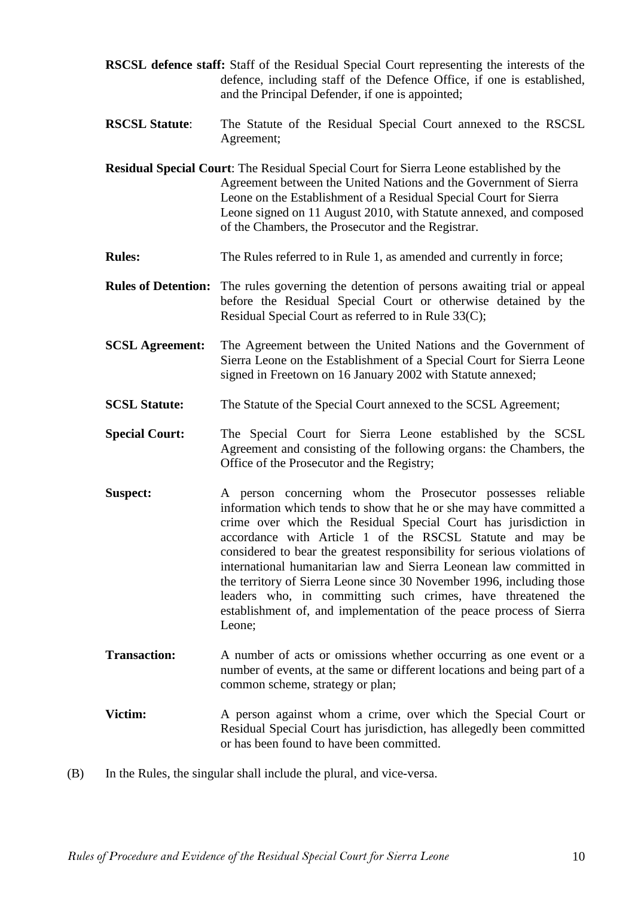**RSCSL defence staff:** Staff of the Residual Special Court representing the interests of the defence, including staff of the Defence Office, if one is established, and the Principal Defender, if one is appointed;

**RSCSL Statute**: The Statute of the Residual Special Court annexed to the RSCSL Agreement;

**Residual Special Court**: The Residual Special Court for Sierra Leone established by the Agreement between the United Nations and the Government of Sierra Leone on the Establishment of a Residual Special Court for Sierra Leone signed on 11 August 2010, with Statute annexed, and composed of the Chambers, the Prosecutor and the Registrar.

**Rules:** The Rules referred to in Rule 1, as amended and currently in force;

**Rules of Detention:** The rules governing the detention of persons awaiting trial or appeal before the Residual Special Court or otherwise detained by the Residual Special Court as referred to in Rule 33(C);

**SCSL Agreement:** The Agreement between the United Nations and the Government of Sierra Leone on the Establishment of a Special Court for Sierra Leone signed in Freetown on 16 January 2002 with Statute annexed;

**SCSL Statute:** The Statute of the Special Court annexed to the SCSL Agreement;

**Special Court:** The Special Court for Sierra Leone established by the SCSL Agreement and consisting of the following organs: the Chambers, the Office of the Prosecutor and the Registry;

**Suspect:** A person concerning whom the Prosecutor possesses reliable information which tends to show that he or she may have committed a crime over which the Residual Special Court has jurisdiction in accordance with Article 1 of the RSCSL Statute and may be considered to bear the greatest responsibility for serious violations of international humanitarian law and Sierra Leonean law committed in the territory of Sierra Leone since 30 November 1996, including those leaders who, in committing such crimes, have threatened the establishment of, and implementation of the peace process of Sierra Leone;

**Transaction:** A number of acts or omissions whether occurring as one event or a number of events, at the same or different locations and being part of a common scheme, strategy or plan;

**Victim:** A person against whom a crime, over which the Special Court or Residual Special Court has jurisdiction, has allegedly been committed or has been found to have been committed.

(B) In the Rules, the singular shall include the plural, and vice-versa.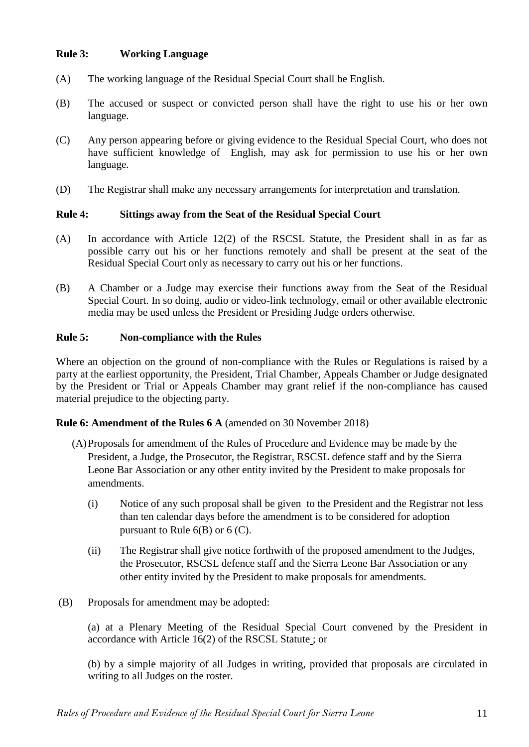### Rule 3: Working Language

(A) The working language of the Residual Special Court shall be English.

(B) The accused or suspect or convicted person shall have the right to use his or her own language.

(C) Any person appearing before or giving evidence to the Residual Special Court, who does not have sufficient knowledge of English, may ask for permission to use his or her own language.

(D) The Registrar shall make any necessary arrangements for interpretation and translation.

### Rule 4: Sittings away from the Seat of the Residual Special Court

(A) In accordance with Article 12(2) of the RSCSL Statute, the President shall in as far as possible carry out his or her functions remotely and shall be present at the seat of the Residual Special Court only as necessary to carry out his or her functions.

(B) A Chamber or a Judge may exercise their functions away from the Seat of the Residual Special Court. In so doing, audio or video-link technology, email or other available electronic media may be used unless the President or Presiding Judge orders otherwise.

### Rule 5: Non-compliance with the Rules

Where an objection on the ground of non-compliance with the Rules or Regulations is raised by a party at the earliest opportunity, the President, Trial Chamber, Appeals Chamber or Judge designated by the President or Trial or Appeals Chamber may grant relief if the non-compliance has caused material prejudice to the objecting party.

### Rule 6: Amendment of the Rules 6 A (amended on 30 November 2018)

(A) Proposals for amendment of the Rules of Procedure and Evidence may be made by the President, a Judge, the Prosecutor, the Registrar, RSCSL defence staff and by the Sierra Leone Bar Association or any other entity invited by the President to make proposals for amendments.

(i) Notice of any such proposal shall be given to the President and the Registrar not less than ten calendar days before the amendment is to be considered for adoption pursuant to Rule 6(B) or 6 (C).

(ii) The Registrar shall give notice forthwith of the proposed amendment to the Judges, the Prosecutor, RSCSL defence staff and the Sierra Leone Bar Association or any other entity invited by the President to make proposals for amendments.

(B) Proposals for amendment may be adopted:

(a) at a Plenary Meeting of the Residual Special Court convened by the President in accordance with Article 16(2) of the RSCSL Statute ; or

(b) by a simple majority of all Judges in writing, provided that proposals are circulated in writing to all Judges on the roster.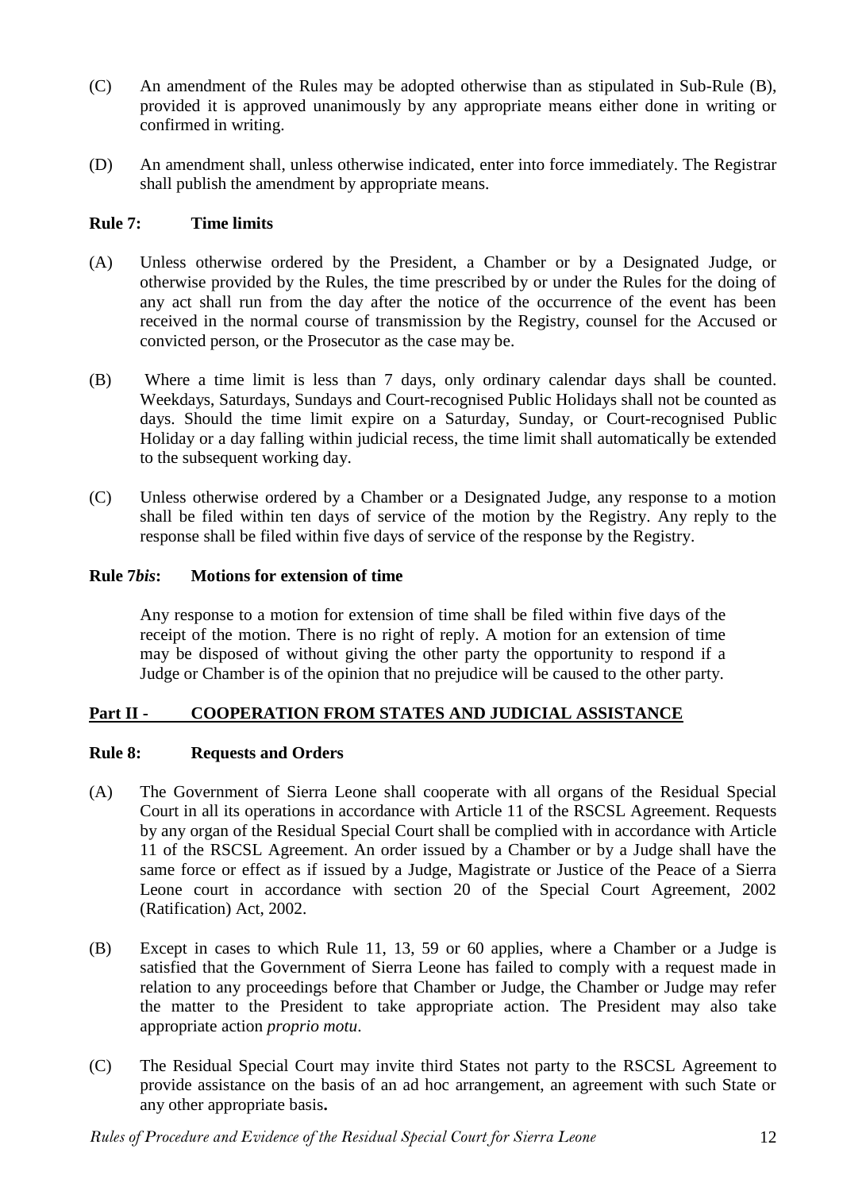(C) An amendment of the Rules may be adopted otherwise than as stipulated in Sub-Rule (B), provided it is approved unanimously by any appropriate means either done in writing or confirmed in writing.

(D) An amendment shall, unless otherwise indicated, enter into force immediately. The Registrar shall publish the amendment by appropriate means.

### Rule 7: Time limits

(A) Unless otherwise ordered by the President, a Chamber or by a Designated Judge, or otherwise provided by the Rules, the time prescribed by or under the Rules for the doing of any act shall run from the day after the notice of the occurrence of the event has been received in the normal course of transmission by the Registry, counsel for the Accused or convicted person, or the Prosecutor as the case may be.

(B) Where a time limit is less than 7 days, only ordinary calendar days shall be counted. Weekdays, Saturdays, Sundays and Court-recognised Public Holidays shall not be counted as days. Should the time limit expire on a Saturday, Sunday, or Court-recognised Public Holiday or a day falling within judicial recess, the time limit shall automatically be extended to the subsequent working day.

(C) Unless otherwise ordered by a Chamber or a Designated Judge, any response to a motion shall be filed within ten days of service of the motion by the Registry. Any reply to the response shall be filed within five days of service of the response by the Registry.

### Rule 7*bis*: Motions for extension of time

Any response to a motion for extension of time shall be filed within five days of the receipt of the motion. There is no right of reply. A motion for an extension of time may be disposed of without giving the other party the opportunity to respond if a Judge or Chamber is of the opinion that no prejudice will be caused to the other party.

## Part II - COOPERATION FROM STATES AND JUDICIAL ASSISTANCE

### Rule 8: Requests and Orders

(A) The Government of Sierra Leone shall cooperate with all organs of the Residual Special Court in all its operations in accordance with Article 11 of the RSCSL Agreement. Requests by any organ of the Residual Special Court shall be complied with in accordance with Article 11 of the RSCSL Agreement. An order issued by a Chamber or by a Judge shall have the same force or effect as if issued by a Judge, Magistrate or Justice of the Peace of a Sierra Leone court in accordance with section 20 of the Special Court Agreement, 2002 (Ratification) Act, 2002.

(B) Except in cases to which Rule 11, 13, 59 or 60 applies, where a Chamber or a Judge is satisfied that the Government of Sierra Leone has failed to comply with a request made in relation to any proceedings before that Chamber or Judge, the Chamber or Judge may refer the matter to the President to take appropriate action. The President may also take appropriate action *proprio motu*.

(C) The Residual Special Court may invite third States not party to the RSCSL Agreement to provide assistance on the basis of an ad hoc arrangement, an agreement with such State or any other appropriate basis**.**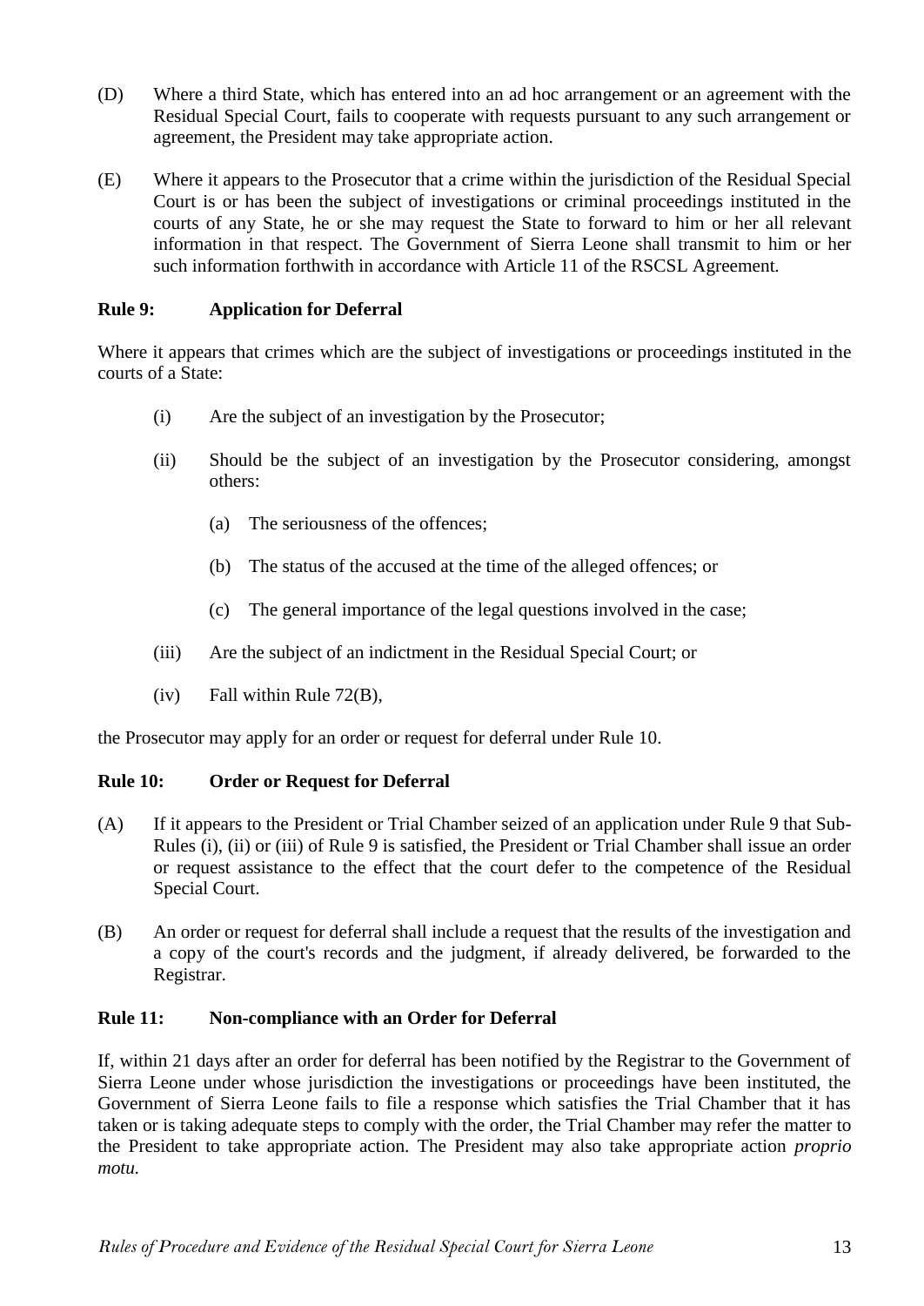(D) Where a third State, which has entered into an ad hoc arrangement or an agreement with the Residual Special Court, fails to cooperate with requests pursuant to any such arrangement or agreement, the President may take appropriate action.

(E) Where it appears to the Prosecutor that a crime within the jurisdiction of the Residual Special Court is or has been the subject of investigations or criminal proceedings instituted in the courts of any State, he or she may request the State to forward to him or her all relevant information in that respect. The Government of Sierra Leone shall transmit to him or her such information forthwith in accordance with Article 11 of the RSCSL Agreement.

### Rule 9: Application for Deferral

Where it appears that crimes which are the subject of investigations or proceedings instituted in the courts of a State:

(i) Are the subject of an investigation by the Prosecutor;

(ii) Should be the subject of an investigation by the Prosecutor considering, amongst others:

   (a) The seriousness of the offences;

   (b) The status of the accused at the time of the alleged offences; or

   (c) The general importance of the legal questions involved in the case;

(iii) Are the subject of an indictment in the Residual Special Court; or

(iv) Fall within Rule 72(B),

the Prosecutor may apply for an order or request for deferral under Rule 10.

### Rule 10: Order or Request for Deferral

(A) If it appears to the President or Trial Chamber seized of an application under Rule 9 that Sub-Rules (i), (ii) or (iii) of Rule 9 is satisfied, the President or Trial Chamber shall issue an order or request assistance to the effect that the court defer to the competence of the Residual Special Court.

(B) An order or request for deferral shall include a request that the results of the investigation and a copy of the court's records and the judgment, if already delivered, be forwarded to the Registrar.

### Rule 11: Non-compliance with an Order for Deferral

If, within 21 days after an order for deferral has been notified by the Registrar to the Government of Sierra Leone under whose jurisdiction the investigations or proceedings have been instituted, the Government of Sierra Leone fails to file a response which satisfies the Trial Chamber that it has taken or is taking adequate steps to comply with the order, the Trial Chamber may refer the matter to the President to take appropriate action. The President may also take appropriate action *proprio motu.*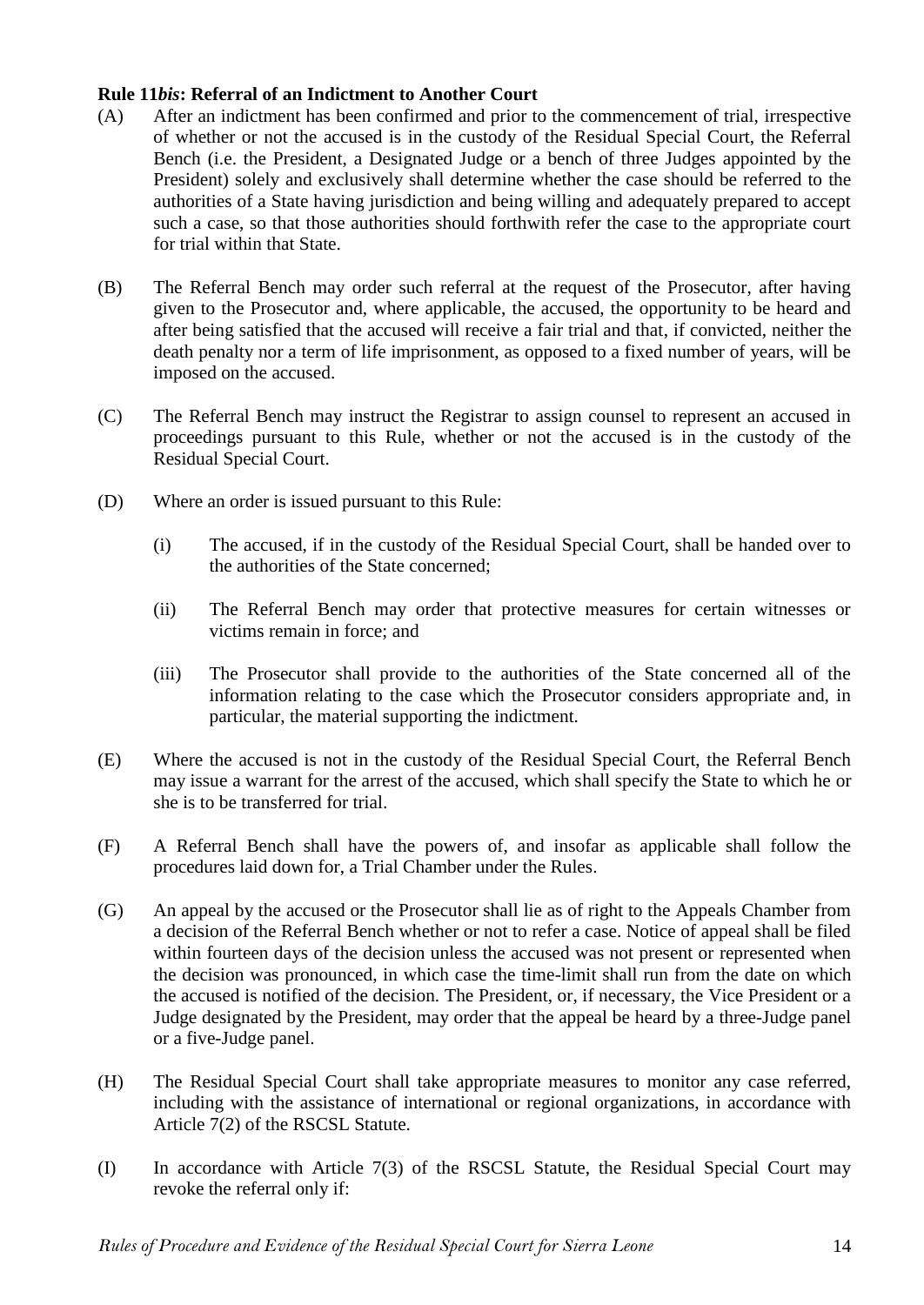**Rule 11*bis*: Referral of an Indictment to Another Court**

(A) After an indictment has been confirmed and prior to the commencement of trial, irrespective of whether or not the accused is in the custody of the Residual Special Court, the Referral Bench (i.e. the President, a Designated Judge or a bench of three Judges appointed by the President) solely and exclusively shall determine whether the case should be referred to the authorities of a State having jurisdiction and being willing and adequately prepared to accept such a case, so that those authorities should forthwith refer the case to the appropriate court for trial within that State.

(B) The Referral Bench may order such referral at the request of the Prosecutor, after having given to the Prosecutor and, where applicable, the accused, the opportunity to be heard and after being satisfied that the accused will receive a fair trial and that, if convicted, neither the death penalty nor a term of life imprisonment, as opposed to a fixed number of years, will be imposed on the accused.

(C) The Referral Bench may instruct the Registrar to assign counsel to represent an accused in proceedings pursuant to this Rule, whether or not the accused is in the custody of the Residual Special Court.

(D) Where an order is issued pursuant to this Rule:

(i) The accused, if in the custody of the Residual Special Court, shall be handed over to the authorities of the State concerned;

(ii) The Referral Bench may order that protective measures for certain witnesses or victims remain in force; and

(iii) The Prosecutor shall provide to the authorities of the State concerned all of the information relating to the case which the Prosecutor considers appropriate and, in particular, the material supporting the indictment.

(E) Where the accused is not in the custody of the Residual Special Court, the Referral Bench may issue a warrant for the arrest of the accused, which shall specify the State to which he or she is to be transferred for trial.

(F) A Referral Bench shall have the powers of, and insofar as applicable shall follow the procedures laid down for, a Trial Chamber under the Rules.

(G) An appeal by the accused or the Prosecutor shall lie as of right to the Appeals Chamber from a decision of the Referral Bench whether or not to refer a case. Notice of appeal shall be filed within fourteen days of the decision unless the accused was not present or represented when the decision was pronounced, in which case the time-limit shall run from the date on which the accused is notified of the decision. The President, or, if necessary, the Vice President or a Judge designated by the President, may order that the appeal be heard by a three-Judge panel or a five-Judge panel.

(H) The Residual Special Court shall take appropriate measures to monitor any case referred, including with the assistance of international or regional organizations, in accordance with Article 7(2) of the RSCSL Statute.

(I) In accordance with Article 7(3) of the RSCSL Statute, the Residual Special Court may revoke the referral only if: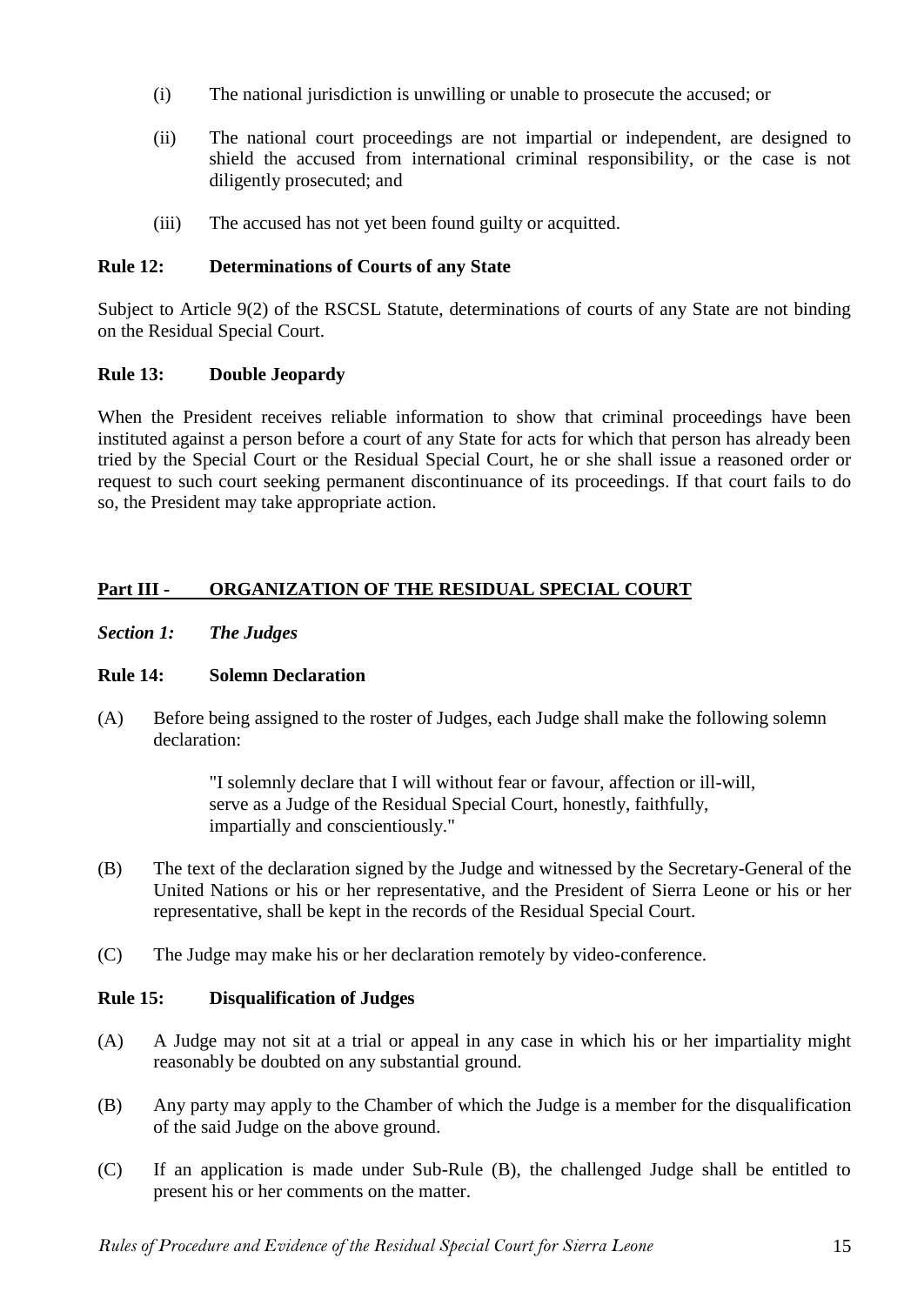(i) The national jurisdiction is unwilling or unable to prosecute the accused; or

(ii) The national court proceedings are not impartial or independent, are designed to shield the accused from international criminal responsibility, or the case is not diligently prosecuted; and

(iii) The accused has not yet been found guilty or acquitted.

### Rule 12: Determinations of Courts of any State

Subject to Article 9(2) of the RSCSL Statute, determinations of courts of any State are not binding on the Residual Special Court.

### Rule 13: Double Jeopardy

When the President receives reliable information to show that criminal proceedings have been instituted against a person before a court of any State for acts for which that person has already been tried by the Special Court or the Residual Special Court, he or she shall issue a reasoned order or request to such court seeking permanent discontinuance of its proceedings. If that court fails to do so, the President may take appropriate action.

## Part III - ORGANIZATION OF THE RESIDUAL SPECIAL COURT

### *Section 1: The Judges*

### Rule 14: Solemn Declaration

(A) Before being assigned to the roster of Judges, each Judge shall make the following solemn declaration:

> "I solemnly declare that I will without fear or favour, affection or ill-will, serve as a Judge of the Residual Special Court, honestly, faithfully, impartially and conscientiously."

(B) The text of the declaration signed by the Judge and witnessed by the Secretary-General of the United Nations or his or her representative, and the President of Sierra Leone or his or her representative, shall be kept in the records of the Residual Special Court.

(C) The Judge may make his or her declaration remotely by video-conference.

### Rule 15: Disqualification of Judges

(A) A Judge may not sit at a trial or appeal in any case in which his or her impartiality might reasonably be doubted on any substantial ground.

(B) Any party may apply to the Chamber of which the Judge is a member for the disqualification of the said Judge on the above ground.

(C) If an application is made under Sub-Rule (B), the challenged Judge shall be entitled to present his or her comments on the matter.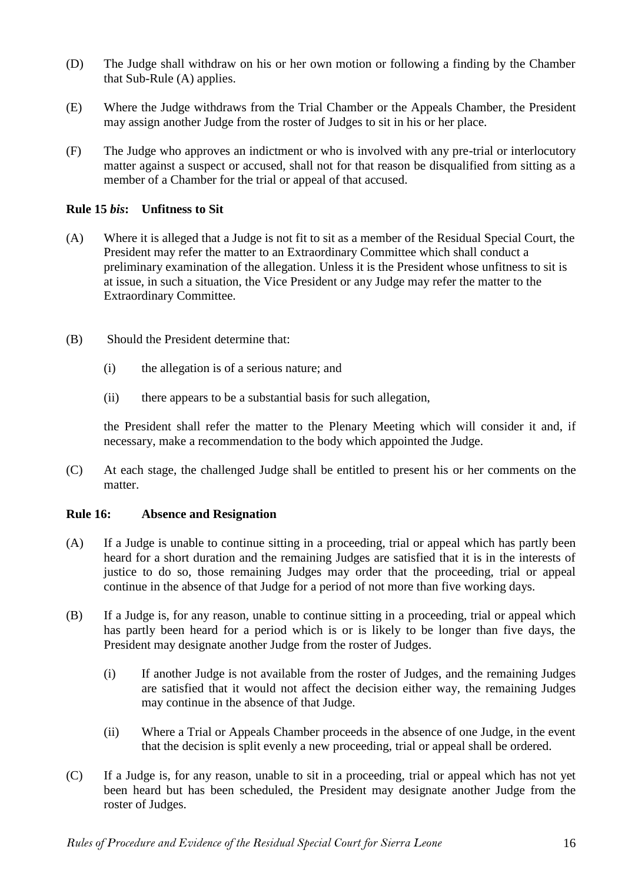(D) The Judge shall withdraw on his or her own motion or following a finding by the Chamber that Sub-Rule (A) applies.

(E) Where the Judge withdraws from the Trial Chamber or the Appeals Chamber, the President may assign another Judge from the roster of Judges to sit in his or her place.

(F) The Judge who approves an indictment or who is involved with any pre-trial or interlocutory matter against a suspect or accused, shall not for that reason be disqualified from sitting as a member of a Chamber for the trial or appeal of that accused.

**Rule 15 *bis*: Unfitness to Sit**

(A) Where it is alleged that a Judge is not fit to sit as a member of the Residual Special Court, the President may refer the matter to an Extraordinary Committee which shall conduct a preliminary examination of the allegation. Unless it is the President whose unfitness to sit is at issue, in such a situation, the Vice President or any Judge may refer the matter to the Extraordinary Committee.

(B) Should the President determine that:

   (i) the allegation is of a serious nature; and

   (ii) there appears to be a substantial basis for such allegation,

   the President shall refer the matter to the Plenary Meeting which will consider it and, if necessary, make a recommendation to the body which appointed the Judge.

(C) At each stage, the challenged Judge shall be entitled to present his or her comments on the matter.

**Rule 16: Absence and Resignation**

(A) If a Judge is unable to continue sitting in a proceeding, trial or appeal which has partly been heard for a short duration and the remaining Judges are satisfied that it is in the interests of justice to do so, those remaining Judges may order that the proceeding, trial or appeal continue in the absence of that Judge for a period of not more than five working days.

(B) If a Judge is, for any reason, unable to continue sitting in a proceeding, trial or appeal which has partly been heard for a period which is or is likely to be longer than five days, the President may designate another Judge from the roster of Judges.

   (i) If another Judge is not available from the roster of Judges, and the remaining Judges are satisfied that it would not affect the decision either way, the remaining Judges may continue in the absence of that Judge.

   (ii) Where a Trial or Appeals Chamber proceeds in the absence of one Judge, in the event that the decision is split evenly a new proceeding, trial or appeal shall be ordered.

(C) If a Judge is, for any reason, unable to sit in a proceeding, trial or appeal which has not yet been heard but has been scheduled, the President may designate another Judge from the roster of Judges.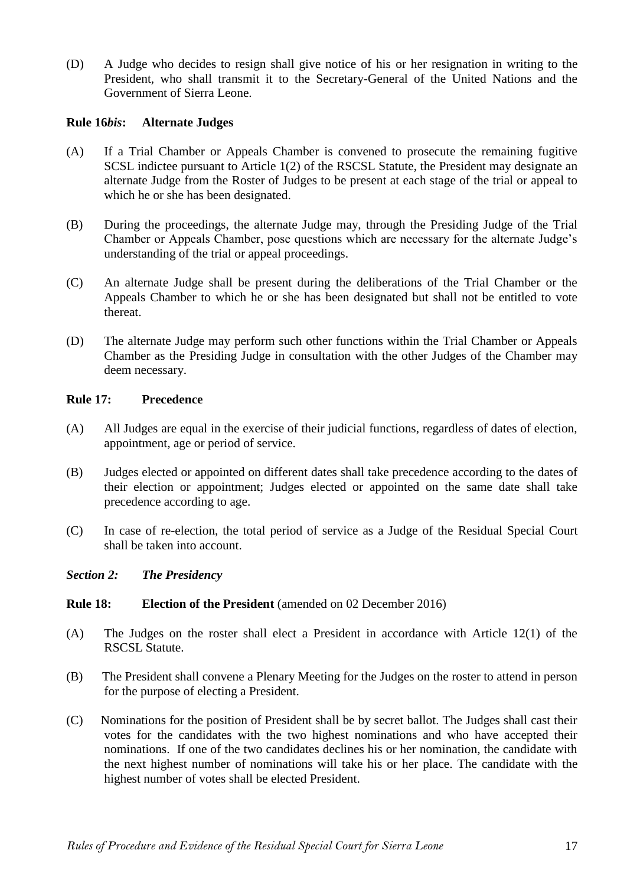(D) A Judge who decides to resign shall give notice of his or her resignation in writing to the President, who shall transmit it to the Secretary-General of the United Nations and the Government of Sierra Leone.

**Rule 16*bis*: Alternate Judges**

(A) If a Trial Chamber or Appeals Chamber is convened to prosecute the remaining fugitive SCSL indictee pursuant to Article 1(2) of the RSCSL Statute, the President may designate an alternate Judge from the Roster of Judges to be present at each stage of the trial or appeal to which he or she has been designated.

(B) During the proceedings, the alternate Judge may, through the Presiding Judge of the Trial Chamber or Appeals Chamber, pose questions which are necessary for the alternate Judge's understanding of the trial or appeal proceedings.

(C) An alternate Judge shall be present during the deliberations of the Trial Chamber or the Appeals Chamber to which he or she has been designated but shall not be entitled to vote thereat.

(D) The alternate Judge may perform such other functions within the Trial Chamber or Appeals Chamber as the Presiding Judge in consultation with the other Judges of the Chamber may deem necessary.

**Rule 17: Precedence**

(A) All Judges are equal in the exercise of their judicial functions, regardless of dates of election, appointment, age or period of service.

(B) Judges elected or appointed on different dates shall take precedence according to the dates of their election or appointment; Judges elected or appointed on the same date shall take precedence according to age.

(C) In case of re-election, the total period of service as a Judge of the Residual Special Court shall be taken into account.

***Section 2: The Presidency***

**Rule 18: Election of the President** (amended on 02 December 2016)

(A) The Judges on the roster shall elect a President in accordance with Article 12(1) of the RSCSL Statute.

(B) The President shall convene a Plenary Meeting for the Judges on the roster to attend in person for the purpose of electing a President.

(C) Nominations for the position of President shall be by secret ballot. The Judges shall cast their votes for the candidates with the two highest nominations and who have accepted their nominations. If one of the two candidates declines his or her nomination, the candidate with the next highest number of nominations will take his or her place. The candidate with the highest number of votes shall be elected President.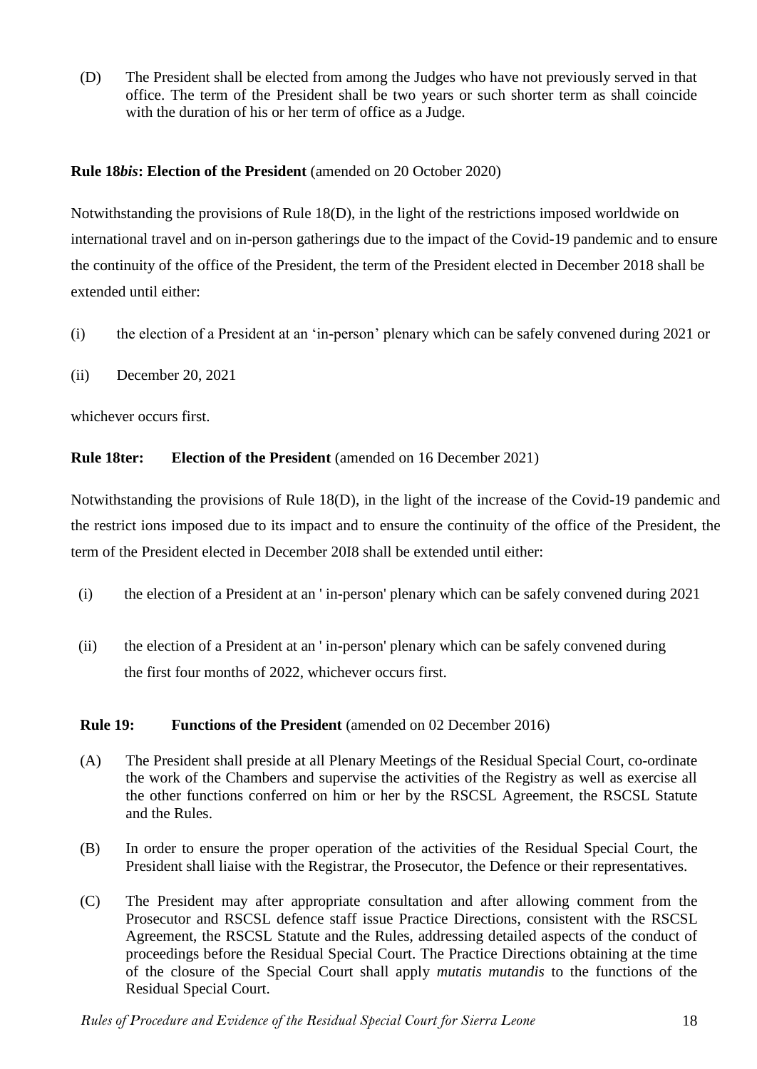(D) The President shall be elected from among the Judges who have not previously served in that office. The term of the President shall be two years or such shorter term as shall coincide with the duration of his or her term of office as a Judge.

**Rule 18*bis*: Election of the President** (amended on 20 October 2020)

Notwithstanding the provisions of Rule 18(D), in the light of the restrictions imposed worldwide on international travel and on in-person gatherings due to the impact of the Covid-19 pandemic and to ensure the continuity of the office of the President, the term of the President elected in December 2018 shall be extended until either:

(i) the election of a President at an 'in-person' plenary which can be safely convened during 2021 or

(ii) December 20, 2021

whichever occurs first.

**Rule 18ter: Election of the President** (amended on 16 December 2021)

Notwithstanding the provisions of Rule 18(D), in the light of the increase of the Covid-19 pandemic and the restrict ions imposed due to its impact and to ensure the continuity of the office of the President, the term of the President elected in December 20I8 shall be extended until either:

(i) the election of a President at an ' in-person' plenary which can be safely convened during 2021

(ii) the election of a President at an ' in-person' plenary which can be safely convened during the first four months of 2022, whichever occurs first.

**Rule 19: Functions of the President** (amended on 02 December 2016)

(A) The President shall preside at all Plenary Meetings of the Residual Special Court, co-ordinate the work of the Chambers and supervise the activities of the Registry as well as exercise all the other functions conferred on him or her by the RSCSL Agreement, the RSCSL Statute and the Rules.

(B) In order to ensure the proper operation of the activities of the Residual Special Court, the President shall liaise with the Registrar, the Prosecutor, the Defence or their representatives.

(C) The President may after appropriate consultation and after allowing comment from the Prosecutor and RSCSL defence staff issue Practice Directions, consistent with the RSCSL Agreement, the RSCSL Statute and the Rules, addressing detailed aspects of the conduct of proceedings before the Residual Special Court. The Practice Directions obtaining at the time of the closure of the Special Court shall apply *mutatis mutandis* to the functions of the Residual Special Court.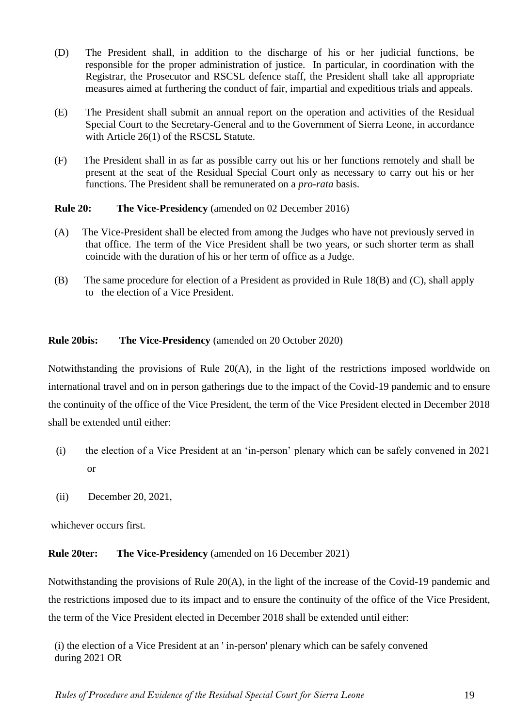(D) The President shall, in addition to the discharge of his or her judicial functions, be responsible for the proper administration of justice. In particular, in coordination with the Registrar, the Prosecutor and RSCSL defence staff, the President shall take all appropriate measures aimed at furthering the conduct of fair, impartial and expeditious trials and appeals.

(E) The President shall submit an annual report on the operation and activities of the Residual Special Court to the Secretary-General and to the Government of Sierra Leone, in accordance with Article 26(1) of the RSCSL Statute.

(F) The President shall in as far as possible carry out his or her functions remotely and shall be present at the seat of the Residual Special Court only as necessary to carry out his or her functions. The President shall be remunerated on a *pro-rata* basis.

**Rule 20: The Vice-Presidency** (amended on 02 December 2016)

(A) The Vice-President shall be elected from among the Judges who have not previously served in that office. The term of the Vice President shall be two years, or such shorter term as shall coincide with the duration of his or her term of office as a Judge.

(B) The same procedure for election of a President as provided in Rule 18(B) and (C), shall apply to the election of a Vice President.

**Rule 20bis: The Vice-Presidency** (amended on 20 October 2020)

Notwithstanding the provisions of Rule 20(A), in the light of the restrictions imposed worldwide on international travel and on in person gatherings due to the impact of the Covid-19 pandemic and to ensure the continuity of the office of the Vice President, the term of the Vice President elected in December 2018 shall be extended until either:

(i) the election of a Vice President at an 'in-person' plenary which can be safely convened in 2021 or

(ii) December 20, 2021,

whichever occurs first.

**Rule 20ter: The Vice-Presidency** (amended on 16 December 2021)

Notwithstanding the provisions of Rule 20(A), in the light of the increase of the Covid-19 pandemic and the restrictions imposed due to its impact and to ensure the continuity of the office of the Vice President, the term of the Vice President elected in December 2018 shall be extended until either:

(i) the election of a Vice President at an ' in-person' plenary which can be safely convened during 2021 OR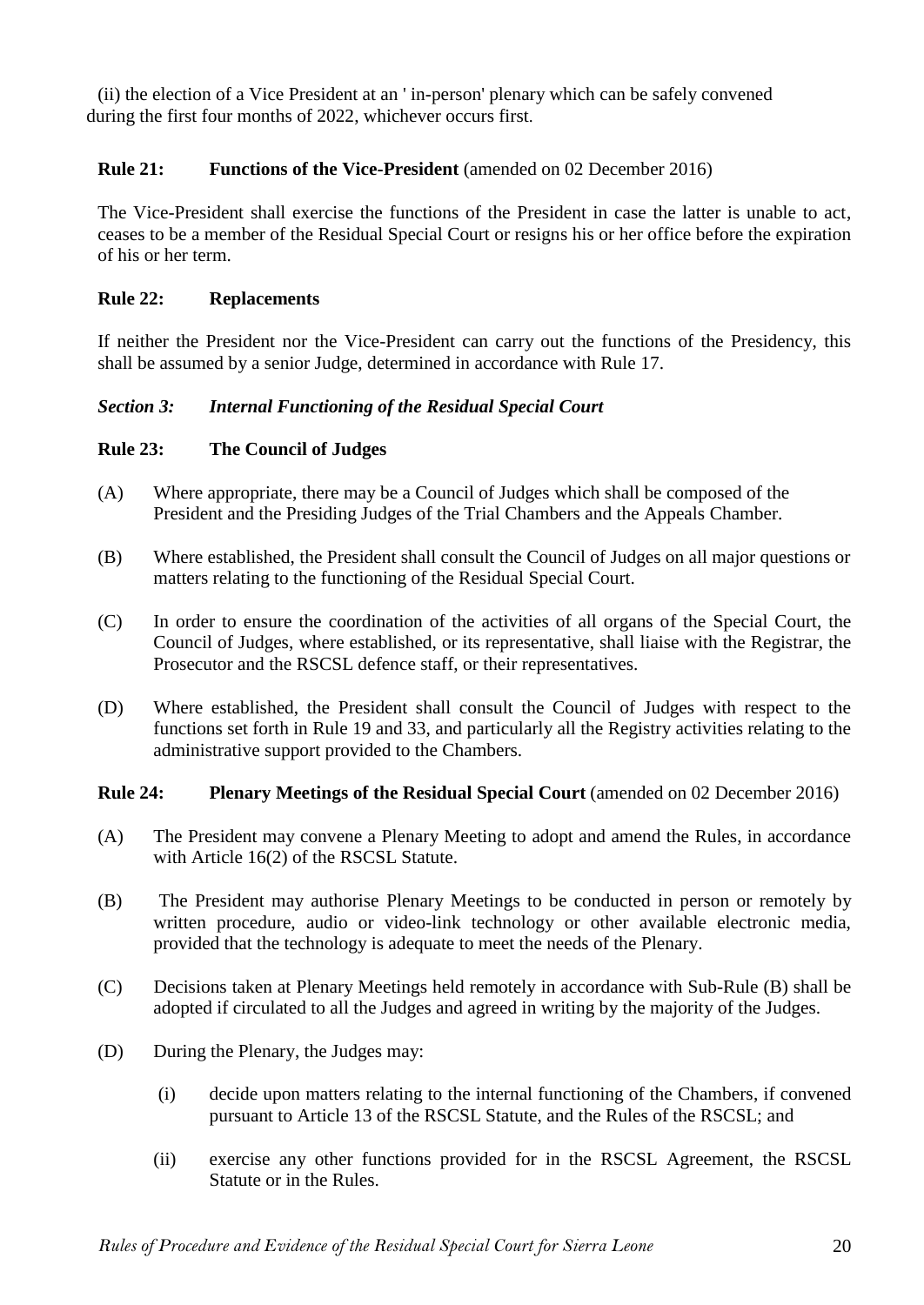(ii) the election of a Vice President at an ' in-person' plenary which can be safely convened during the first four months of 2022, whichever occurs first.

### Rule 21: Functions of the Vice-President (amended on 02 December 2016)

The Vice-President shall exercise the functions of the President in case the latter is unable to act, ceases to be a member of the Residual Special Court or resigns his or her office before the expiration of his or her term.

### Rule 22: Replacements

If neither the President nor the Vice-President can carry out the functions of the Presidency, this shall be assumed by a senior Judge, determined in accordance with Rule 17.

## *Section 3: Internal Functioning of the Residual Special Court*

### Rule 23: The Council of Judges

(A) Where appropriate, there may be a Council of Judges which shall be composed of the President and the Presiding Judges of the Trial Chambers and the Appeals Chamber.

(B) Where established, the President shall consult the Council of Judges on all major questions or matters relating to the functioning of the Residual Special Court.

(C) In order to ensure the coordination of the activities of all organs of the Special Court, the Council of Judges, where established, or its representative, shall liaise with the Registrar, the Prosecutor and the RSCSL defence staff, or their representatives.

(D) Where established, the President shall consult the Council of Judges with respect to the functions set forth in Rule 19 and 33, and particularly all the Registry activities relating to the administrative support provided to the Chambers.

### Rule 24: Plenary Meetings of the Residual Special Court (amended on 02 December 2016)

(A) The President may convene a Plenary Meeting to adopt and amend the Rules, in accordance with Article 16(2) of the RSCSL Statute.

(B) The President may authorise Plenary Meetings to be conducted in person or remotely by written procedure, audio or video-link technology or other available electronic media, provided that the technology is adequate to meet the needs of the Plenary.

(C) Decisions taken at Plenary Meetings held remotely in accordance with Sub-Rule (B) shall be adopted if circulated to all the Judges and agreed in writing by the majority of the Judges.

(D) During the Plenary, the Judges may:

(i) decide upon matters relating to the internal functioning of the Chambers, if convened pursuant to Article 13 of the RSCSL Statute, and the Rules of the RSCSL; and

(ii) exercise any other functions provided for in the RSCSL Agreement, the RSCSL Statute or in the Rules.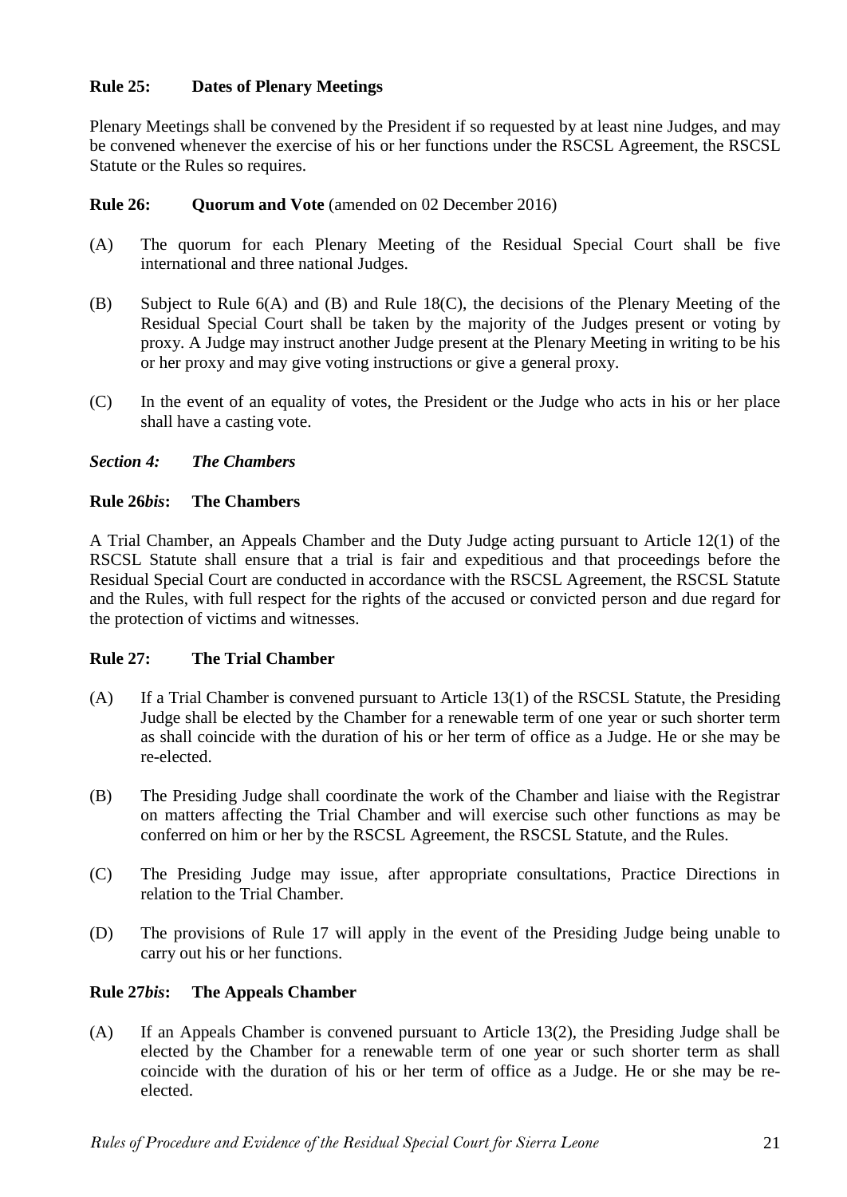**Rule 25: Dates of Plenary Meetings**

Plenary Meetings shall be convened by the President if so requested by at least nine Judges, and may be convened whenever the exercise of his or her functions under the RSCSL Agreement, the RSCSL Statute or the Rules so requires.

**Rule 26: Quorum and Vote** (amended on 02 December 2016)

(A) The quorum for each Plenary Meeting of the Residual Special Court shall be five international and three national Judges.

(B) Subject to Rule 6(A) and (B) and Rule 18(C), the decisions of the Plenary Meeting of the Residual Special Court shall be taken by the majority of the Judges present or voting by proxy. A Judge may instruct another Judge present at the Plenary Meeting in writing to be his or her proxy and may give voting instructions or give a general proxy.

(C) In the event of an equality of votes, the President or the Judge who acts in his or her place shall have a casting vote.

***Section 4: The Chambers***

**Rule 26*bis*: The Chambers**

A Trial Chamber, an Appeals Chamber and the Duty Judge acting pursuant to Article 12(1) of the RSCSL Statute shall ensure that a trial is fair and expeditious and that proceedings before the Residual Special Court are conducted in accordance with the RSCSL Agreement, the RSCSL Statute and the Rules, with full respect for the rights of the accused or convicted person and due regard for the protection of victims and witnesses.

**Rule 27: The Trial Chamber**

(A) If a Trial Chamber is convened pursuant to Article 13(1) of the RSCSL Statute, the Presiding Judge shall be elected by the Chamber for a renewable term of one year or such shorter term as shall coincide with the duration of his or her term of office as a Judge. He or she may be re-elected.

(B) The Presiding Judge shall coordinate the work of the Chamber and liaise with the Registrar on matters affecting the Trial Chamber and will exercise such other functions as may be conferred on him or her by the RSCSL Agreement, the RSCSL Statute, and the Rules.

(C) The Presiding Judge may issue, after appropriate consultations, Practice Directions in relation to the Trial Chamber.

(D) The provisions of Rule 17 will apply in the event of the Presiding Judge being unable to carry out his or her functions.

**Rule 27*bis*: The Appeals Chamber**

(A) If an Appeals Chamber is convened pursuant to Article 13(2), the Presiding Judge shall be elected by the Chamber for a renewable term of one year or such shorter term as shall coincide with the duration of his or her term of office as a Judge. He or she may be re-elected.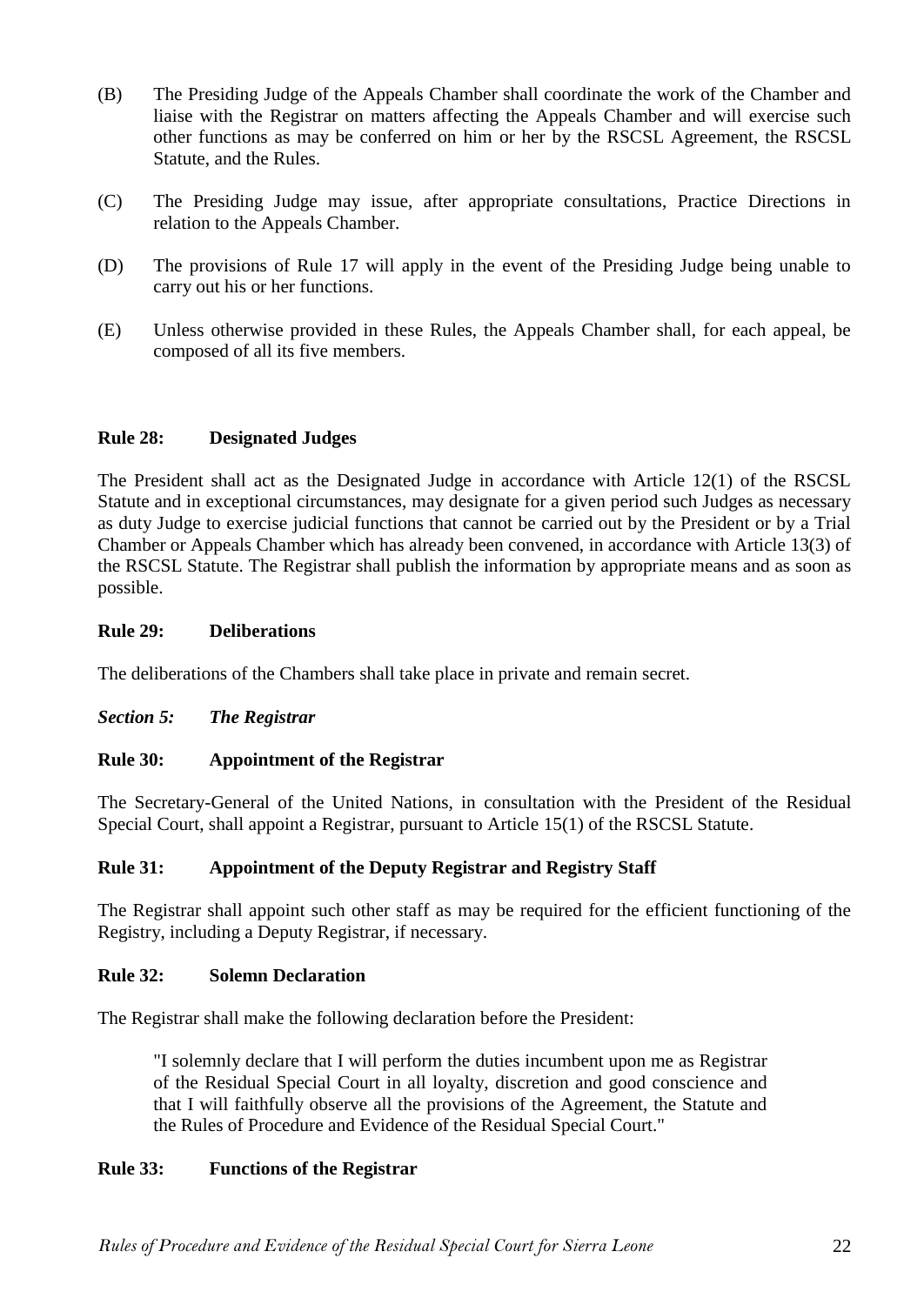(B) The Presiding Judge of the Appeals Chamber shall coordinate the work of the Chamber and liaise with the Registrar on matters affecting the Appeals Chamber and will exercise such other functions as may be conferred on him or her by the RSCSL Agreement, the RSCSL Statute, and the Rules.

(C) The Presiding Judge may issue, after appropriate consultations, Practice Directions in relation to the Appeals Chamber.

(D) The provisions of Rule 17 will apply in the event of the Presiding Judge being unable to carry out his or her functions.

(E) Unless otherwise provided in these Rules, the Appeals Chamber shall, for each appeal, be composed of all its five members.

**Rule 28: Designated Judges**

The President shall act as the Designated Judge in accordance with Article 12(1) of the RSCSL Statute and in exceptional circumstances, may designate for a given period such Judges as necessary as duty Judge to exercise judicial functions that cannot be carried out by the President or by a Trial Chamber or Appeals Chamber which has already been convened, in accordance with Article 13(3) of the RSCSL Statute. The Registrar shall publish the information by appropriate means and as soon as possible.

**Rule 29: Deliberations**

The deliberations of the Chambers shall take place in private and remain secret.

***Section 5: The Registrar***

**Rule 30: Appointment of the Registrar**

The Secretary-General of the United Nations, in consultation with the President of the Residual Special Court, shall appoint a Registrar, pursuant to Article 15(1) of the RSCSL Statute.

**Rule 31: Appointment of the Deputy Registrar and Registry Staff**

The Registrar shall appoint such other staff as may be required for the efficient functioning of the Registry, including a Deputy Registrar, if necessary.

**Rule 32: Solemn Declaration**

The Registrar shall make the following declaration before the President:

> "I solemnly declare that I will perform the duties incumbent upon me as Registrar of the Residual Special Court in all loyalty, discretion and good conscience and that I will faithfully observe all the provisions of the Agreement, the Statute and the Rules of Procedure and Evidence of the Residual Special Court."

**Rule 33: Functions of the Registrar**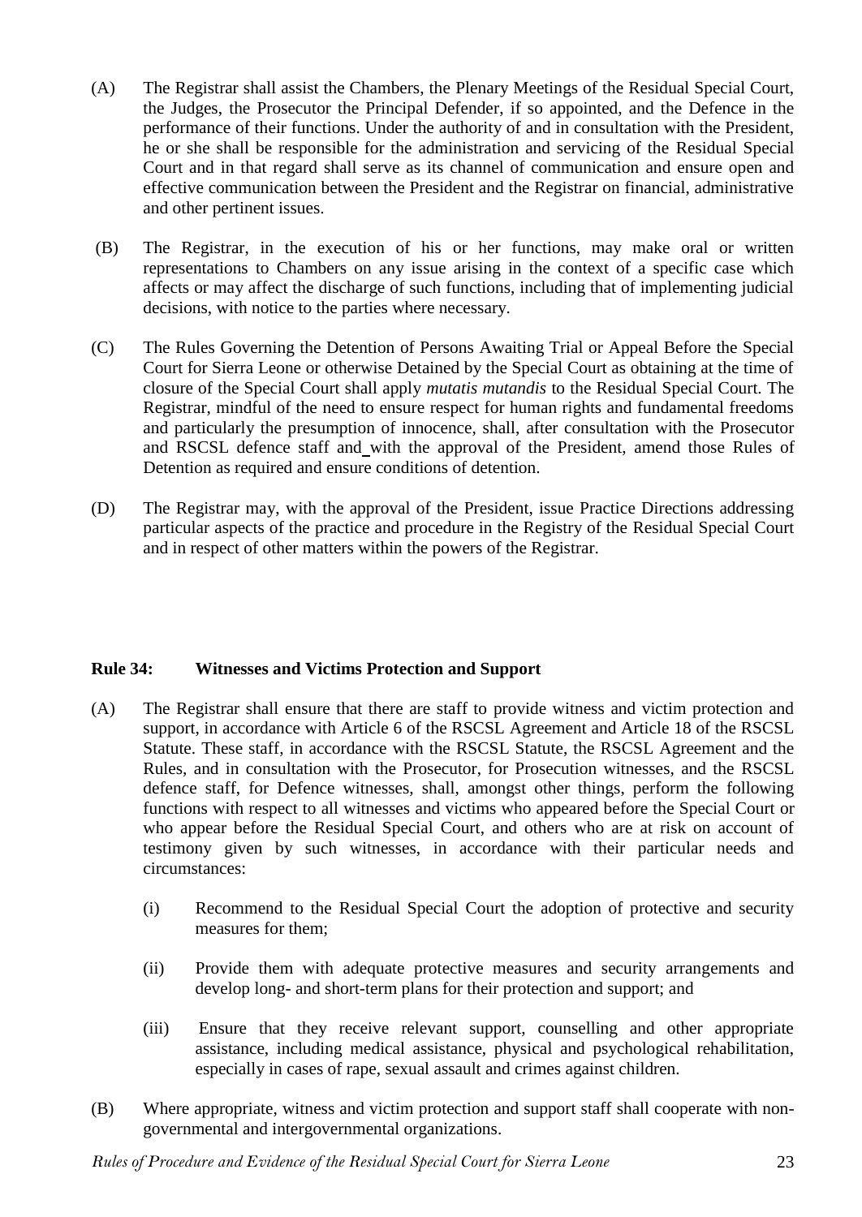(A) The Registrar shall assist the Chambers, the Plenary Meetings of the Residual Special Court, the Judges, the Prosecutor the Principal Defender, if so appointed, and the Defence in the performance of their functions. Under the authority of and in consultation with the President, he or she shall be responsible for the administration and servicing of the Residual Special Court and in that regard shall serve as its channel of communication and ensure open and effective communication between the President and the Registrar on financial, administrative and other pertinent issues.

(B) The Registrar, in the execution of his or her functions, may make oral or written representations to Chambers on any issue arising in the context of a specific case which affects or may affect the discharge of such functions, including that of implementing judicial decisions, with notice to the parties where necessary.

(C) The Rules Governing the Detention of Persons Awaiting Trial or Appeal Before the Special Court for Sierra Leone or otherwise Detained by the Special Court as obtaining at the time of closure of the Special Court shall apply *mutatis mutandis* to the Residual Special Court. The Registrar, mindful of the need to ensure respect for human rights and fundamental freedoms and particularly the presumption of innocence, shall, after consultation with the Prosecutor and RSCSL defence staff and with the approval of the President, amend those Rules of Detention as required and ensure conditions of detention.

(D) The Registrar may, with the approval of the President, issue Practice Directions addressing particular aspects of the practice and procedure in the Registry of the Residual Special Court and in respect of other matters within the powers of the Registrar.

### Rule 34: Witnesses and Victims Protection and Support

(A) The Registrar shall ensure that there are staff to provide witness and victim protection and support, in accordance with Article 6 of the RSCSL Agreement and Article 18 of the RSCSL Statute. These staff, in accordance with the RSCSL Statute, the RSCSL Agreement and the Rules, and in consultation with the Prosecutor, for Prosecution witnesses, and the RSCSL defence staff, for Defence witnesses, shall, amongst other things, perform the following functions with respect to all witnesses and victims who appeared before the Special Court or who appear before the Residual Special Court, and others who are at risk on account of testimony given by such witnesses, in accordance with their particular needs and circumstances:

   (i) Recommend to the Residual Special Court the adoption of protective and security measures for them;

   (ii) Provide them with adequate protective measures and security arrangements and develop long- and short-term plans for their protection and support; and

   (iii) Ensure that they receive relevant support, counselling and other appropriate assistance, including medical assistance, physical and psychological rehabilitation, especially in cases of rape, sexual assault and crimes against children.

(B) Where appropriate, witness and victim protection and support staff shall cooperate with non-governmental and intergovernmental organizations.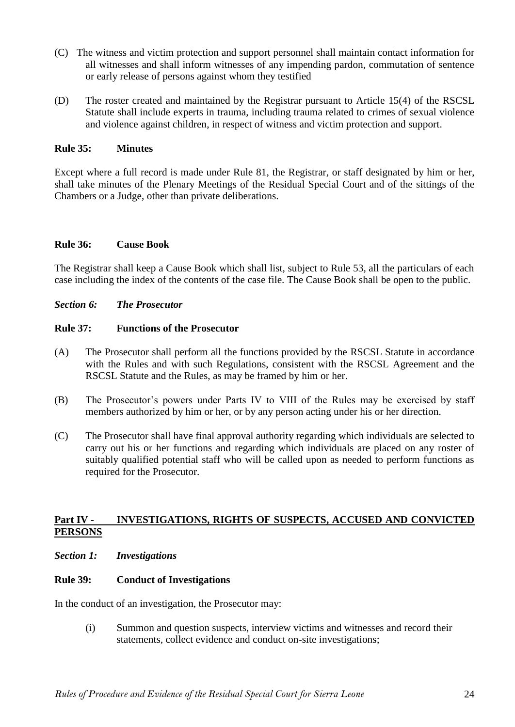(C) The witness and victim protection and support personnel shall maintain contact information for all witnesses and shall inform witnesses of any impending pardon, commutation of sentence or early release of persons against whom they testified

(D) The roster created and maintained by the Registrar pursuant to Article 15(4) of the RSCSL Statute shall include experts in trauma, including trauma related to crimes of sexual violence and violence against children, in respect of witness and victim protection and support.

**Rule 35: Minutes**

Except where a full record is made under Rule 81, the Registrar, or staff designated by him or her, shall take minutes of the Plenary Meetings of the Residual Special Court and of the sittings of the Chambers or a Judge, other than private deliberations.

**Rule 36: Cause Book**

The Registrar shall keep a Cause Book which shall list, subject to Rule 53, all the particulars of each case including the index of the contents of the case file. The Cause Book shall be open to the public.

***Section 6: The Prosecutor***

**Rule 37: Functions of the Prosecutor**

(A) The Prosecutor shall perform all the functions provided by the RSCSL Statute in accordance with the Rules and with such Regulations, consistent with the RSCSL Agreement and the RSCSL Statute and the Rules, as may be framed by him or her.

(B) The Prosecutor's powers under Parts IV to VIII of the Rules may be exercised by staff members authorized by him or her, or by any person acting under his or her direction.

(C) The Prosecutor shall have final approval authority regarding which individuals are selected to carry out his or her functions and regarding which individuals are placed on any roster of suitably qualified potential staff who will be called upon as needed to perform functions as required for the Prosecutor.

## Part IV - INVESTIGATIONS, RIGHTS OF SUSPECTS, ACCUSED AND CONVICTED PERSONS

***Section 1: Investigations***

**Rule 39: Conduct of Investigations**

In the conduct of an investigation, the Prosecutor may:

(i) Summon and question suspects, interview victims and witnesses and record their statements, collect evidence and conduct on-site investigations;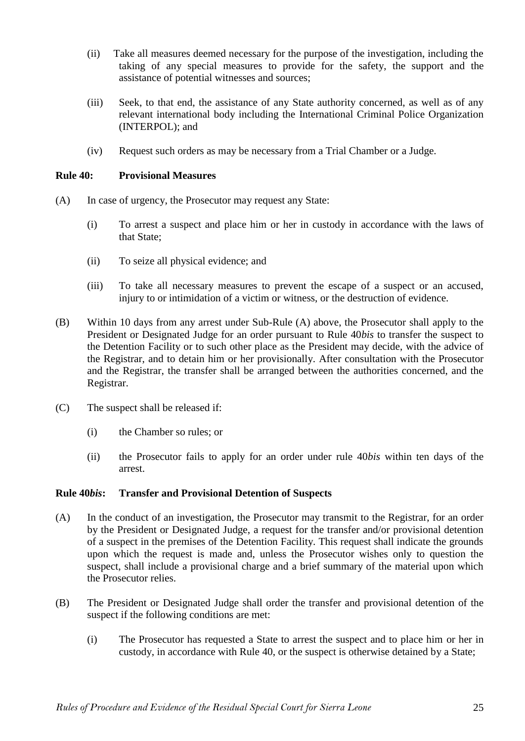(ii) Take all measures deemed necessary for the purpose of the investigation, including the taking of any special measures to provide for the safety, the support and the assistance of potential witnesses and sources;

(iii) Seek, to that end, the assistance of any State authority concerned, as well as of any relevant international body including the International Criminal Police Organization (INTERPOL); and

(iv) Request such orders as may be necessary from a Trial Chamber or a Judge.

**Rule 40: Provisional Measures**

(A) In case of urgency, the Prosecutor may request any State:

(i) To arrest a suspect and place him or her in custody in accordance with the laws of that State;

(ii) To seize all physical evidence; and

(iii) To take all necessary measures to prevent the escape of a suspect or an accused, injury to or intimidation of a victim or witness, or the destruction of evidence.

(B) Within 10 days from any arrest under Sub-Rule (A) above, the Prosecutor shall apply to the President or Designated Judge for an order pursuant to Rule 40*bis* to transfer the suspect to the Detention Facility or to such other place as the President may decide, with the advice of the Registrar, and to detain him or her provisionally. After consultation with the Prosecutor and the Registrar, the transfer shall be arranged between the authorities concerned, and the Registrar.

(C) The suspect shall be released if:

(i) the Chamber so rules; or

(ii) the Prosecutor fails to apply for an order under rule 40*bis* within ten days of the arrest.

**Rule 40*bis*: Transfer and Provisional Detention of Suspects**

(A) In the conduct of an investigation, the Prosecutor may transmit to the Registrar, for an order by the President or Designated Judge, a request for the transfer and/or provisional detention of a suspect in the premises of the Detention Facility. This request shall indicate the grounds upon which the request is made and, unless the Prosecutor wishes only to question the suspect, shall include a provisional charge and a brief summary of the material upon which the Prosecutor relies.

(B) The President or Designated Judge shall order the transfer and provisional detention of the suspect if the following conditions are met:

(i) The Prosecutor has requested a State to arrest the suspect and to place him or her in custody, in accordance with Rule 40, or the suspect is otherwise detained by a State;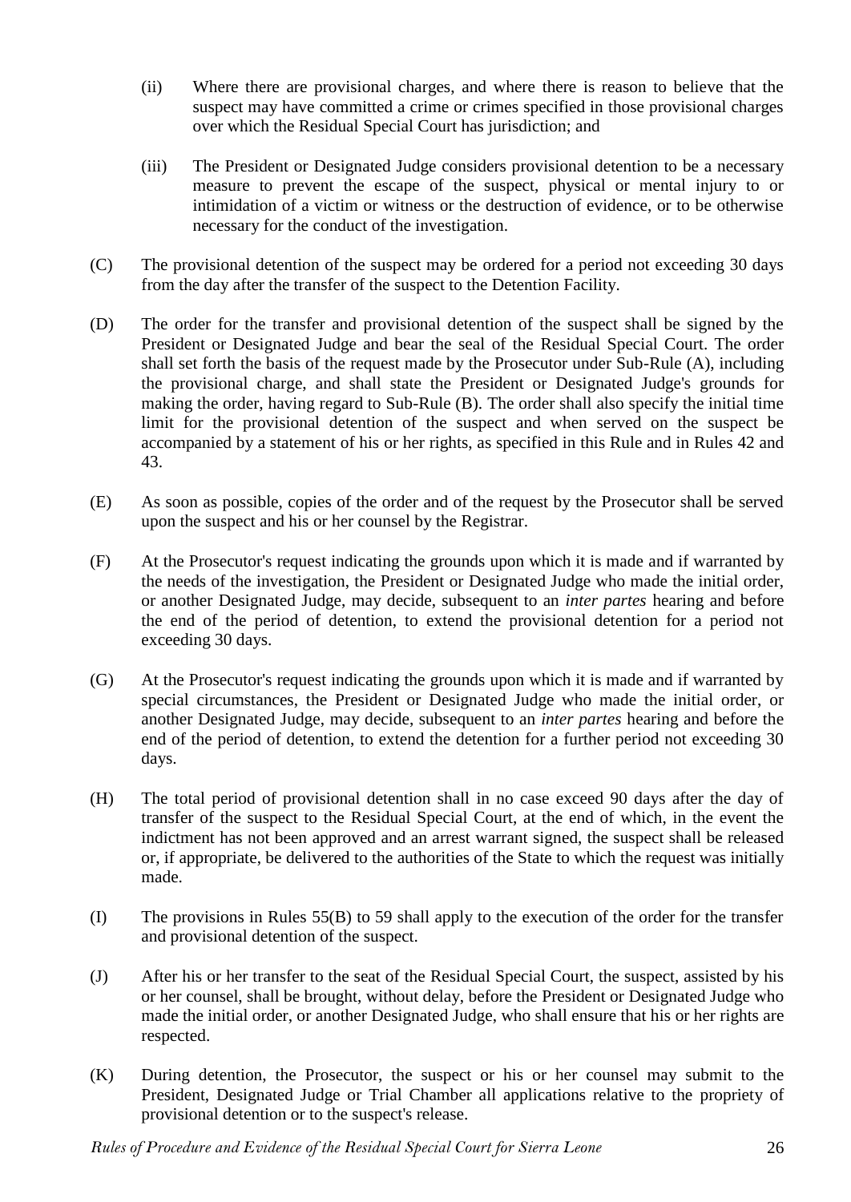(ii) Where there are provisional charges, and where there is reason to believe that the suspect may have committed a crime or crimes specified in those provisional charges over which the Residual Special Court has jurisdiction; and

(iii) The President or Designated Judge considers provisional detention to be a necessary measure to prevent the escape of the suspect, physical or mental injury to or intimidation of a victim or witness or the destruction of evidence, or to be otherwise necessary for the conduct of the investigation.

(C) The provisional detention of the suspect may be ordered for a period not exceeding 30 days from the day after the transfer of the suspect to the Detention Facility.

(D) The order for the transfer and provisional detention of the suspect shall be signed by the President or Designated Judge and bear the seal of the Residual Special Court. The order shall set forth the basis of the request made by the Prosecutor under Sub-Rule (A), including the provisional charge, and shall state the President or Designated Judge's grounds for making the order, having regard to Sub-Rule (B). The order shall also specify the initial time limit for the provisional detention of the suspect and when served on the suspect be accompanied by a statement of his or her rights, as specified in this Rule and in Rules 42 and 43.

(E) As soon as possible, copies of the order and of the request by the Prosecutor shall be served upon the suspect and his or her counsel by the Registrar.

(F) At the Prosecutor's request indicating the grounds upon which it is made and if warranted by the needs of the investigation, the President or Designated Judge who made the initial order, or another Designated Judge, may decide, subsequent to an *inter partes* hearing and before the end of the period of detention, to extend the provisional detention for a period not exceeding 30 days.

(G) At the Prosecutor's request indicating the grounds upon which it is made and if warranted by special circumstances, the President or Designated Judge who made the initial order, or another Designated Judge, may decide, subsequent to an *inter partes* hearing and before the end of the period of detention, to extend the detention for a further period not exceeding 30 days.

(H) The total period of provisional detention shall in no case exceed 90 days after the day of transfer of the suspect to the Residual Special Court, at the end of which, in the event the indictment has not been approved and an arrest warrant signed, the suspect shall be released or, if appropriate, be delivered to the authorities of the State to which the request was initially made.

(I) The provisions in Rules 55(B) to 59 shall apply to the execution of the order for the transfer and provisional detention of the suspect.

(J) After his or her transfer to the seat of the Residual Special Court, the suspect, assisted by his or her counsel, shall be brought, without delay, before the President or Designated Judge who made the initial order, or another Designated Judge, who shall ensure that his or her rights are respected.

(K) During detention, the Prosecutor, the suspect or his or her counsel may submit to the President, Designated Judge or Trial Chamber all applications relative to the propriety of provisional detention or to the suspect's release.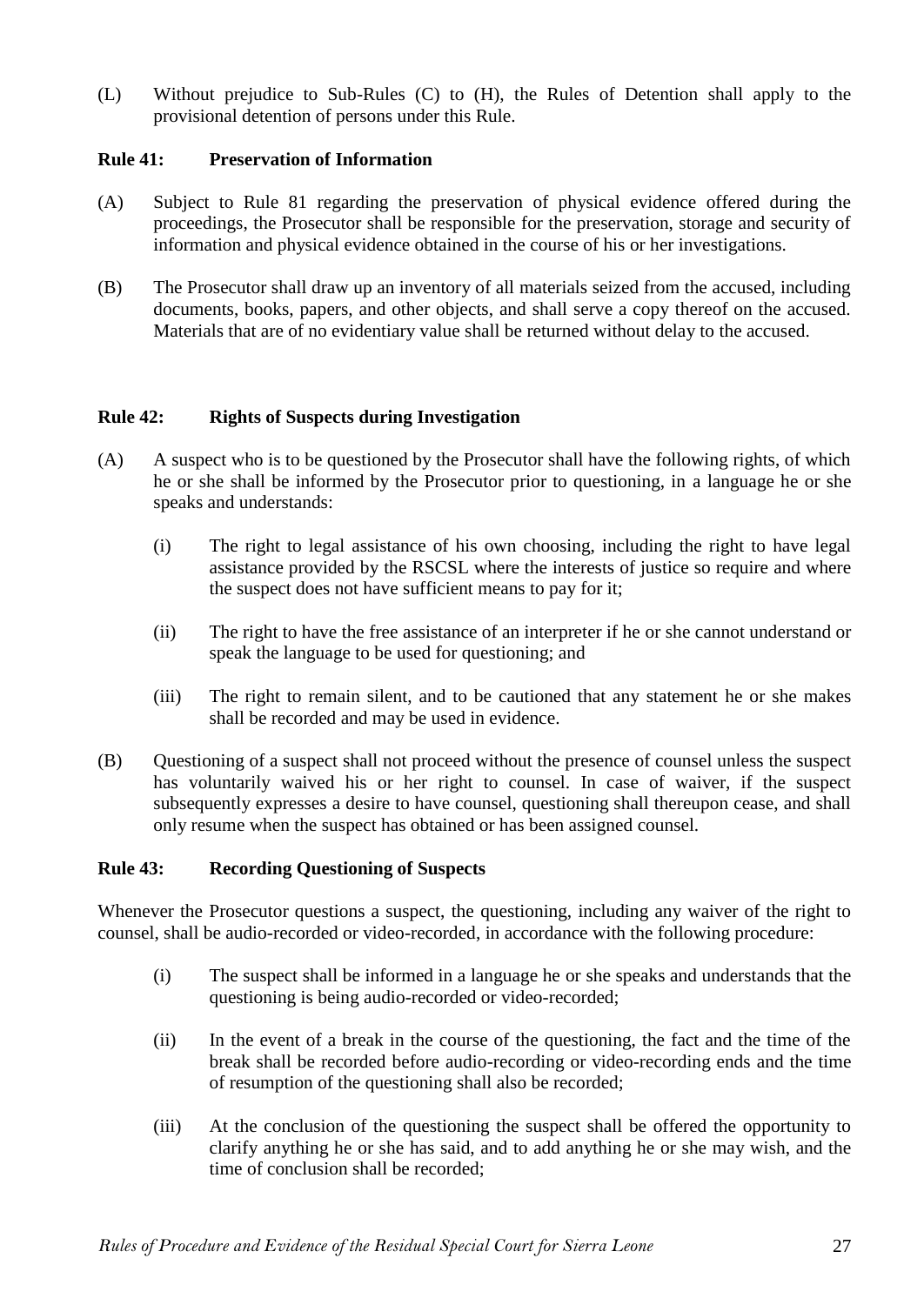(L) Without prejudice to Sub-Rules (C) to (H), the Rules of Detention shall apply to the provisional detention of persons under this Rule.

### Rule 41: Preservation of Information

(A) Subject to Rule 81 regarding the preservation of physical evidence offered during the proceedings, the Prosecutor shall be responsible for the preservation, storage and security of information and physical evidence obtained in the course of his or her investigations.

(B) The Prosecutor shall draw up an inventory of all materials seized from the accused, including documents, books, papers, and other objects, and shall serve a copy thereof on the accused. Materials that are of no evidentiary value shall be returned without delay to the accused.

### Rule 42: Rights of Suspects during Investigation

(A) A suspect who is to be questioned by the Prosecutor shall have the following rights, of which he or she shall be informed by the Prosecutor prior to questioning, in a language he or she speaks and understands:

(i) The right to legal assistance of his own choosing, including the right to have legal assistance provided by the RSCSL where the interests of justice so require and where the suspect does not have sufficient means to pay for it;

(ii) The right to have the free assistance of an interpreter if he or she cannot understand or speak the language to be used for questioning; and

(iii) The right to remain silent, and to be cautioned that any statement he or she makes shall be recorded and may be used in evidence.

(B) Questioning of a suspect shall not proceed without the presence of counsel unless the suspect has voluntarily waived his or her right to counsel. In case of waiver, if the suspect subsequently expresses a desire to have counsel, questioning shall thereupon cease, and shall only resume when the suspect has obtained or has been assigned counsel.

### Rule 43: Recording Questioning of Suspects

Whenever the Prosecutor questions a suspect, the questioning, including any waiver of the right to counsel, shall be audio-recorded or video-recorded, in accordance with the following procedure:

(i) The suspect shall be informed in a language he or she speaks and understands that the questioning is being audio-recorded or video-recorded;

(ii) In the event of a break in the course of the questioning, the fact and the time of the break shall be recorded before audio-recording or video-recording ends and the time of resumption of the questioning shall also be recorded;

(iii) At the conclusion of the questioning the suspect shall be offered the opportunity to clarify anything he or she has said, and to add anything he or she may wish, and the time of conclusion shall be recorded;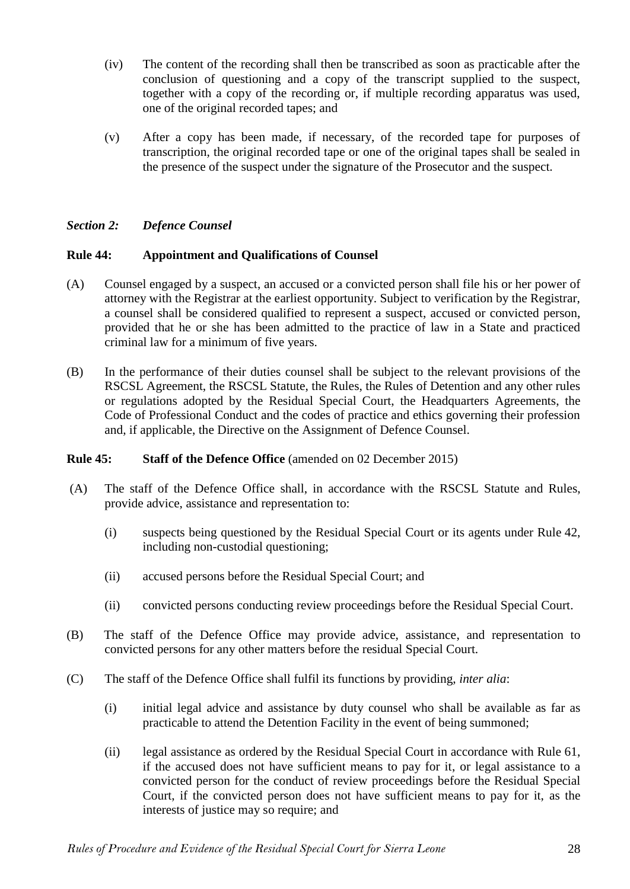(iv) The content of the recording shall then be transcribed as soon as practicable after the conclusion of questioning and a copy of the transcript supplied to the suspect, together with a copy of the recording or, if multiple recording apparatus was used, one of the original recorded tapes; and

(v) After a copy has been made, if necessary, of the recorded tape for purposes of transcription, the original recorded tape or one of the original tapes shall be sealed in the presence of the suspect under the signature of the Prosecutor and the suspect.

### *Section 2: Defence Counsel*

#### Rule 44: Appointment and Qualifications of Counsel

(A) Counsel engaged by a suspect, an accused or a convicted person shall file his or her power of attorney with the Registrar at the earliest opportunity. Subject to verification by the Registrar, a counsel shall be considered qualified to represent a suspect, accused or convicted person, provided that he or she has been admitted to the practice of law in a State and practiced criminal law for a minimum of five years.

(B) In the performance of their duties counsel shall be subject to the relevant provisions of the RSCSL Agreement, the RSCSL Statute, the Rules, the Rules of Detention and any other rules or regulations adopted by the Residual Special Court, the Headquarters Agreements, the Code of Professional Conduct and the codes of practice and ethics governing their profession and, if applicable, the Directive on the Assignment of Defence Counsel.

#### Rule 45: Staff of the Defence Office (amended on 02 December 2015)

(A) The staff of the Defence Office shall, in accordance with the RSCSL Statute and Rules, provide advice, assistance and representation to:

(i) suspects being questioned by the Residual Special Court or its agents under Rule 42, including non-custodial questioning;

(ii) accused persons before the Residual Special Court; and

(ii) convicted persons conducting review proceedings before the Residual Special Court.

(B) The staff of the Defence Office may provide advice, assistance, and representation to convicted persons for any other matters before the residual Special Court.

(C) The staff of the Defence Office shall fulfil its functions by providing, *inter alia*:

(i) initial legal advice and assistance by duty counsel who shall be available as far as practicable to attend the Detention Facility in the event of being summoned;

(ii) legal assistance as ordered by the Residual Special Court in accordance with Rule 61, if the accused does not have sufficient means to pay for it, or legal assistance to a convicted person for the conduct of review proceedings before the Residual Special Court, if the convicted person does not have sufficient means to pay for it, as the interests of justice may so require; and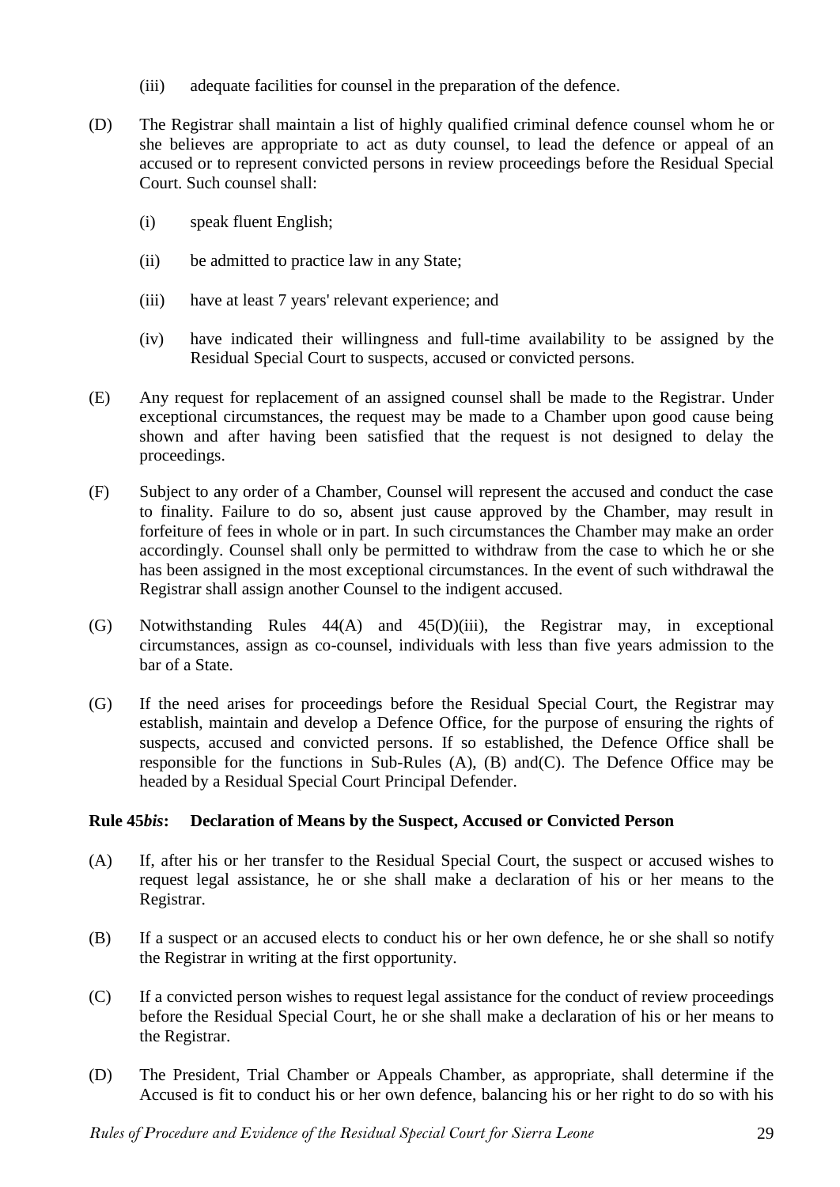(iii) adequate facilities for counsel in the preparation of the defence.

(D) The Registrar shall maintain a list of highly qualified criminal defence counsel whom he or she believes are appropriate to act as duty counsel, to lead the defence or appeal of an accused or to represent convicted persons in review proceedings before the Residual Special Court. Such counsel shall:

(i) speak fluent English;

(ii) be admitted to practice law in any State;

(iii) have at least 7 years' relevant experience; and

(iv) have indicated their willingness and full-time availability to be assigned by the Residual Special Court to suspects, accused or convicted persons.

(E) Any request for replacement of an assigned counsel shall be made to the Registrar. Under exceptional circumstances, the request may be made to a Chamber upon good cause being shown and after having been satisfied that the request is not designed to delay the proceedings.

(F) Subject to any order of a Chamber, Counsel will represent the accused and conduct the case to finality. Failure to do so, absent just cause approved by the Chamber, may result in forfeiture of fees in whole or in part. In such circumstances the Chamber may make an order accordingly. Counsel shall only be permitted to withdraw from the case to which he or she has been assigned in the most exceptional circumstances. In the event of such withdrawal the Registrar shall assign another Counsel to the indigent accused.

(G) Notwithstanding Rules 44(A) and 45(D)(iii), the Registrar may, in exceptional circumstances, assign as co-counsel, individuals with less than five years admission to the bar of a State.

(G) If the need arises for proceedings before the Residual Special Court, the Registrar may establish, maintain and develop a Defence Office, for the purpose of ensuring the rights of suspects, accused and convicted persons. If so established, the Defence Office shall be responsible for the functions in Sub-Rules (A), (B) and(C). The Defence Office may be headed by a Residual Special Court Principal Defender.

**Rule 45*bis*: Declaration of Means by the Suspect, Accused or Convicted Person**

(A) If, after his or her transfer to the Residual Special Court, the suspect or accused wishes to request legal assistance, he or she shall make a declaration of his or her means to the Registrar.

(B) If a suspect or an accused elects to conduct his or her own defence, he or she shall so notify the Registrar in writing at the first opportunity.

(C) If a convicted person wishes to request legal assistance for the conduct of review proceedings before the Residual Special Court, he or she shall make a declaration of his or her means to the Registrar.

(D) The President, Trial Chamber or Appeals Chamber, as appropriate, shall determine if the Accused is fit to conduct his or her own defence, balancing his or her right to do so with his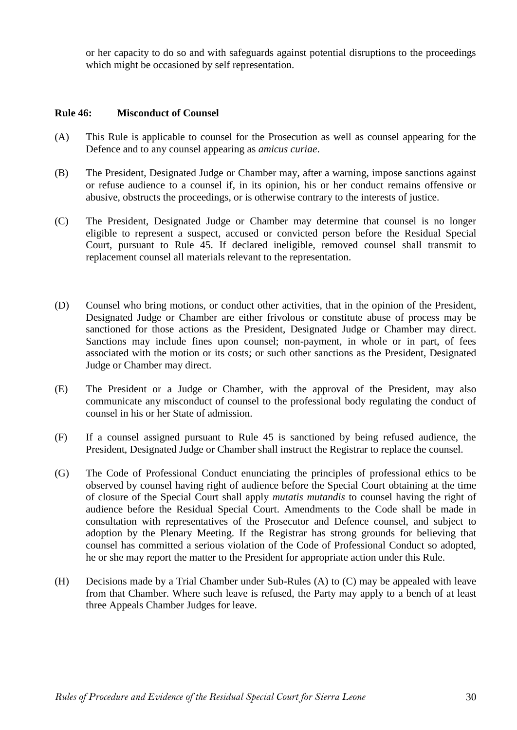or her capacity to do so and with safeguards against potential disruptions to the proceedings which might be occasioned by self representation.

**Rule 46: Misconduct of Counsel**

(A) This Rule is applicable to counsel for the Prosecution as well as counsel appearing for the Defence and to any counsel appearing as *amicus curiae*.

(B) The President, Designated Judge or Chamber may, after a warning, impose sanctions against or refuse audience to a counsel if, in its opinion, his or her conduct remains offensive or abusive, obstructs the proceedings, or is otherwise contrary to the interests of justice.

(C) The President, Designated Judge or Chamber may determine that counsel is no longer eligible to represent a suspect, accused or convicted person before the Residual Special Court, pursuant to Rule 45. If declared ineligible, removed counsel shall transmit to replacement counsel all materials relevant to the representation.

(D) Counsel who bring motions, or conduct other activities, that in the opinion of the President, Designated Judge or Chamber are either frivolous or constitute abuse of process may be sanctioned for those actions as the President, Designated Judge or Chamber may direct. Sanctions may include fines upon counsel; non-payment, in whole or in part, of fees associated with the motion or its costs; or such other sanctions as the President, Designated Judge or Chamber may direct.

(E) The President or a Judge or Chamber, with the approval of the President, may also communicate any misconduct of counsel to the professional body regulating the conduct of counsel in his or her State of admission.

(F) If a counsel assigned pursuant to Rule 45 is sanctioned by being refused audience, the President, Designated Judge or Chamber shall instruct the Registrar to replace the counsel.

(G) The Code of Professional Conduct enunciating the principles of professional ethics to be observed by counsel having right of audience before the Special Court obtaining at the time of closure of the Special Court shall apply *mutatis mutandis* to counsel having the right of audience before the Residual Special Court. Amendments to the Code shall be made in consultation with representatives of the Prosecutor and Defence counsel, and subject to adoption by the Plenary Meeting. If the Registrar has strong grounds for believing that counsel has committed a serious violation of the Code of Professional Conduct so adopted, he or she may report the matter to the President for appropriate action under this Rule.

(H) Decisions made by a Trial Chamber under Sub-Rules (A) to (C) may be appealed with leave from that Chamber. Where such leave is refused, the Party may apply to a bench of at least three Appeals Chamber Judges for leave.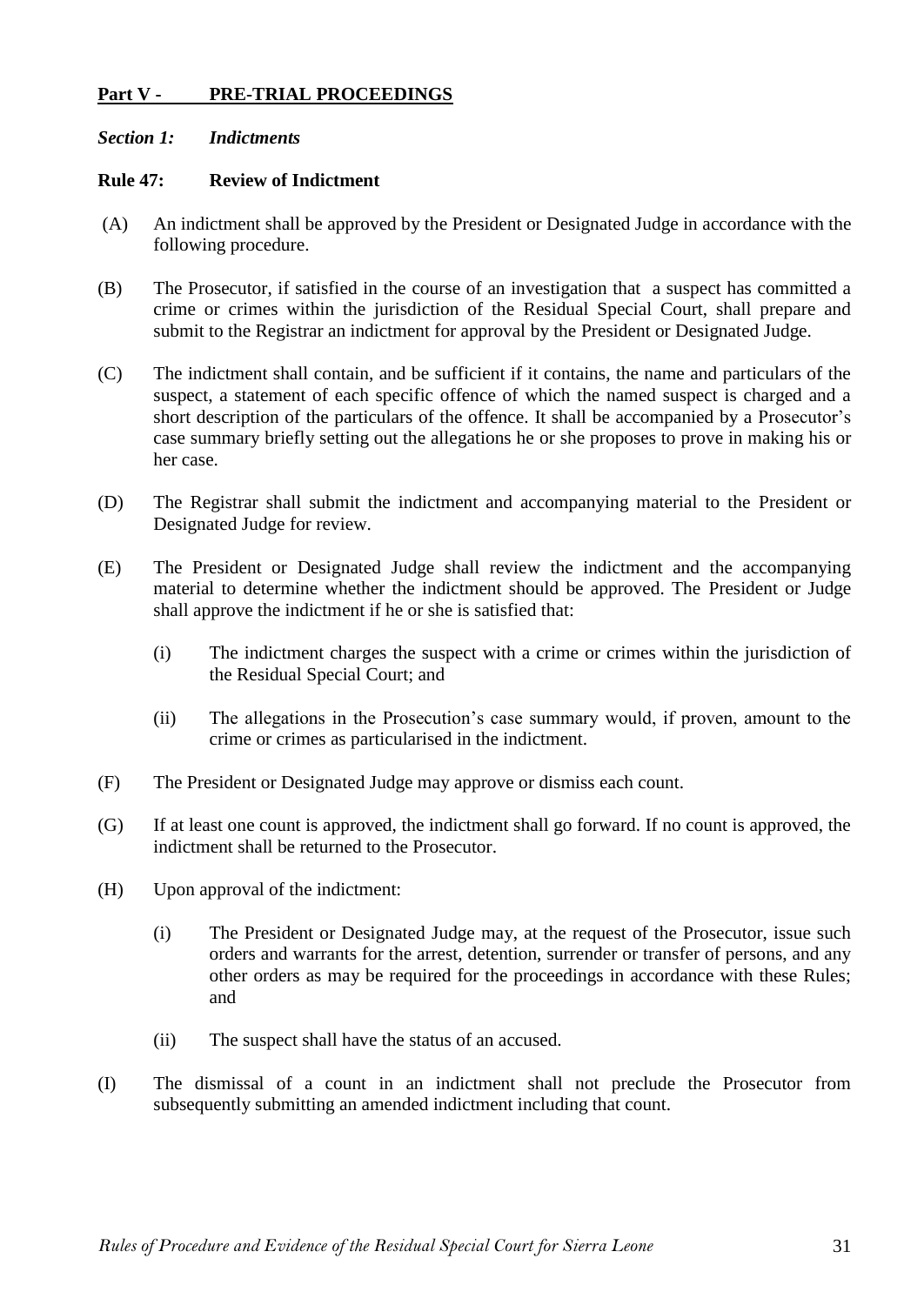**Part V - PRE-TRIAL PROCEEDINGS**

***Section 1: Indictments***

**Rule 47: Review of Indictment**

(A) An indictment shall be approved by the President or Designated Judge in accordance with the following procedure.

(B) The Prosecutor, if satisfied in the course of an investigation that a suspect has committed a crime or crimes within the jurisdiction of the Residual Special Court, shall prepare and submit to the Registrar an indictment for approval by the President or Designated Judge.

(C) The indictment shall contain, and be sufficient if it contains, the name and particulars of the suspect, a statement of each specific offence of which the named suspect is charged and a short description of the particulars of the offence. It shall be accompanied by a Prosecutor's case summary briefly setting out the allegations he or she proposes to prove in making his or her case.

(D) The Registrar shall submit the indictment and accompanying material to the President or Designated Judge for review.

(E) The President or Designated Judge shall review the indictment and the accompanying material to determine whether the indictment should be approved. The President or Judge shall approve the indictment if he or she is satisfied that:

  (i) The indictment charges the suspect with a crime or crimes within the jurisdiction of the Residual Special Court; and

  (ii) The allegations in the Prosecution's case summary would, if proven, amount to the crime or crimes as particularised in the indictment.

(F) The President or Designated Judge may approve or dismiss each count.

(G) If at least one count is approved, the indictment shall go forward. If no count is approved, the indictment shall be returned to the Prosecutor.

(H) Upon approval of the indictment:

  (i) The President or Designated Judge may, at the request of the Prosecutor, issue such orders and warrants for the arrest, detention, surrender or transfer of persons, and any other orders as may be required for the proceedings in accordance with these Rules; and

  (ii) The suspect shall have the status of an accused.

(I) The dismissal of a count in an indictment shall not preclude the Prosecutor from subsequently submitting an amended indictment including that count.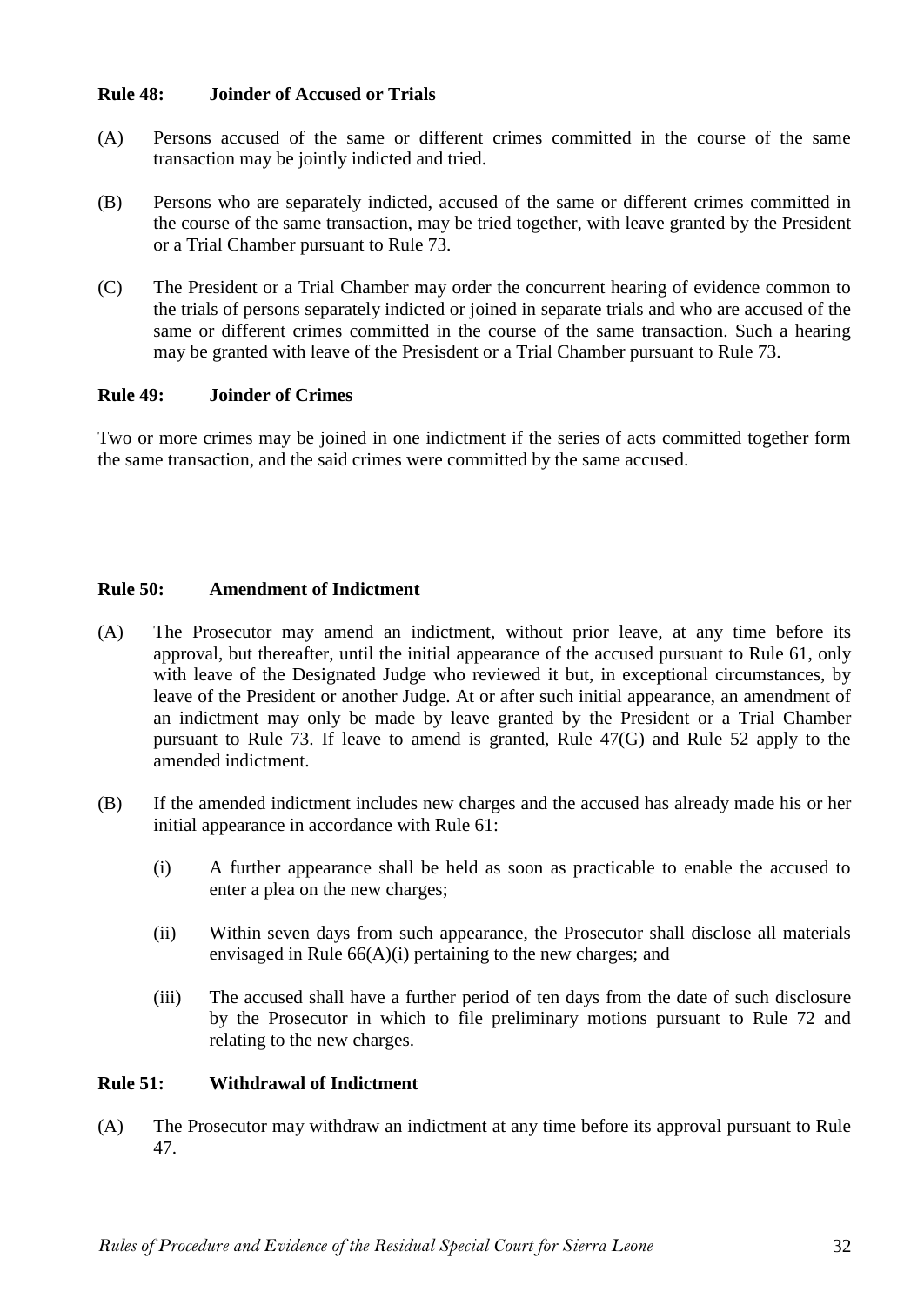### Rule 48: Joinder of Accused or Trials

(A) Persons accused of the same or different crimes committed in the course of the same transaction may be jointly indicted and tried.

(B) Persons who are separately indicted, accused of the same or different crimes committed in the course of the same transaction, may be tried together, with leave granted by the President or a Trial Chamber pursuant to Rule 73.

(C) The President or a Trial Chamber may order the concurrent hearing of evidence common to the trials of persons separately indicted or joined in separate trials and who are accused of the same or different crimes committed in the course of the same transaction. Such a hearing may be granted with leave of the Presisdent or a Trial Chamber pursuant to Rule 73.

### Rule 49: Joinder of Crimes

Two or more crimes may be joined in one indictment if the series of acts committed together form the same transaction, and the said crimes were committed by the same accused.

### Rule 50: Amendment of Indictment

(A) The Prosecutor may amend an indictment, without prior leave, at any time before its approval, but thereafter, until the initial appearance of the accused pursuant to Rule 61, only with leave of the Designated Judge who reviewed it but, in exceptional circumstances, by leave of the President or another Judge. At or after such initial appearance, an amendment of an indictment may only be made by leave granted by the President or a Trial Chamber pursuant to Rule 73. If leave to amend is granted, Rule 47(G) and Rule 52 apply to the amended indictment.

(B) If the amended indictment includes new charges and the accused has already made his or her initial appearance in accordance with Rule 61:

(i) A further appearance shall be held as soon as practicable to enable the accused to enter a plea on the new charges;

(ii) Within seven days from such appearance, the Prosecutor shall disclose all materials envisaged in Rule 66(A)(i) pertaining to the new charges; and

(iii) The accused shall have a further period of ten days from the date of such disclosure by the Prosecutor in which to file preliminary motions pursuant to Rule 72 and relating to the new charges.

### Rule 51: Withdrawal of Indictment

(A) The Prosecutor may withdraw an indictment at any time before its approval pursuant to Rule 47.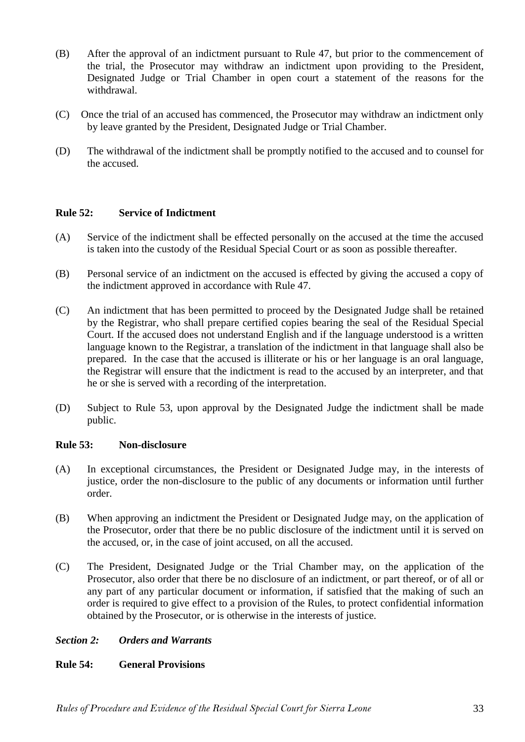(B) After the approval of an indictment pursuant to Rule 47, but prior to the commencement of the trial, the Prosecutor may withdraw an indictment upon providing to the President, Designated Judge or Trial Chamber in open court a statement of the reasons for the withdrawal.

(C) Once the trial of an accused has commenced, the Prosecutor may withdraw an indictment only by leave granted by the President, Designated Judge or Trial Chamber.

(D) The withdrawal of the indictment shall be promptly notified to the accused and to counsel for the accused.

**Rule 52: Service of Indictment**

(A) Service of the indictment shall be effected personally on the accused at the time the accused is taken into the custody of the Residual Special Court or as soon as possible thereafter.

(B) Personal service of an indictment on the accused is effected by giving the accused a copy of the indictment approved in accordance with Rule 47.

(C) An indictment that has been permitted to proceed by the Designated Judge shall be retained by the Registrar, who shall prepare certified copies bearing the seal of the Residual Special Court. If the accused does not understand English and if the language understood is a written language known to the Registrar, a translation of the indictment in that language shall also be prepared. In the case that the accused is illiterate or his or her language is an oral language, the Registrar will ensure that the indictment is read to the accused by an interpreter, and that he or she is served with a recording of the interpretation.

(D) Subject to Rule 53, upon approval by the Designated Judge the indictment shall be made public.

**Rule 53: Non-disclosure**

(A) In exceptional circumstances, the President or Designated Judge may, in the interests of justice, order the non-disclosure to the public of any documents or information until further order.

(B) When approving an indictment the President or Designated Judge may, on the application of the Prosecutor, order that there be no public disclosure of the indictment until it is served on the accused, or, in the case of joint accused, on all the accused.

(C) The President, Designated Judge or the Trial Chamber may, on the application of the Prosecutor, also order that there be no disclosure of an indictment, or part thereof, or of all or any part of any particular document or information, if satisfied that the making of such an order is required to give effect to a provision of the Rules, to protect confidential information obtained by the Prosecutor, or is otherwise in the interests of justice.

***Section 2: Orders and Warrants***

**Rule 54: General Provisions**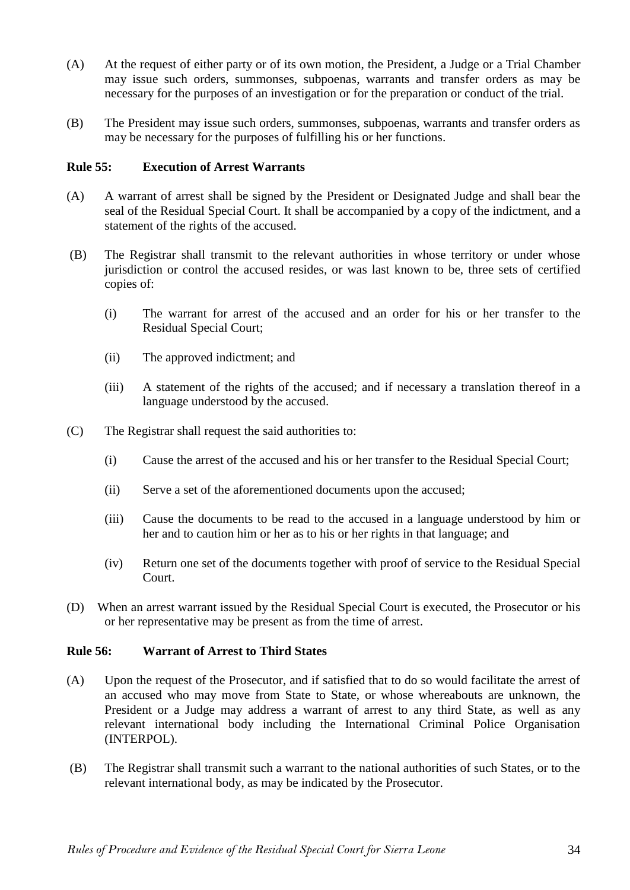(A) At the request of either party or of its own motion, the President, a Judge or a Trial Chamber may issue such orders, summonses, subpoenas, warrants and transfer orders as may be necessary for the purposes of an investigation or for the preparation or conduct of the trial.

(B) The President may issue such orders, summonses, subpoenas, warrants and transfer orders as may be necessary for the purposes of fulfilling his or her functions.

**Rule 55: Execution of Arrest Warrants**

(A) A warrant of arrest shall be signed by the President or Designated Judge and shall bear the seal of the Residual Special Court. It shall be accompanied by a copy of the indictment, and a statement of the rights of the accused.

(B) The Registrar shall transmit to the relevant authorities in whose territory or under whose jurisdiction or control the accused resides, or was last known to be, three sets of certified copies of:

(i) The warrant for arrest of the accused and an order for his or her transfer to the Residual Special Court;

(ii) The approved indictment; and

(iii) A statement of the rights of the accused; and if necessary a translation thereof in a language understood by the accused.

(C) The Registrar shall request the said authorities to:

(i) Cause the arrest of the accused and his or her transfer to the Residual Special Court;

(ii) Serve a set of the aforementioned documents upon the accused;

(iii) Cause the documents to be read to the accused in a language understood by him or her and to caution him or her as to his or her rights in that language; and

(iv) Return one set of the documents together with proof of service to the Residual Special Court.

(D) When an arrest warrant issued by the Residual Special Court is executed, the Prosecutor or his or her representative may be present as from the time of arrest.

**Rule 56: Warrant of Arrest to Third States**

(A) Upon the request of the Prosecutor, and if satisfied that to do so would facilitate the arrest of an accused who may move from State to State, or whose whereabouts are unknown, the President or a Judge may address a warrant of arrest to any third State, as well as any relevant international body including the International Criminal Police Organisation (INTERPOL).

(B) The Registrar shall transmit such a warrant to the national authorities of such States, or to the relevant international body, as may be indicated by the Prosecutor.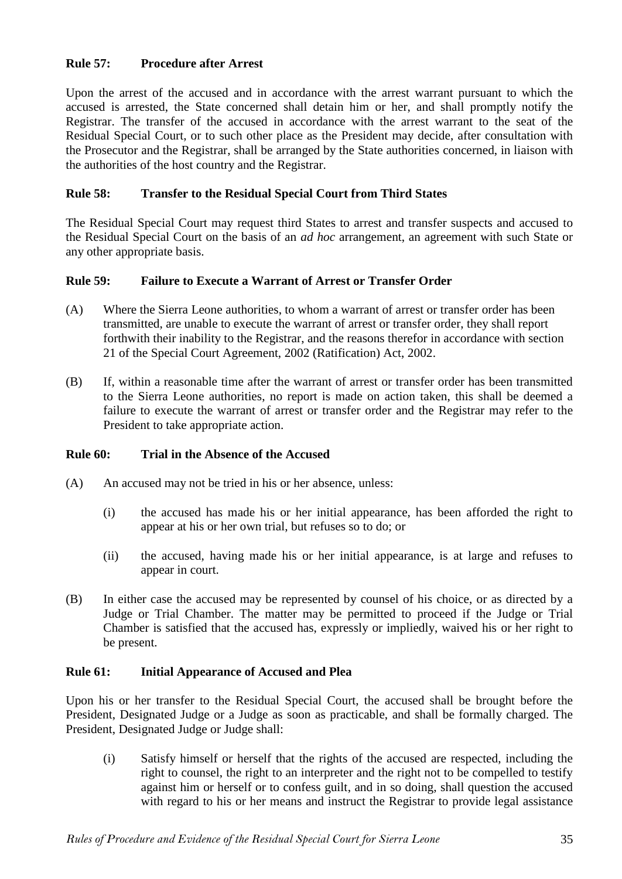### Rule 57: Procedure after Arrest

Upon the arrest of the accused and in accordance with the arrest warrant pursuant to which the accused is arrested, the State concerned shall detain him or her, and shall promptly notify the Registrar. The transfer of the accused in accordance with the arrest warrant to the seat of the Residual Special Court, or to such other place as the President may decide, after consultation with the Prosecutor and the Registrar, shall be arranged by the State authorities concerned, in liaison with the authorities of the host country and the Registrar.

### Rule 58: Transfer to the Residual Special Court from Third States

The Residual Special Court may request third States to arrest and transfer suspects and accused to the Residual Special Court on the basis of an *ad hoc* arrangement, an agreement with such State or any other appropriate basis.

### Rule 59: Failure to Execute a Warrant of Arrest or Transfer Order

(A) Where the Sierra Leone authorities, to whom a warrant of arrest or transfer order has been transmitted, are unable to execute the warrant of arrest or transfer order, they shall report forthwith their inability to the Registrar, and the reasons therefor in accordance with section 21 of the Special Court Agreement, 2002 (Ratification) Act, 2002.

(B) If, within a reasonable time after the warrant of arrest or transfer order has been transmitted to the Sierra Leone authorities, no report is made on action taken, this shall be deemed a failure to execute the warrant of arrest or transfer order and the Registrar may refer to the President to take appropriate action.

### Rule 60: Trial in the Absence of the Accused

(A) An accused may not be tried in his or her absence, unless:

> (i) the accused has made his or her initial appearance, has been afforded the right to appear at his or her own trial, but refuses so to do; or
>
> (ii) the accused, having made his or her initial appearance, is at large and refuses to appear in court.

(B) In either case the accused may be represented by counsel of his choice, or as directed by a Judge or Trial Chamber. The matter may be permitted to proceed if the Judge or Trial Chamber is satisfied that the accused has, expressly or impliedly, waived his or her right to be present.

### Rule 61: Initial Appearance of Accused and Plea

Upon his or her transfer to the Residual Special Court, the accused shall be brought before the President, Designated Judge or a Judge as soon as practicable, and shall be formally charged. The President, Designated Judge or Judge shall:

> (i) Satisfy himself or herself that the rights of the accused are respected, including the right to counsel, the right to an interpreter and the right not to be compelled to testify against him or herself or to confess guilt, and in so doing, shall question the accused with regard to his or her means and instruct the Registrar to provide legal assistance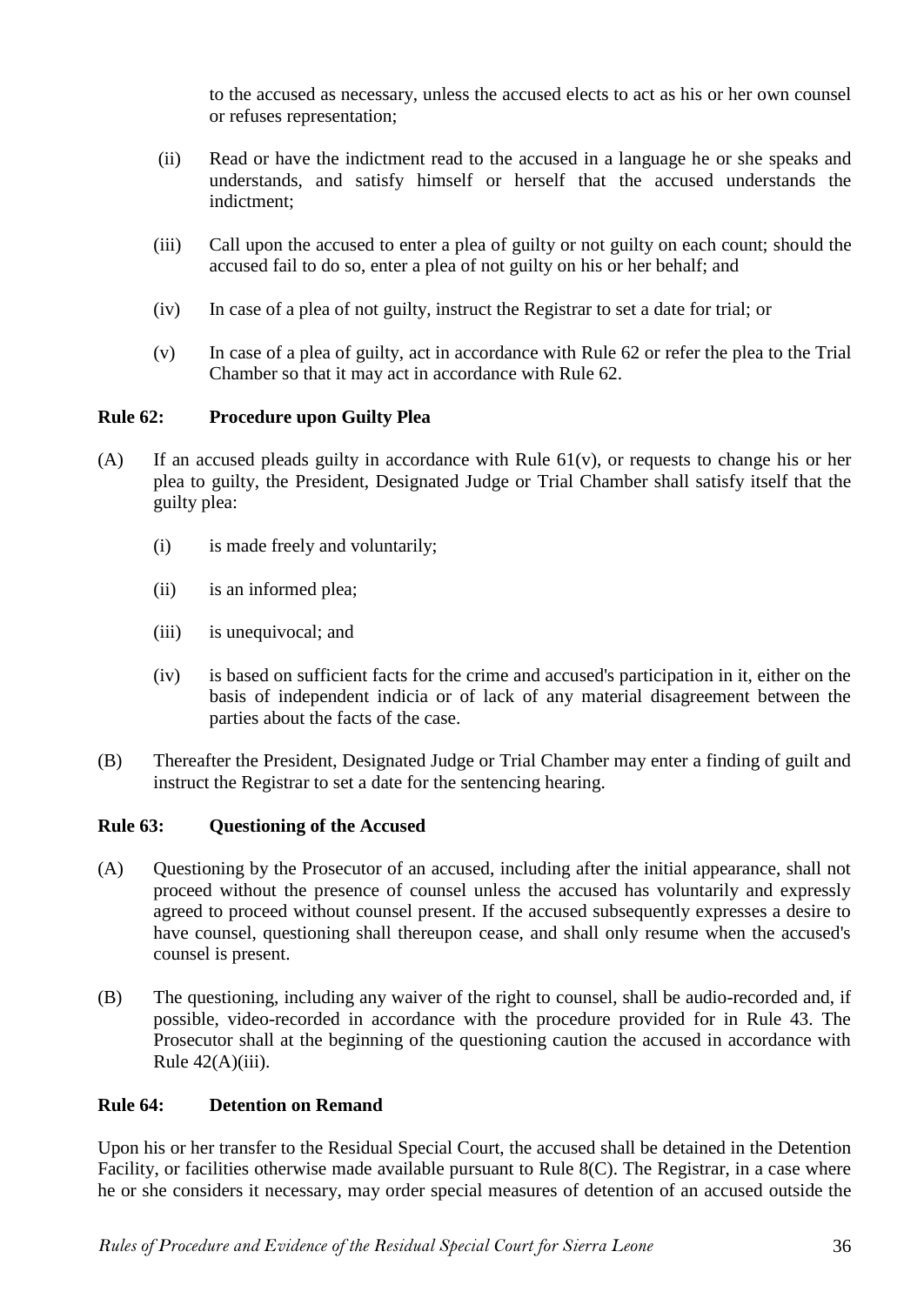to the accused as necessary, unless the accused elects to act as his or her own counsel or refuses representation;

(ii) Read or have the indictment read to the accused in a language he or she speaks and understands, and satisfy himself or herself that the accused understands the indictment;

(iii) Call upon the accused to enter a plea of guilty or not guilty on each count; should the accused fail to do so, enter a plea of not guilty on his or her behalf; and

(iv) In case of a plea of not guilty, instruct the Registrar to set a date for trial; or

(v) In case of a plea of guilty, act in accordance with Rule 62 or refer the plea to the Trial Chamber so that it may act in accordance with Rule 62.

**Rule 62: Procedure upon Guilty Plea**

(A) If an accused pleads guilty in accordance with Rule 61(v), or requests to change his or her plea to guilty, the President, Designated Judge or Trial Chamber shall satisfy itself that the guilty plea:

(i) is made freely and voluntarily;

(ii) is an informed plea;

(iii) is unequivocal; and

(iv) is based on sufficient facts for the crime and accused's participation in it, either on the basis of independent indicia or of lack of any material disagreement between the parties about the facts of the case.

(B) Thereafter the President, Designated Judge or Trial Chamber may enter a finding of guilt and instruct the Registrar to set a date for the sentencing hearing.

**Rule 63: Questioning of the Accused**

(A) Questioning by the Prosecutor of an accused, including after the initial appearance, shall not proceed without the presence of counsel unless the accused has voluntarily and expressly agreed to proceed without counsel present. If the accused subsequently expresses a desire to have counsel, questioning shall thereupon cease, and shall only resume when the accused's counsel is present.

(B) The questioning, including any waiver of the right to counsel, shall be audio-recorded and, if possible, video-recorded in accordance with the procedure provided for in Rule 43. The Prosecutor shall at the beginning of the questioning caution the accused in accordance with Rule 42(A)(iii).

**Rule 64: Detention on Remand**

Upon his or her transfer to the Residual Special Court, the accused shall be detained in the Detention Facility, or facilities otherwise made available pursuant to Rule 8(C). The Registrar, in a case where he or she considers it necessary, may order special measures of detention of an accused outside the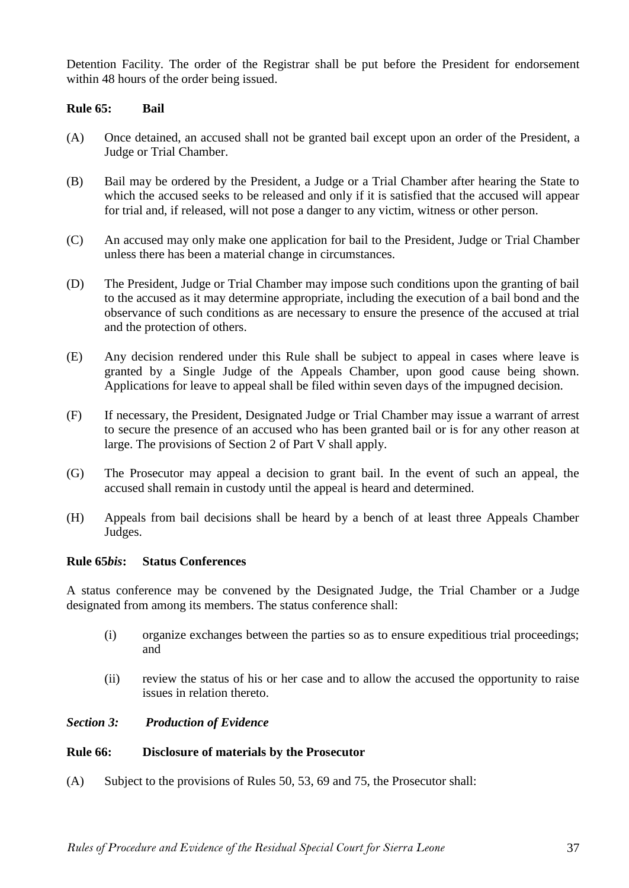Detention Facility. The order of the Registrar shall be put before the President for endorsement within 48 hours of the order being issued.

**Rule 65: Bail**

(A) Once detained, an accused shall not be granted bail except upon an order of the President, a Judge or Trial Chamber.

(B) Bail may be ordered by the President, a Judge or a Trial Chamber after hearing the State to which the accused seeks to be released and only if it is satisfied that the accused will appear for trial and, if released, will not pose a danger to any victim, witness or other person.

(C) An accused may only make one application for bail to the President, Judge or Trial Chamber unless there has been a material change in circumstances.

(D) The President, Judge or Trial Chamber may impose such conditions upon the granting of bail to the accused as it may determine appropriate, including the execution of a bail bond and the observance of such conditions as are necessary to ensure the presence of the accused at trial and the protection of others.

(E) Any decision rendered under this Rule shall be subject to appeal in cases where leave is granted by a Single Judge of the Appeals Chamber, upon good cause being shown. Applications for leave to appeal shall be filed within seven days of the impugned decision.

(F) If necessary, the President, Designated Judge or Trial Chamber may issue a warrant of arrest to secure the presence of an accused who has been granted bail or is for any other reason at large. The provisions of Section 2 of Part V shall apply.

(G) The Prosecutor may appeal a decision to grant bail. In the event of such an appeal, the accused shall remain in custody until the appeal is heard and determined.

(H) Appeals from bail decisions shall be heard by a bench of at least three Appeals Chamber Judges.

**Rule 65*bis*: Status Conferences**

A status conference may be convened by the Designated Judge, the Trial Chamber or a Judge designated from among its members. The status conference shall:

(i) organize exchanges between the parties so as to ensure expeditious trial proceedings; and

(ii) review the status of his or her case and to allow the accused the opportunity to raise issues in relation thereto.

***Section 3: Production of Evidence***

**Rule 66: Disclosure of materials by the Prosecutor**

(A) Subject to the provisions of Rules 50, 53, 69 and 75, the Prosecutor shall: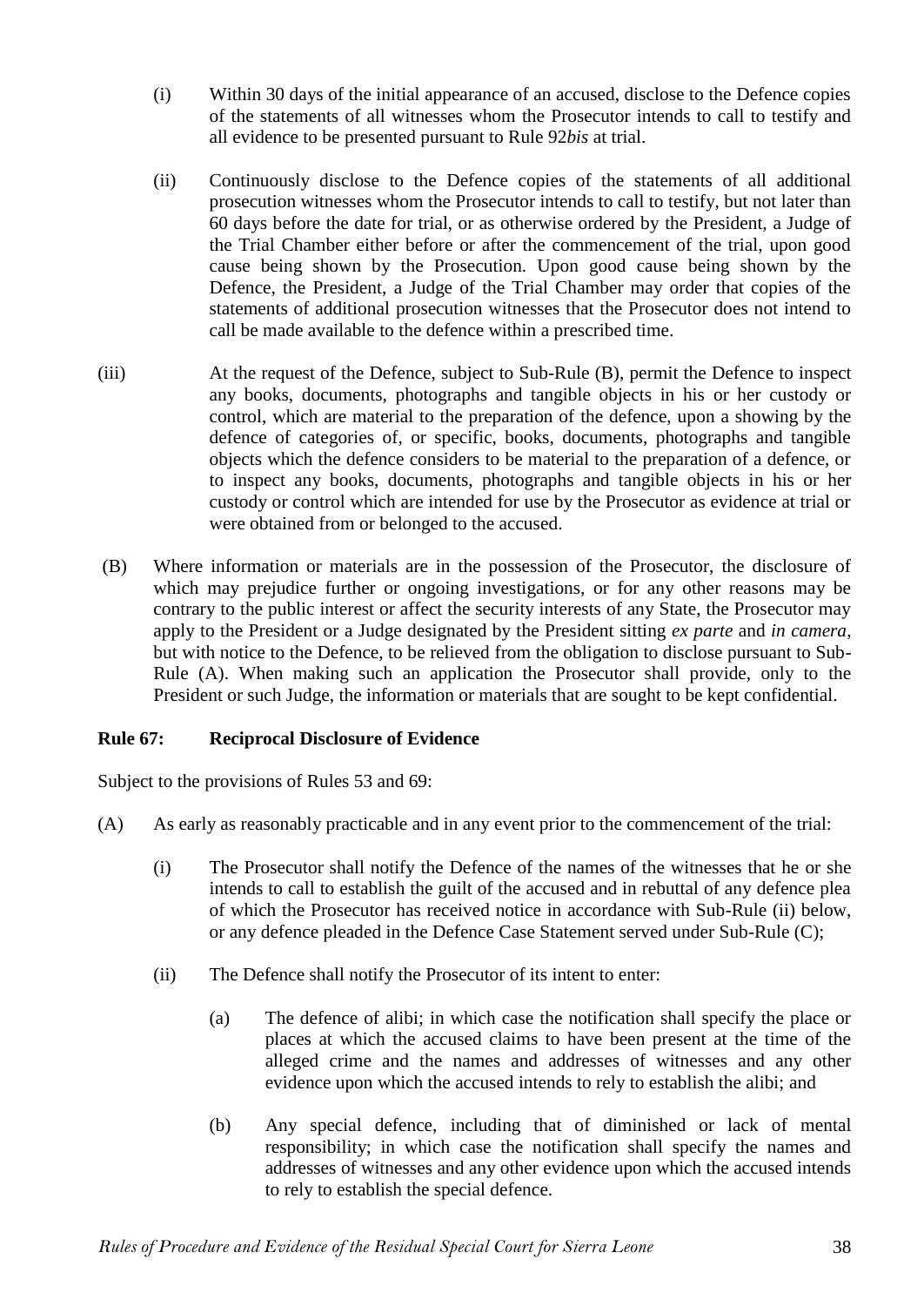(i) Within 30 days of the initial appearance of an accused, disclose to the Defence copies of the statements of all witnesses whom the Prosecutor intends to call to testify and all evidence to be presented pursuant to Rule 92*bis* at trial.

(ii) Continuously disclose to the Defence copies of the statements of all additional prosecution witnesses whom the Prosecutor intends to call to testify, but not later than 60 days before the date for trial, or as otherwise ordered by the President, a Judge of the Trial Chamber either before or after the commencement of the trial, upon good cause being shown by the Prosecution. Upon good cause being shown by the Defence, the President, a Judge of the Trial Chamber may order that copies of the statements of additional prosecution witnesses that the Prosecutor does not intend to call be made available to the defence within a prescribed time.

(iii) At the request of the Defence, subject to Sub-Rule (B), permit the Defence to inspect any books, documents, photographs and tangible objects in his or her custody or control, which are material to the preparation of the defence, upon a showing by the defence of categories of, or specific, books, documents, photographs and tangible objects which the defence considers to be material to the preparation of a defence, or to inspect any books, documents, photographs and tangible objects in his or her custody or control which are intended for use by the Prosecutor as evidence at trial or were obtained from or belonged to the accused.

(B) Where information or materials are in the possession of the Prosecutor, the disclosure of which may prejudice further or ongoing investigations, or for any other reasons may be contrary to the public interest or affect the security interests of any State, the Prosecutor may apply to the President or a Judge designated by the President sitting *ex parte* and *in camera*, but with notice to the Defence, to be relieved from the obligation to disclose pursuant to Sub-Rule (A). When making such an application the Prosecutor shall provide, only to the President or such Judge, the information or materials that are sought to be kept confidential.

**Rule 67: Reciprocal Disclosure of Evidence**

Subject to the provisions of Rules 53 and 69:

(A) As early as reasonably practicable and in any event prior to the commencement of the trial:

(i) The Prosecutor shall notify the Defence of the names of the witnesses that he or she intends to call to establish the guilt of the accused and in rebuttal of any defence plea of which the Prosecutor has received notice in accordance with Sub-Rule (ii) below, or any defence pleaded in the Defence Case Statement served under Sub-Rule (C);

(ii) The Defence shall notify the Prosecutor of its intent to enter:

(a) The defence of alibi; in which case the notification shall specify the place or places at which the accused claims to have been present at the time of the alleged crime and the names and addresses of witnesses and any other evidence upon which the accused intends to rely to establish the alibi; and

(b) Any special defence, including that of diminished or lack of mental responsibility; in which case the notification shall specify the names and addresses of witnesses and any other evidence upon which the accused intends to rely to establish the special defence.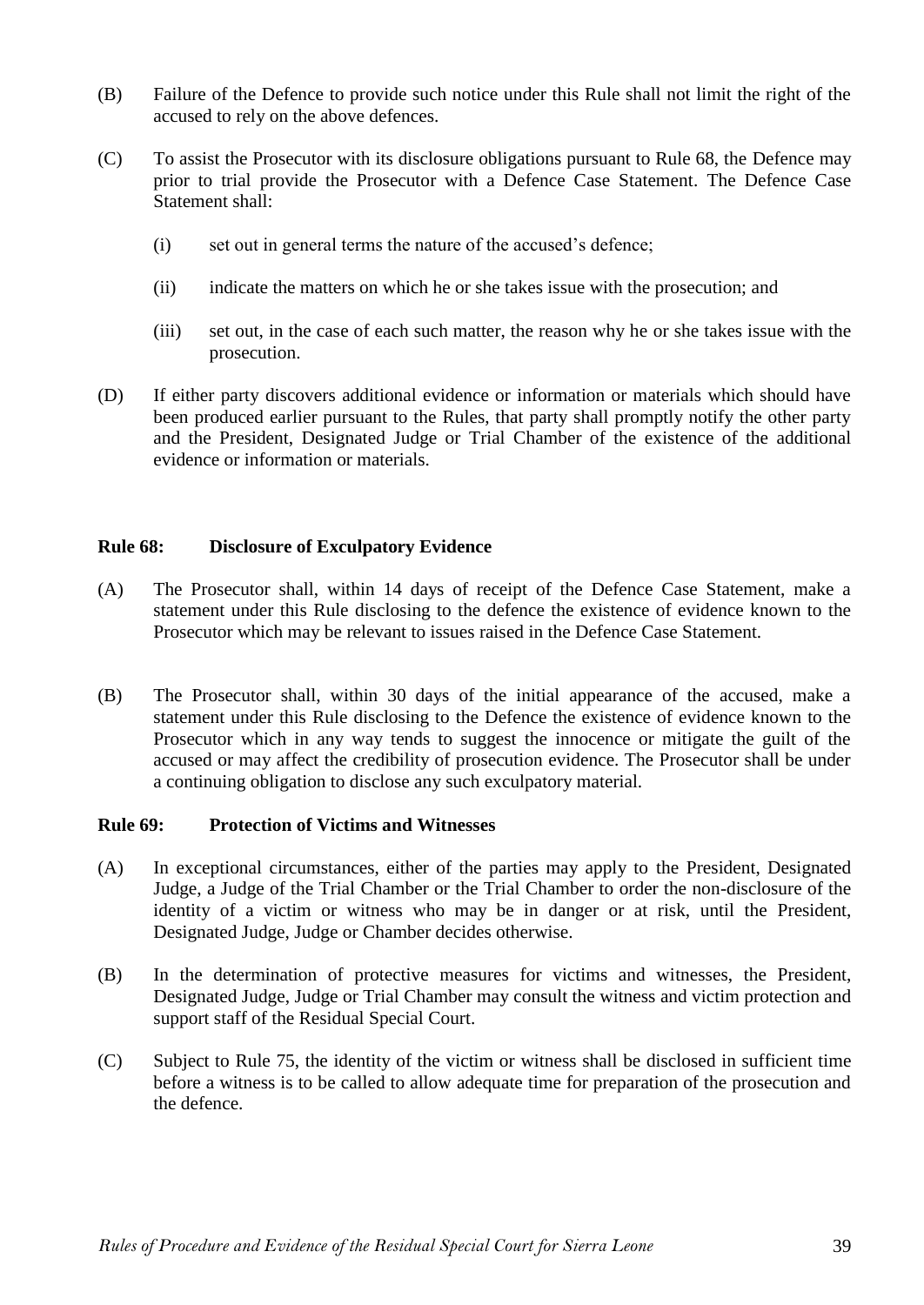(B) Failure of the Defence to provide such notice under this Rule shall not limit the right of the accused to rely on the above defences.

(C) To assist the Prosecutor with its disclosure obligations pursuant to Rule 68, the Defence may prior to trial provide the Prosecutor with a Defence Case Statement. The Defence Case Statement shall:

(i) set out in general terms the nature of the accused's defence;

(ii) indicate the matters on which he or she takes issue with the prosecution; and

(iii) set out, in the case of each such matter, the reason why he or she takes issue with the prosecution.

(D) If either party discovers additional evidence or information or materials which should have been produced earlier pursuant to the Rules, that party shall promptly notify the other party and the President, Designated Judge or Trial Chamber of the existence of the additional evidence or information or materials.

### Rule 68: Disclosure of Exculpatory Evidence

(A) The Prosecutor shall, within 14 days of receipt of the Defence Case Statement, make a statement under this Rule disclosing to the defence the existence of evidence known to the Prosecutor which may be relevant to issues raised in the Defence Case Statement.

(B) The Prosecutor shall, within 30 days of the initial appearance of the accused, make a statement under this Rule disclosing to the Defence the existence of evidence known to the Prosecutor which in any way tends to suggest the innocence or mitigate the guilt of the accused or may affect the credibility of prosecution evidence. The Prosecutor shall be under a continuing obligation to disclose any such exculpatory material.

### Rule 69: Protection of Victims and Witnesses

(A) In exceptional circumstances, either of the parties may apply to the President, Designated Judge, a Judge of the Trial Chamber or the Trial Chamber to order the non-disclosure of the identity of a victim or witness who may be in danger or at risk, until the President, Designated Judge, Judge or Chamber decides otherwise.

(B) In the determination of protective measures for victims and witnesses, the President, Designated Judge, Judge or Trial Chamber may consult the witness and victim protection and support staff of the Residual Special Court.

(C) Subject to Rule 75, the identity of the victim or witness shall be disclosed in sufficient time before a witness is to be called to allow adequate time for preparation of the prosecution and the defence.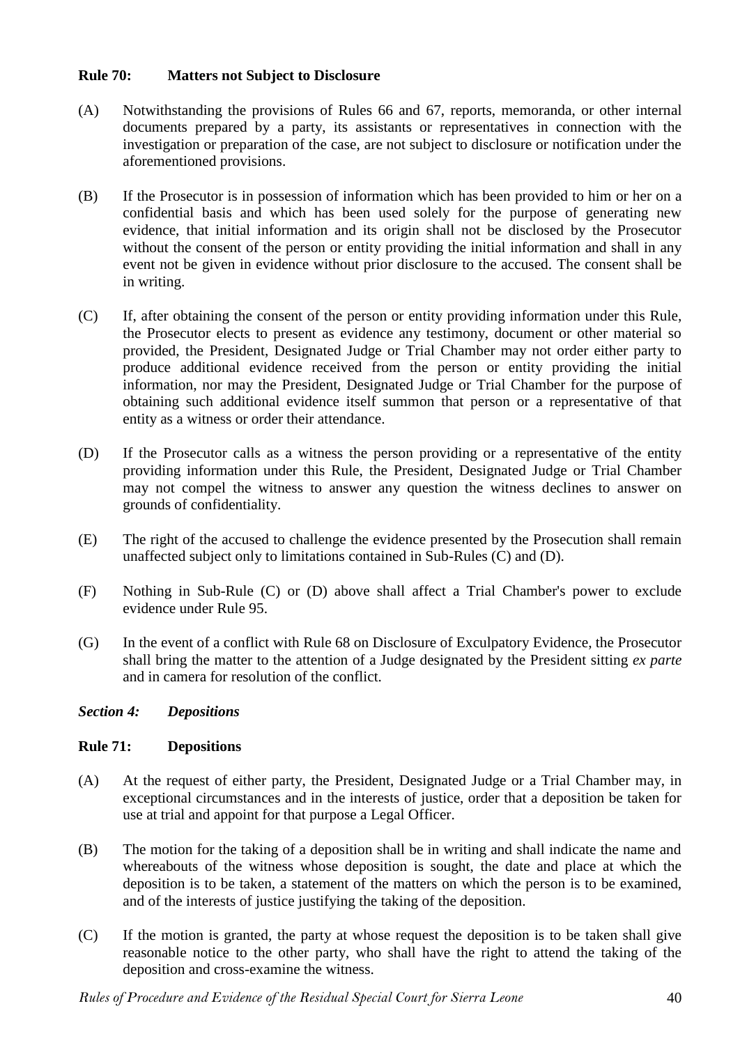**Rule 70: Matters not Subject to Disclosure**

(A) Notwithstanding the provisions of Rules 66 and 67, reports, memoranda, or other internal documents prepared by a party, its assistants or representatives in connection with the investigation or preparation of the case, are not subject to disclosure or notification under the aforementioned provisions.

(B) If the Prosecutor is in possession of information which has been provided to him or her on a confidential basis and which has been used solely for the purpose of generating new evidence, that initial information and its origin shall not be disclosed by the Prosecutor without the consent of the person or entity providing the initial information and shall in any event not be given in evidence without prior disclosure to the accused. The consent shall be in writing.

(C) If, after obtaining the consent of the person or entity providing information under this Rule, the Prosecutor elects to present as evidence any testimony, document or other material so provided, the President, Designated Judge or Trial Chamber may not order either party to produce additional evidence received from the person or entity providing the initial information, nor may the President, Designated Judge or Trial Chamber for the purpose of obtaining such additional evidence itself summon that person or a representative of that entity as a witness or order their attendance.

(D) If the Prosecutor calls as a witness the person providing or a representative of the entity providing information under this Rule, the President, Designated Judge or Trial Chamber may not compel the witness to answer any question the witness declines to answer on grounds of confidentiality.

(E) The right of the accused to challenge the evidence presented by the Prosecution shall remain unaffected subject only to limitations contained in Sub-Rules (C) and (D).

(F) Nothing in Sub-Rule (C) or (D) above shall affect a Trial Chamber's power to exclude evidence under Rule 95.

(G) In the event of a conflict with Rule 68 on Disclosure of Exculpatory Evidence, the Prosecutor shall bring the matter to the attention of a Judge designated by the President sitting *ex parte* and in camera for resolution of the conflict.

***Section 4: Depositions***

**Rule 71: Depositions**

(A) At the request of either party, the President, Designated Judge or a Trial Chamber may, in exceptional circumstances and in the interests of justice, order that a deposition be taken for use at trial and appoint for that purpose a Legal Officer.

(B) The motion for the taking of a deposition shall be in writing and shall indicate the name and whereabouts of the witness whose deposition is sought, the date and place at which the deposition is to be taken, a statement of the matters on which the person is to be examined, and of the interests of justice justifying the taking of the deposition.

(C) If the motion is granted, the party at whose request the deposition is to be taken shall give reasonable notice to the other party, who shall have the right to attend the taking of the deposition and cross-examine the witness.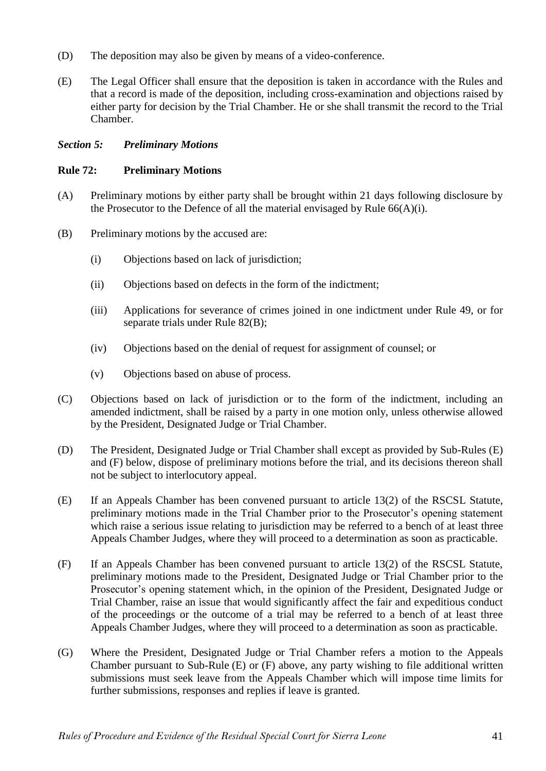(D) The deposition may also be given by means of a video-conference.

(E) The Legal Officer shall ensure that the deposition is taken in accordance with the Rules and that a record is made of the deposition, including cross-examination and objections raised by either party for decision by the Trial Chamber. He or she shall transmit the record to the Trial Chamber.

### *Section 5: Preliminary Motions*

### Rule 72: Preliminary Motions

(A) Preliminary motions by either party shall be brought within 21 days following disclosure by the Prosecutor to the Defence of all the material envisaged by Rule 66(A)(i).

(B) Preliminary motions by the accused are:

- (i) Objections based on lack of jurisdiction;
- (ii) Objections based on defects in the form of the indictment;
- (iii) Applications for severance of crimes joined in one indictment under Rule 49, or for separate trials under Rule 82(B);
- (iv) Objections based on the denial of request for assignment of counsel; or
- (v) Objections based on abuse of process.

(C) Objections based on lack of jurisdiction or to the form of the indictment, including an amended indictment, shall be raised by a party in one motion only, unless otherwise allowed by the President, Designated Judge or Trial Chamber.

(D) The President, Designated Judge or Trial Chamber shall except as provided by Sub-Rules (E) and (F) below, dispose of preliminary motions before the trial, and its decisions thereon shall not be subject to interlocutory appeal.

(E) If an Appeals Chamber has been convened pursuant to article 13(2) of the RSCSL Statute, preliminary motions made in the Trial Chamber prior to the Prosecutor's opening statement which raise a serious issue relating to jurisdiction may be referred to a bench of at least three Appeals Chamber Judges, where they will proceed to a determination as soon as practicable.

(F) If an Appeals Chamber has been convened pursuant to article 13(2) of the RSCSL Statute, preliminary motions made to the President, Designated Judge or Trial Chamber prior to the Prosecutor's opening statement which, in the opinion of the President, Designated Judge or Trial Chamber, raise an issue that would significantly affect the fair and expeditious conduct of the proceedings or the outcome of a trial may be referred to a bench of at least three Appeals Chamber Judges, where they will proceed to a determination as soon as practicable.

(G) Where the President, Designated Judge or Trial Chamber refers a motion to the Appeals Chamber pursuant to Sub-Rule (E) or (F) above, any party wishing to file additional written submissions must seek leave from the Appeals Chamber which will impose time limits for further submissions, responses and replies if leave is granted.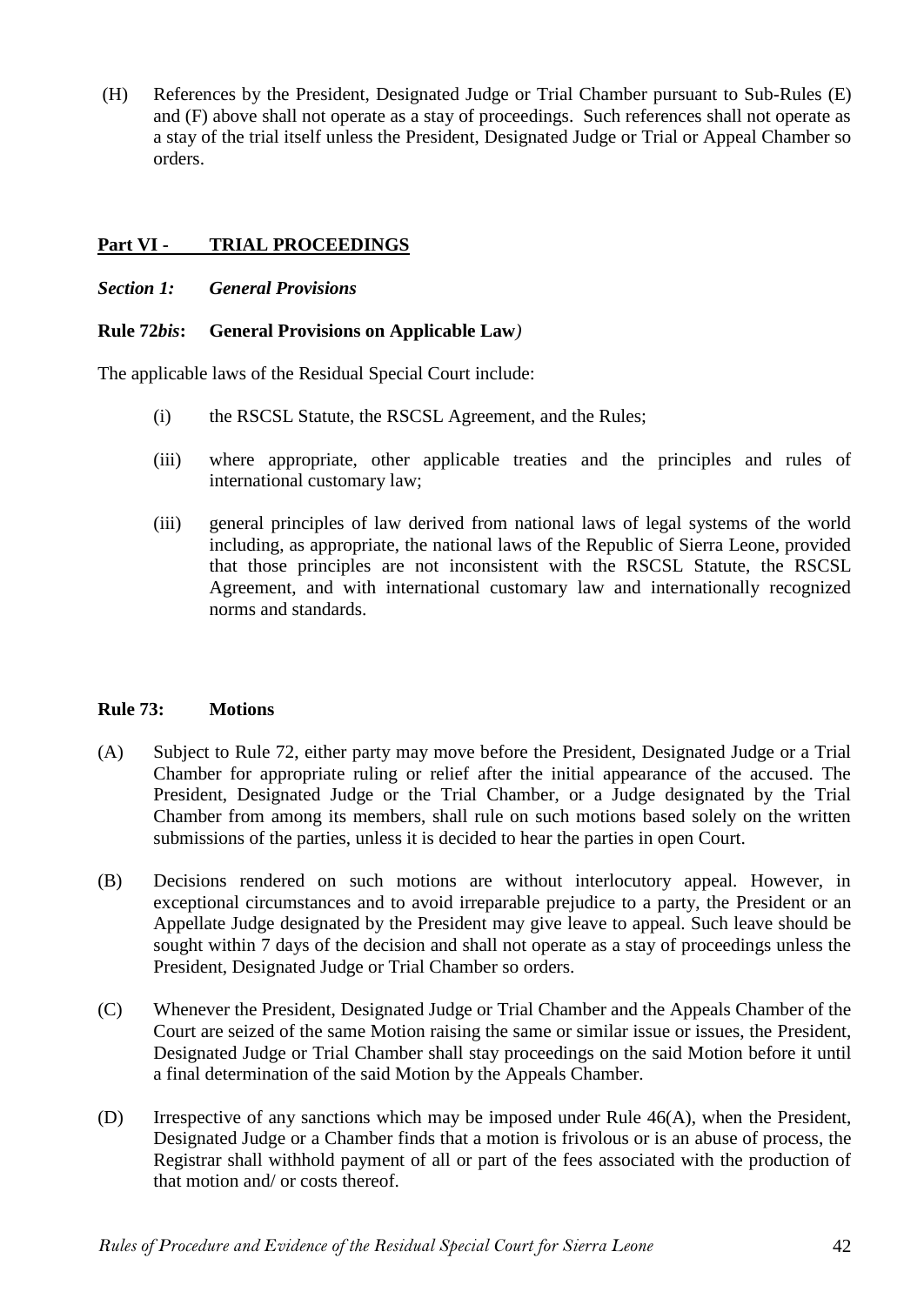(H) References by the President, Designated Judge or Trial Chamber pursuant to Sub-Rules (E) and (F) above shall not operate as a stay of proceedings. Such references shall not operate as a stay of the trial itself unless the President, Designated Judge or Trial or Appeal Chamber so orders.

## <u>Part VI - TRIAL PROCEEDINGS</u>

### *Section 1: General Provisions*

**Rule 72*bis*: General Provisions on Applicable Law*)***

The applicable laws of the Residual Special Court include:

(i) the RSCSL Statute, the RSCSL Agreement, and the Rules;

(iii) where appropriate, other applicable treaties and the principles and rules of international customary law;

(iii) general principles of law derived from national laws of legal systems of the world including, as appropriate, the national laws of the Republic of Sierra Leone, provided that those principles are not inconsistent with the RSCSL Statute, the RSCSL Agreement, and with international customary law and internationally recognized norms and standards.

**Rule 73: Motions**

(A) Subject to Rule 72, either party may move before the President, Designated Judge or a Trial Chamber for appropriate ruling or relief after the initial appearance of the accused. The President, Designated Judge or the Trial Chamber, or a Judge designated by the Trial Chamber from among its members, shall rule on such motions based solely on the written submissions of the parties, unless it is decided to hear the parties in open Court.

(B) Decisions rendered on such motions are without interlocutory appeal. However, in exceptional circumstances and to avoid irreparable prejudice to a party, the President or an Appellate Judge designated by the President may give leave to appeal. Such leave should be sought within 7 days of the decision and shall not operate as a stay of proceedings unless the President, Designated Judge or Trial Chamber so orders.

(C) Whenever the President, Designated Judge or Trial Chamber and the Appeals Chamber of the Court are seized of the same Motion raising the same or similar issue or issues, the President, Designated Judge or Trial Chamber shall stay proceedings on the said Motion before it until a final determination of the said Motion by the Appeals Chamber.

(D) Irrespective of any sanctions which may be imposed under Rule 46(A), when the President, Designated Judge or a Chamber finds that a motion is frivolous or is an abuse of process, the Registrar shall withhold payment of all or part of the fees associated with the production of that motion and/ or costs thereof.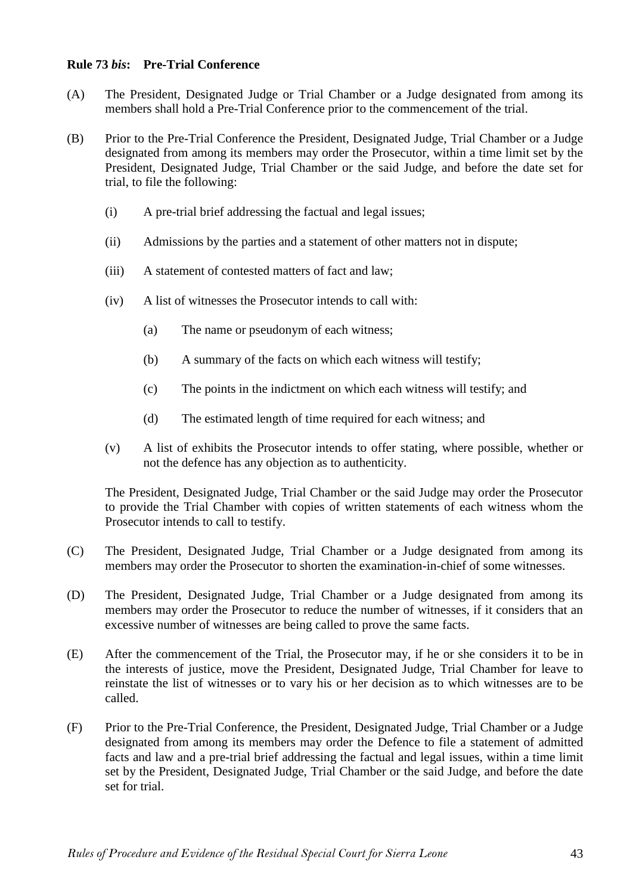**Rule 73 *bis*: Pre-Trial Conference**

(A) The President, Designated Judge or Trial Chamber or a Judge designated from among its members shall hold a Pre-Trial Conference prior to the commencement of the trial.

(B) Prior to the Pre-Trial Conference the President, Designated Judge, Trial Chamber or a Judge designated from among its members may order the Prosecutor, within a time limit set by the President, Designated Judge, Trial Chamber or the said Judge, and before the date set for trial, to file the following:

- (i) A pre-trial brief addressing the factual and legal issues;
- (ii) Admissions by the parties and a statement of other matters not in dispute;
- (iii) A statement of contested matters of fact and law;
- (iv) A list of witnesses the Prosecutor intends to call with:
  - (a) The name or pseudonym of each witness;
  - (b) A summary of the facts on which each witness will testify;
  - (c) The points in the indictment on which each witness will testify; and
  - (d) The estimated length of time required for each witness; and
- (v) A list of exhibits the Prosecutor intends to offer stating, where possible, whether or not the defence has any objection as to authenticity.

The President, Designated Judge, Trial Chamber or the said Judge may order the Prosecutor to provide the Trial Chamber with copies of written statements of each witness whom the Prosecutor intends to call to testify.

(C) The President, Designated Judge, Trial Chamber or a Judge designated from among its members may order the Prosecutor to shorten the examination-in-chief of some witnesses.

(D) The President, Designated Judge, Trial Chamber or a Judge designated from among its members may order the Prosecutor to reduce the number of witnesses, if it considers that an excessive number of witnesses are being called to prove the same facts.

(E) After the commencement of the Trial, the Prosecutor may, if he or she considers it to be in the interests of justice, move the President, Designated Judge, Trial Chamber for leave to reinstate the list of witnesses or to vary his or her decision as to which witnesses are to be called.

(F) Prior to the Pre-Trial Conference, the President, Designated Judge, Trial Chamber or a Judge designated from among its members may order the Defence to file a statement of admitted facts and law and a pre-trial brief addressing the factual and legal issues, within a time limit set by the President, Designated Judge, Trial Chamber or the said Judge, and before the date set for trial.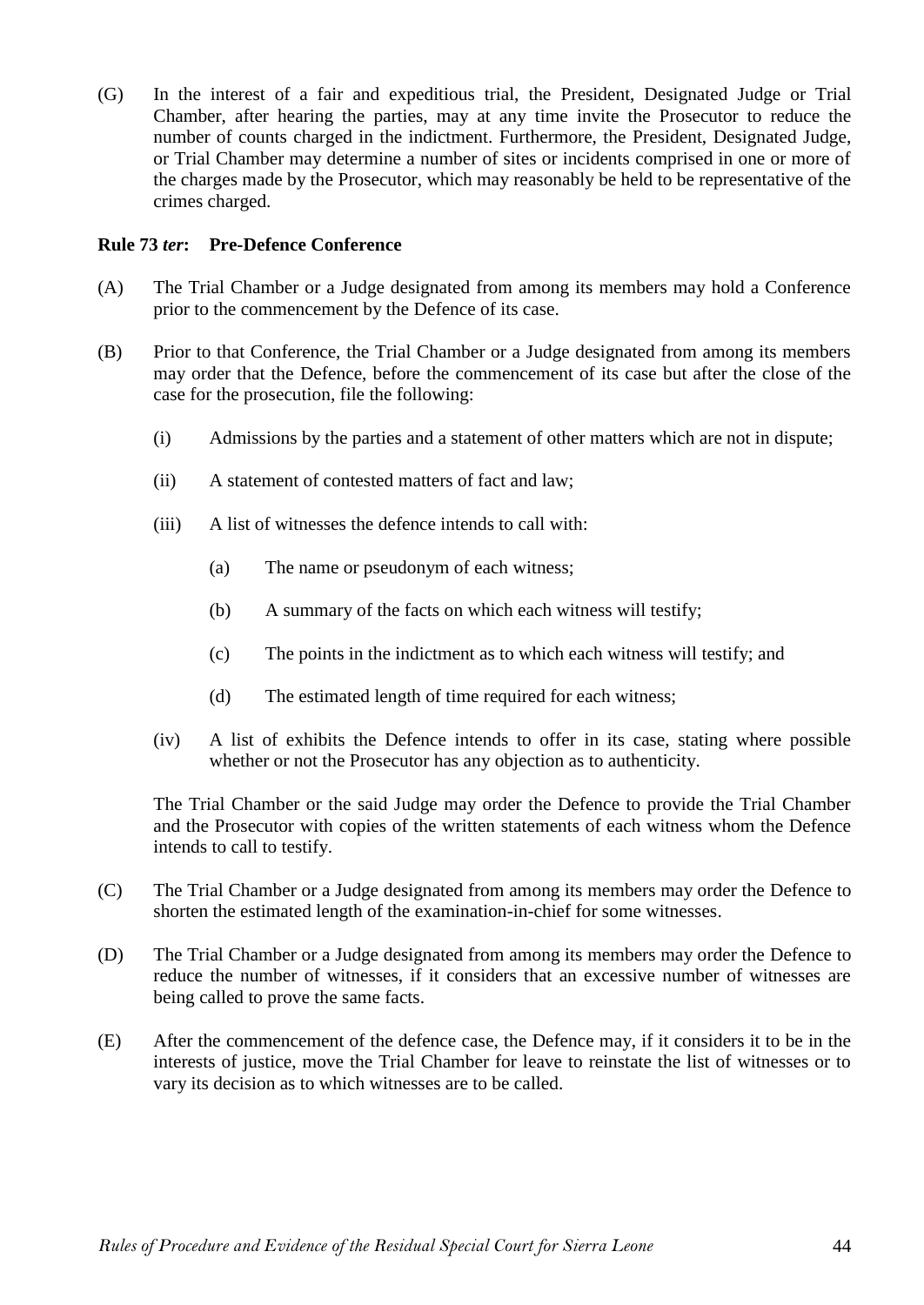(G) In the interest of a fair and expeditious trial, the President, Designated Judge or Trial Chamber, after hearing the parties, may at any time invite the Prosecutor to reduce the number of counts charged in the indictment. Furthermore, the President, Designated Judge, or Trial Chamber may determine a number of sites or incidents comprised in one or more of the charges made by the Prosecutor, which may reasonably be held to be representative of the crimes charged.

**Rule 73 *ter*: Pre-Defence Conference**

(A) The Trial Chamber or a Judge designated from among its members may hold a Conference prior to the commencement by the Defence of its case.

(B) Prior to that Conference, the Trial Chamber or a Judge designated from among its members may order that the Defence, before the commencement of its case but after the close of the case for the prosecution, file the following:

  (i) Admissions by the parties and a statement of other matters which are not in dispute;

  (ii) A statement of contested matters of fact and law;

  (iii) A list of witnesses the defence intends to call with:

    (a) The name or pseudonym of each witness;

    (b) A summary of the facts on which each witness will testify;

    (c) The points in the indictment as to which each witness will testify; and

    (d) The estimated length of time required for each witness;

  (iv) A list of exhibits the Defence intends to offer in its case, stating where possible whether or not the Prosecutor has any objection as to authenticity.

  The Trial Chamber or the said Judge may order the Defence to provide the Trial Chamber and the Prosecutor with copies of the written statements of each witness whom the Defence intends to call to testify.

(C) The Trial Chamber or a Judge designated from among its members may order the Defence to shorten the estimated length of the examination-in-chief for some witnesses.

(D) The Trial Chamber or a Judge designated from among its members may order the Defence to reduce the number of witnesses, if it considers that an excessive number of witnesses are being called to prove the same facts.

(E) After the commencement of the defence case, the Defence may, if it considers it to be in the interests of justice, move the Trial Chamber for leave to reinstate the list of witnesses or to vary its decision as to which witnesses are to be called.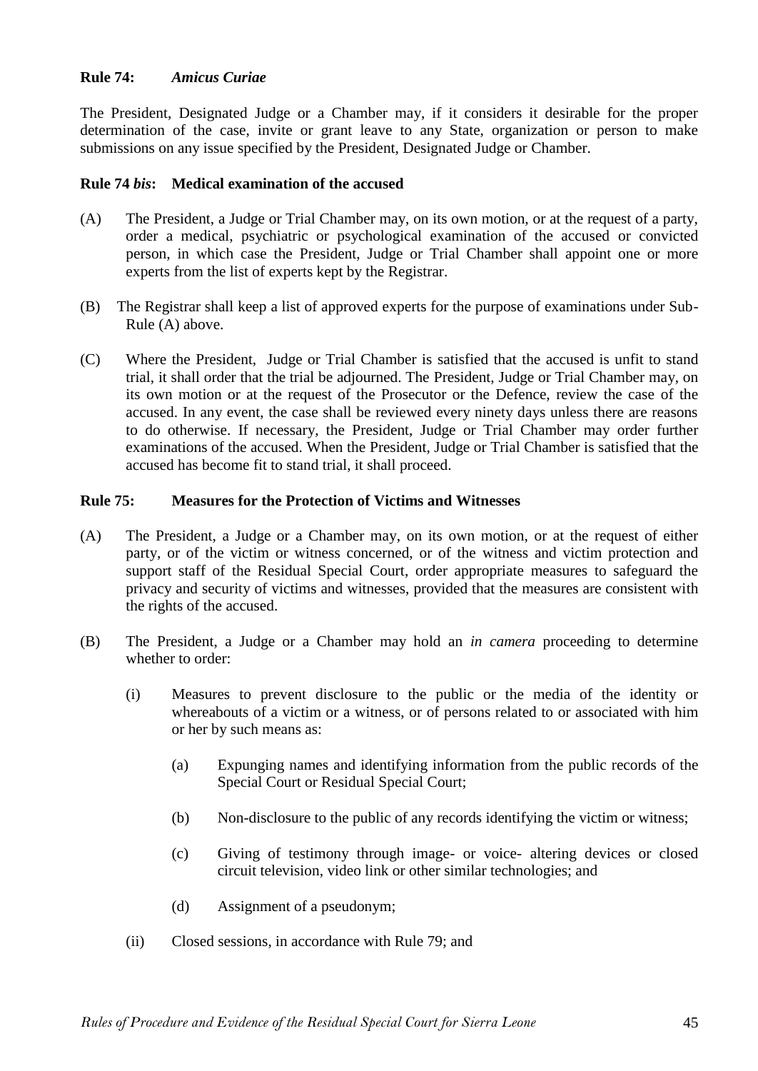**Rule 74:** ***Amicus Curiae***

The President, Designated Judge or a Chamber may, if it considers it desirable for the proper determination of the case, invite or grant leave to any State, organization or person to make submissions on any issue specified by the President, Designated Judge or Chamber.

**Rule 74 *bis*: Medical examination of the accused**

(A) The President, a Judge or Trial Chamber may, on its own motion, or at the request of a party, order a medical, psychiatric or psychological examination of the accused or convicted person, in which case the President, Judge or Trial Chamber shall appoint one or more experts from the list of experts kept by the Registrar.

(B) The Registrar shall keep a list of approved experts for the purpose of examinations under Sub-Rule (A) above.

(C) Where the President, Judge or Trial Chamber is satisfied that the accused is unfit to stand trial, it shall order that the trial be adjourned. The President, Judge or Trial Chamber may, on its own motion or at the request of the Prosecutor or the Defence, review the case of the accused. In any event, the case shall be reviewed every ninety days unless there are reasons to do otherwise. If necessary, the President, Judge or Trial Chamber may order further examinations of the accused. When the President, Judge or Trial Chamber is satisfied that the accused has become fit to stand trial, it shall proceed.

**Rule 75: Measures for the Protection of Victims and Witnesses**

(A) The President, a Judge or a Chamber may, on its own motion, or at the request of either party, or of the victim or witness concerned, or of the witness and victim protection and support staff of the Residual Special Court, order appropriate measures to safeguard the privacy and security of victims and witnesses, provided that the measures are consistent with the rights of the accused.

(B) The President, a Judge or a Chamber may hold an *in camera* proceeding to determine whether to order:

(i) Measures to prevent disclosure to the public or the media of the identity or whereabouts of a victim or a witness, or of persons related to or associated with him or her by such means as:

(a) Expunging names and identifying information from the public records of the Special Court or Residual Special Court;

(b) Non-disclosure to the public of any records identifying the victim or witness;

(c) Giving of testimony through image- or voice- altering devices or closed circuit television, video link or other similar technologies; and

(d) Assignment of a pseudonym;

(ii) Closed sessions, in accordance with Rule 79; and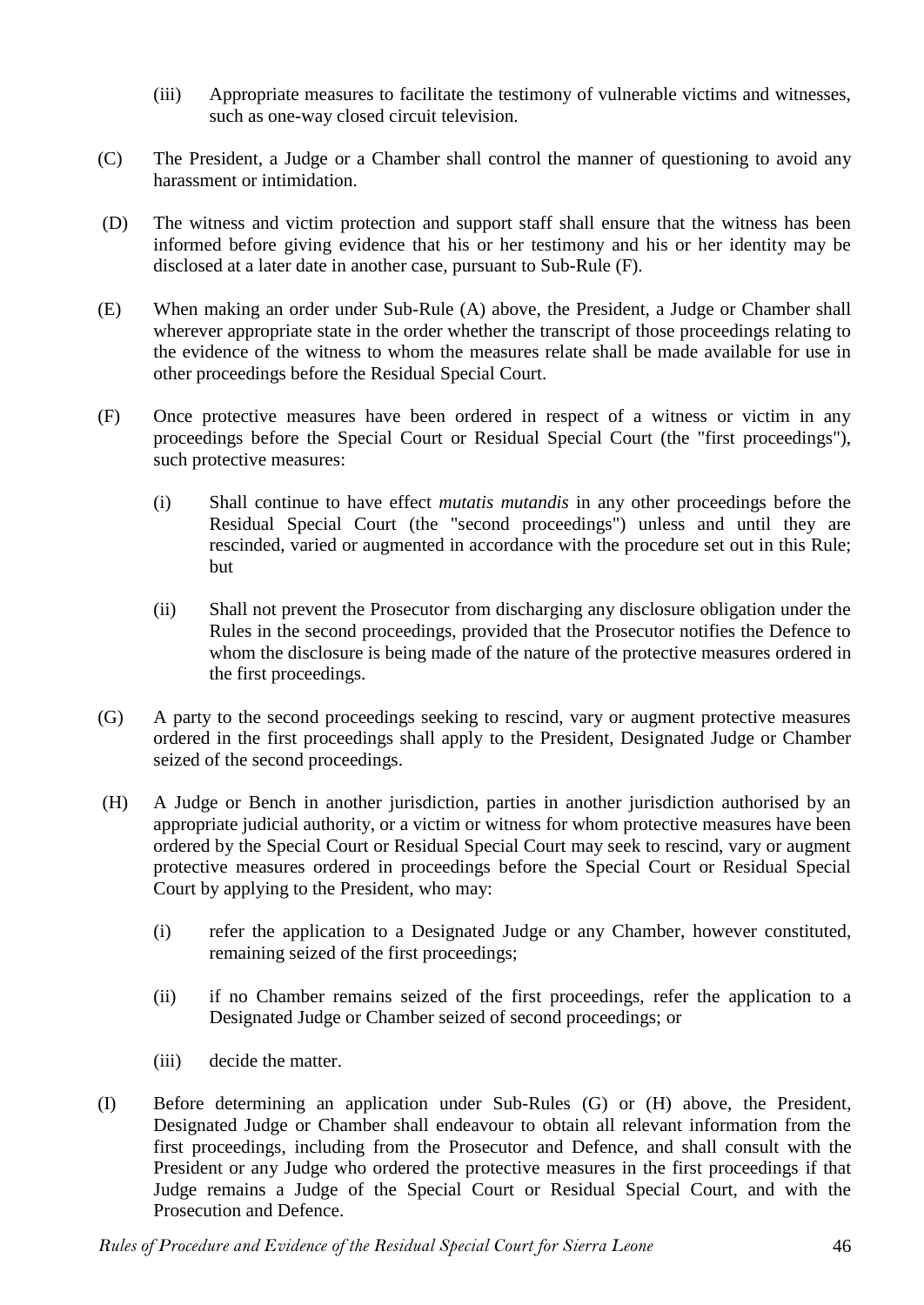(iii) Appropriate measures to facilitate the testimony of vulnerable victims and witnesses, such as one-way closed circuit television.

(C) The President, a Judge or a Chamber shall control the manner of questioning to avoid any harassment or intimidation.

(D) The witness and victim protection and support staff shall ensure that the witness has been informed before giving evidence that his or her testimony and his or her identity may be disclosed at a later date in another case, pursuant to Sub-Rule (F).

(E) When making an order under Sub-Rule (A) above, the President, a Judge or Chamber shall wherever appropriate state in the order whether the transcript of those proceedings relating to the evidence of the witness to whom the measures relate shall be made available for use in other proceedings before the Residual Special Court.

(F) Once protective measures have been ordered in respect of a witness or victim in any proceedings before the Special Court or Residual Special Court (the "first proceedings"), such protective measures:

(i) Shall continue to have effect *mutatis mutandis* in any other proceedings before the Residual Special Court (the "second proceedings") unless and until they are rescinded, varied or augmented in accordance with the procedure set out in this Rule; but

(ii) Shall not prevent the Prosecutor from discharging any disclosure obligation under the Rules in the second proceedings, provided that the Prosecutor notifies the Defence to whom the disclosure is being made of the nature of the protective measures ordered in the first proceedings.

(G) A party to the second proceedings seeking to rescind, vary or augment protective measures ordered in the first proceedings shall apply to the President, Designated Judge or Chamber seized of the second proceedings.

(H) A Judge or Bench in another jurisdiction, parties in another jurisdiction authorised by an appropriate judicial authority, or a victim or witness for whom protective measures have been ordered by the Special Court or Residual Special Court may seek to rescind, vary or augment protective measures ordered in proceedings before the Special Court or Residual Special Court by applying to the President, who may:

(i) refer the application to a Designated Judge or any Chamber, however constituted, remaining seized of the first proceedings;

(ii) if no Chamber remains seized of the first proceedings, refer the application to a Designated Judge or Chamber seized of second proceedings; or

(iii) decide the matter.

(I) Before determining an application under Sub-Rules (G) or (H) above, the President, Designated Judge or Chamber shall endeavour to obtain all relevant information from the first proceedings, including from the Prosecutor and Defence, and shall consult with the President or any Judge who ordered the protective measures in the first proceedings if that Judge remains a Judge of the Special Court or Residual Special Court, and with the Prosecution and Defence.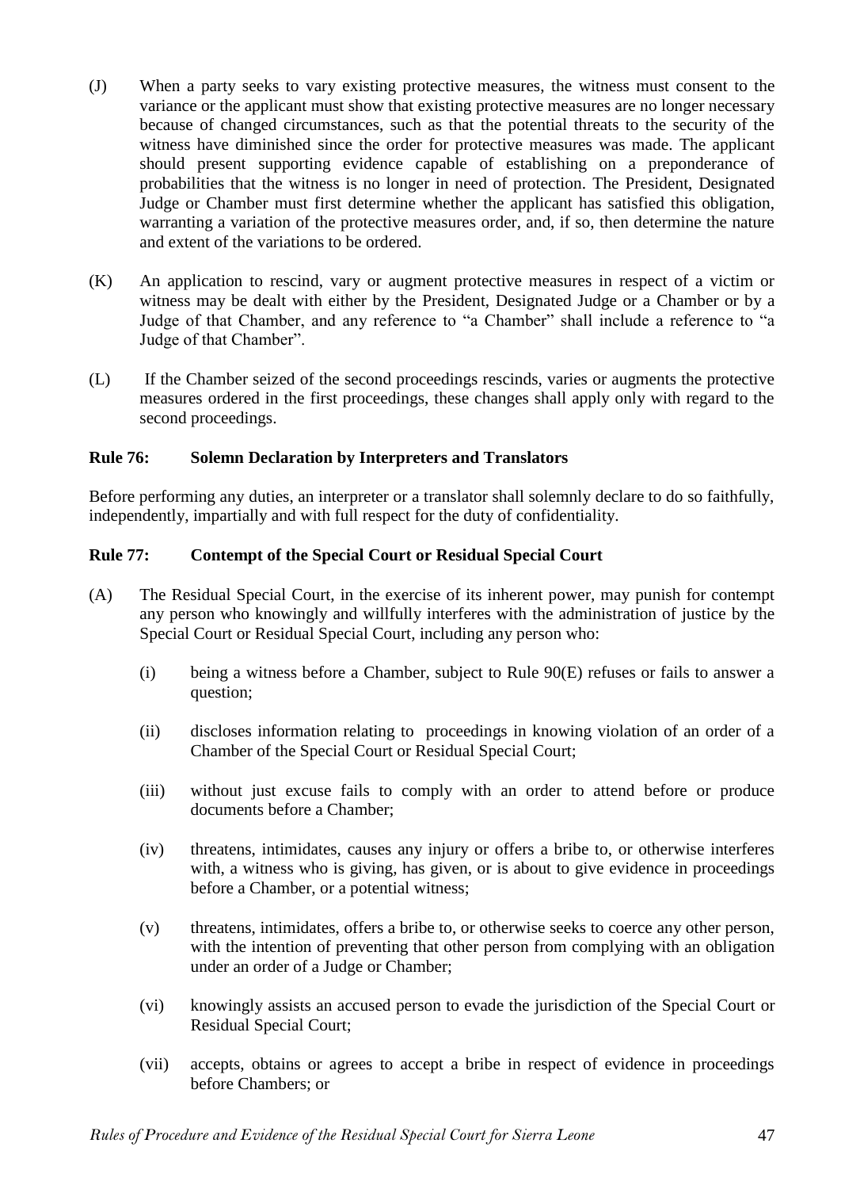(J) When a party seeks to vary existing protective measures, the witness must consent to the variance or the applicant must show that existing protective measures are no longer necessary because of changed circumstances, such as that the potential threats to the security of the witness have diminished since the order for protective measures was made. The applicant should present supporting evidence capable of establishing on a preponderance of probabilities that the witness is no longer in need of protection. The President, Designated Judge or Chamber must first determine whether the applicant has satisfied this obligation, warranting a variation of the protective measures order, and, if so, then determine the nature and extent of the variations to be ordered.

(K) An application to rescind, vary or augment protective measures in respect of a victim or witness may be dealt with either by the President, Designated Judge or a Chamber or by a Judge of that Chamber, and any reference to "a Chamber" shall include a reference to "a Judge of that Chamber".

(L) If the Chamber seized of the second proceedings rescinds, varies or augments the protective measures ordered in the first proceedings, these changes shall apply only with regard to the second proceedings.

**Rule 76: Solemn Declaration by Interpreters and Translators**

Before performing any duties, an interpreter or a translator shall solemnly declare to do so faithfully, independently, impartially and with full respect for the duty of confidentiality.

**Rule 77: Contempt of the Special Court or Residual Special Court**

(A) The Residual Special Court, in the exercise of its inherent power, may punish for contempt any person who knowingly and willfully interferes with the administration of justice by the Special Court or Residual Special Court, including any person who:

(i) being a witness before a Chamber, subject to Rule 90(E) refuses or fails to answer a question;

(ii) discloses information relating to proceedings in knowing violation of an order of a Chamber of the Special Court or Residual Special Court;

(iii) without just excuse fails to comply with an order to attend before or produce documents before a Chamber;

(iv) threatens, intimidates, causes any injury or offers a bribe to, or otherwise interferes with, a witness who is giving, has given, or is about to give evidence in proceedings before a Chamber, or a potential witness;

(v) threatens, intimidates, offers a bribe to, or otherwise seeks to coerce any other person, with the intention of preventing that other person from complying with an obligation under an order of a Judge or Chamber;

(vi) knowingly assists an accused person to evade the jurisdiction of the Special Court or Residual Special Court;

(vii) accepts, obtains or agrees to accept a bribe in respect of evidence in proceedings before Chambers; or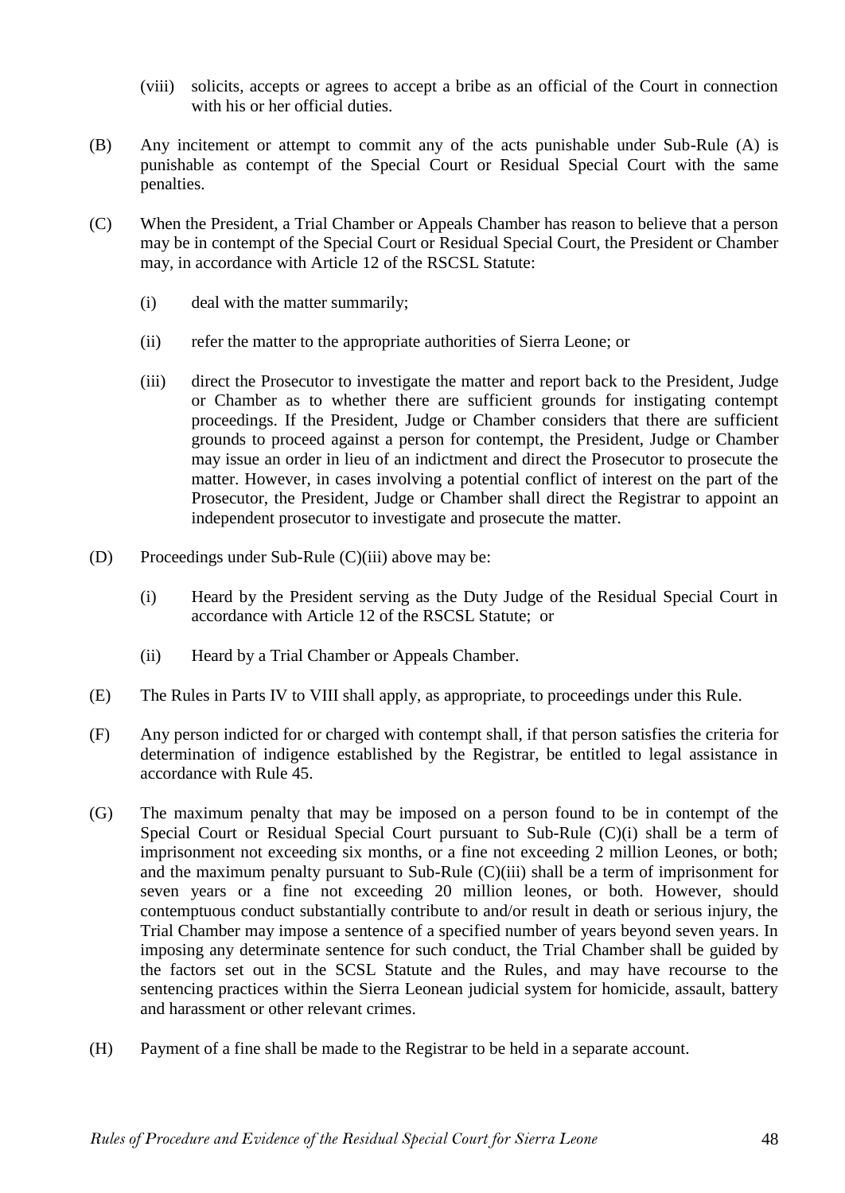(viii) solicits, accepts or agrees to accept a bribe as an official of the Court in connection with his or her official duties.

(B) Any incitement or attempt to commit any of the acts punishable under Sub-Rule (A) is punishable as contempt of the Special Court or Residual Special Court with the same penalties.

(C) When the President, a Trial Chamber or Appeals Chamber has reason to believe that a person may be in contempt of the Special Court or Residual Special Court, the President or Chamber may, in accordance with Article 12 of the RSCSL Statute:

(i) deal with the matter summarily;

(ii) refer the matter to the appropriate authorities of Sierra Leone; or

(iii) direct the Prosecutor to investigate the matter and report back to the President, Judge or Chamber as to whether there are sufficient grounds for instigating contempt proceedings. If the President, Judge or Chamber considers that there are sufficient grounds to proceed against a person for contempt, the President, Judge or Chamber may issue an order in lieu of an indictment and direct the Prosecutor to prosecute the matter. However, in cases involving a potential conflict of interest on the part of the Prosecutor, the President, Judge or Chamber shall direct the Registrar to appoint an independent prosecutor to investigate and prosecute the matter.

(D) Proceedings under Sub-Rule (C)(iii) above may be:

(i) Heard by the President serving as the Duty Judge of the Residual Special Court in accordance with Article 12 of the RSCSL Statute; or

(ii) Heard by a Trial Chamber or Appeals Chamber.

(E) The Rules in Parts IV to VIII shall apply, as appropriate, to proceedings under this Rule.

(F) Any person indicted for or charged with contempt shall, if that person satisfies the criteria for determination of indigence established by the Registrar, be entitled to legal assistance in accordance with Rule 45.

(G) The maximum penalty that may be imposed on a person found to be in contempt of the Special Court or Residual Special Court pursuant to Sub-Rule (C)(i) shall be a term of imprisonment not exceeding six months, or a fine not exceeding 2 million Leones, or both; and the maximum penalty pursuant to Sub-Rule (C)(iii) shall be a term of imprisonment for seven years or a fine not exceeding 20 million leones, or both. However, should contemptuous conduct substantially contribute to and/or result in death or serious injury, the Trial Chamber may impose a sentence of a specified number of years beyond seven years. In imposing any determinate sentence for such conduct, the Trial Chamber shall be guided by the factors set out in the SCSL Statute and the Rules, and may have recourse to the sentencing practices within the Sierra Leonean judicial system for homicide, assault, battery and harassment or other relevant crimes.

(H) Payment of a fine shall be made to the Registrar to be held in a separate account.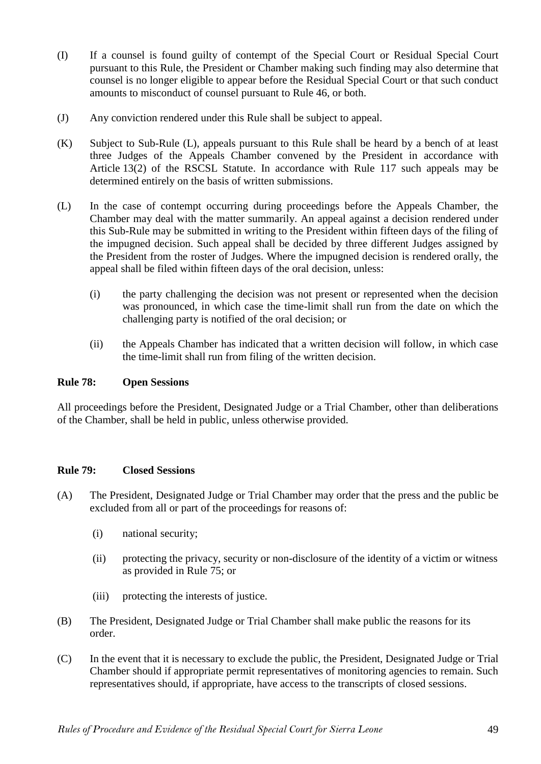(I) If a counsel is found guilty of contempt of the Special Court or Residual Special Court pursuant to this Rule, the President or Chamber making such finding may also determine that counsel is no longer eligible to appear before the Residual Special Court or that such conduct amounts to misconduct of counsel pursuant to Rule 46, or both.

(J) Any conviction rendered under this Rule shall be subject to appeal.

(K) Subject to Sub-Rule (L), appeals pursuant to this Rule shall be heard by a bench of at least three Judges of the Appeals Chamber convened by the President in accordance with Article 13(2) of the RSCSL Statute. In accordance with Rule 117 such appeals may be determined entirely on the basis of written submissions.

(L) In the case of contempt occurring during proceedings before the Appeals Chamber, the Chamber may deal with the matter summarily. An appeal against a decision rendered under this Sub-Rule may be submitted in writing to the President within fifteen days of the filing of the impugned decision. Such appeal shall be decided by three different Judges assigned by the President from the roster of Judges. Where the impugned decision is rendered orally, the appeal shall be filed within fifteen days of the oral decision, unless:

    (i) the party challenging the decision was not present or represented when the decision was pronounced, in which case the time-limit shall run from the date on which the challenging party is notified of the oral decision; or

    (ii) the Appeals Chamber has indicated that a written decision will follow, in which case the time-limit shall run from filing of the written decision.

**Rule 78: Open Sessions**

All proceedings before the President, Designated Judge or a Trial Chamber, other than deliberations of the Chamber, shall be held in public, unless otherwise provided.

**Rule 79: Closed Sessions**

(A) The President, Designated Judge or Trial Chamber may order that the press and the public be excluded from all or part of the proceedings for reasons of:

    (i) national security;

    (ii) protecting the privacy, security or non-disclosure of the identity of a victim or witness as provided in Rule 75; or

    (iii) protecting the interests of justice.

(B) The President, Designated Judge or Trial Chamber shall make public the reasons for its order.

(C) In the event that it is necessary to exclude the public, the President, Designated Judge or Trial Chamber should if appropriate permit representatives of monitoring agencies to remain. Such representatives should, if appropriate, have access to the transcripts of closed sessions.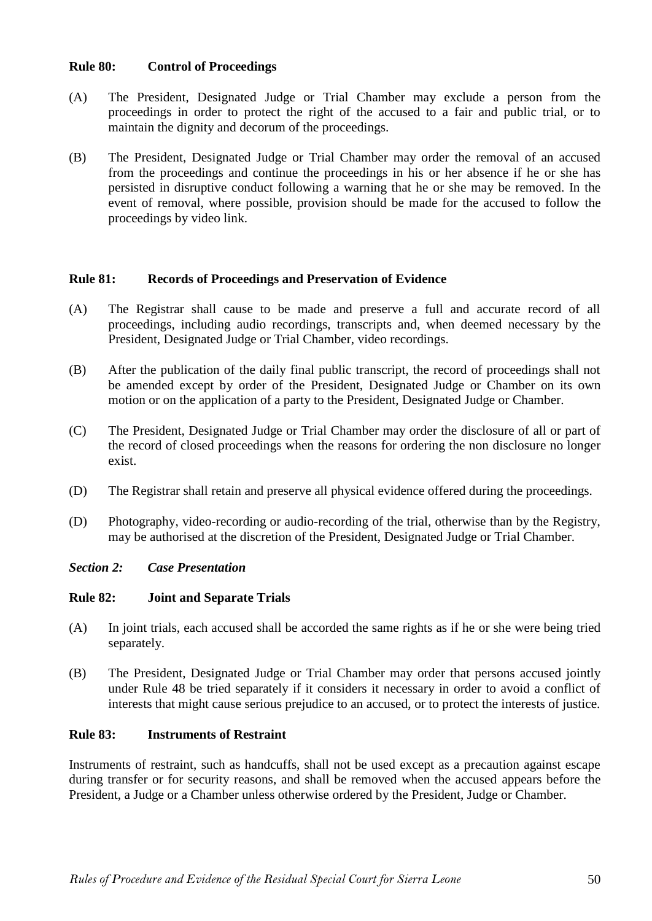### Rule 80: Control of Proceedings

(A) The President, Designated Judge or Trial Chamber may exclude a person from the proceedings in order to protect the right of the accused to a fair and public trial, or to maintain the dignity and decorum of the proceedings.

(B) The President, Designated Judge or Trial Chamber may order the removal of an accused from the proceedings and continue the proceedings in his or her absence if he or she has persisted in disruptive conduct following a warning that he or she may be removed. In the event of removal, where possible, provision should be made for the accused to follow the proceedings by video link.

### Rule 81: Records of Proceedings and Preservation of Evidence

(A) The Registrar shall cause to be made and preserve a full and accurate record of all proceedings, including audio recordings, transcripts and, when deemed necessary by the President, Designated Judge or Trial Chamber, video recordings.

(B) After the publication of the daily final public transcript, the record of proceedings shall not be amended except by order of the President, Designated Judge or Chamber on its own motion or on the application of a party to the President, Designated Judge or Chamber.

(C) The President, Designated Judge or Trial Chamber may order the disclosure of all or part of the record of closed proceedings when the reasons for ordering the non disclosure no longer exist.

(D) The Registrar shall retain and preserve all physical evidence offered during the proceedings.

(D) Photography, video-recording or audio-recording of the trial, otherwise than by the Registry, may be authorised at the discretion of the President, Designated Judge or Trial Chamber.

## *Section 2: Case Presentation*

### Rule 82: Joint and Separate Trials

(A) In joint trials, each accused shall be accorded the same rights as if he or she were being tried separately.

(B) The President, Designated Judge or Trial Chamber may order that persons accused jointly under Rule 48 be tried separately if it considers it necessary in order to avoid a conflict of interests that might cause serious prejudice to an accused, or to protect the interests of justice.

### Rule 83: Instruments of Restraint

Instruments of restraint, such as handcuffs, shall not be used except as a precaution against escape during transfer or for security reasons, and shall be removed when the accused appears before the President, a Judge or a Chamber unless otherwise ordered by the President, Judge or Chamber.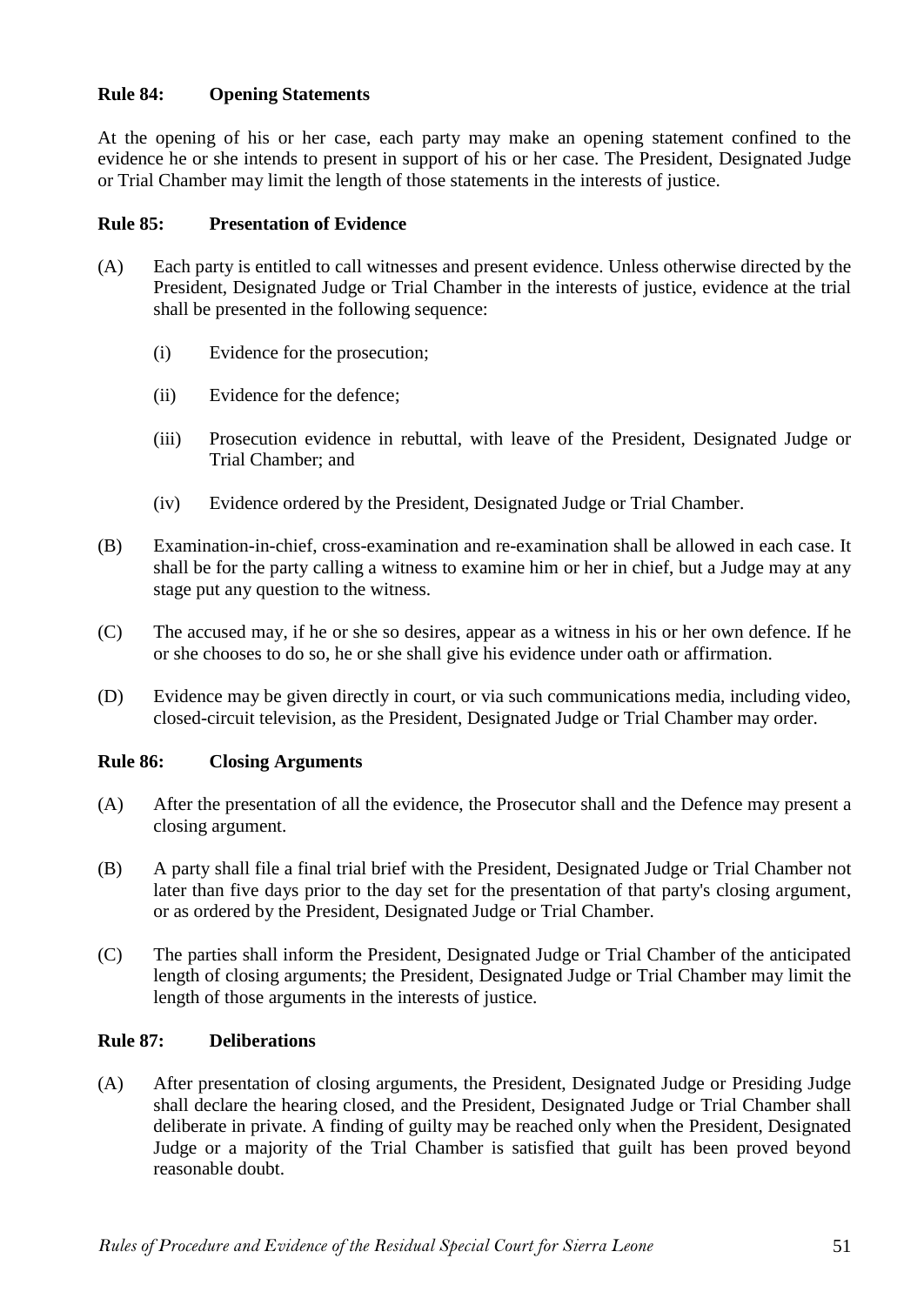**Rule 84: Opening Statements**

At the opening of his or her case, each party may make an opening statement confined to the evidence he or she intends to present in support of his or her case. The President, Designated Judge or Trial Chamber may limit the length of those statements in the interests of justice.

**Rule 85: Presentation of Evidence**

(A) Each party is entitled to call witnesses and present evidence. Unless otherwise directed by the President, Designated Judge or Trial Chamber in the interests of justice, evidence at the trial shall be presented in the following sequence:

(i) Evidence for the prosecution;

(ii) Evidence for the defence;

(iii) Prosecution evidence in rebuttal, with leave of the President, Designated Judge or Trial Chamber; and

(iv) Evidence ordered by the President, Designated Judge or Trial Chamber.

(B) Examination-in-chief, cross-examination and re-examination shall be allowed in each case. It shall be for the party calling a witness to examine him or her in chief, but a Judge may at any stage put any question to the witness.

(C) The accused may, if he or she so desires, appear as a witness in his or her own defence. If he or she chooses to do so, he or she shall give his evidence under oath or affirmation.

(D) Evidence may be given directly in court, or via such communications media, including video, closed-circuit television, as the President, Designated Judge or Trial Chamber may order.

**Rule 86: Closing Arguments**

(A) After the presentation of all the evidence, the Prosecutor shall and the Defence may present a closing argument.

(B) A party shall file a final trial brief with the President, Designated Judge or Trial Chamber not later than five days prior to the day set for the presentation of that party's closing argument, or as ordered by the President, Designated Judge or Trial Chamber.

(C) The parties shall inform the President, Designated Judge or Trial Chamber of the anticipated length of closing arguments; the President, Designated Judge or Trial Chamber may limit the length of those arguments in the interests of justice.

**Rule 87: Deliberations**

(A) After presentation of closing arguments, the President, Designated Judge or Presiding Judge shall declare the hearing closed, and the President, Designated Judge or Trial Chamber shall deliberate in private. A finding of guilty may be reached only when the President, Designated Judge or a majority of the Trial Chamber is satisfied that guilt has been proved beyond reasonable doubt.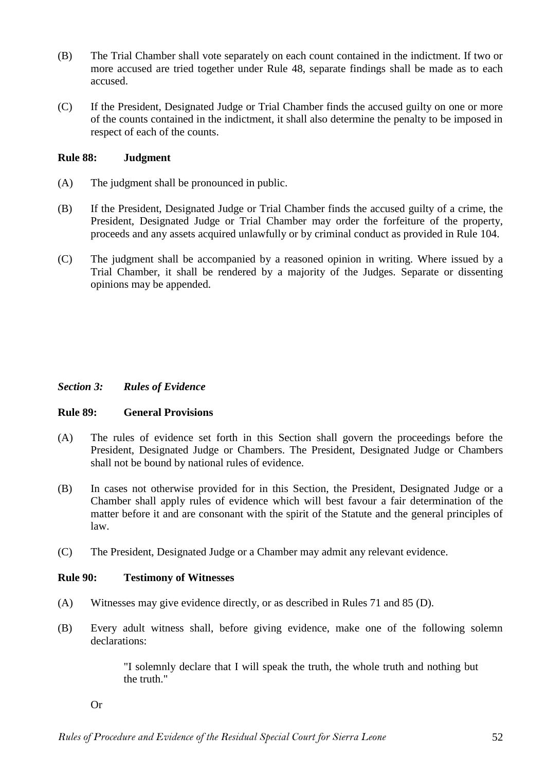(B) The Trial Chamber shall vote separately on each count contained in the indictment. If two or more accused are tried together under Rule 48, separate findings shall be made as to each accused.

(C) If the President, Designated Judge or Trial Chamber finds the accused guilty on one or more of the counts contained in the indictment, it shall also determine the penalty to be imposed in respect of each of the counts.

**Rule 88: Judgment**

(A) The judgment shall be pronounced in public.

(B) If the President, Designated Judge or Trial Chamber finds the accused guilty of a crime, the President, Designated Judge or Trial Chamber may order the forfeiture of the property, proceeds and any assets acquired unlawfully or by criminal conduct as provided in Rule 104.

(C) The judgment shall be accompanied by a reasoned opinion in writing. Where issued by a Trial Chamber, it shall be rendered by a majority of the Judges. Separate or dissenting opinions may be appended.

***Section 3: Rules of Evidence***

**Rule 89: General Provisions**

(A) The rules of evidence set forth in this Section shall govern the proceedings before the President, Designated Judge or Chambers. The President, Designated Judge or Chambers shall not be bound by national rules of evidence.

(B) In cases not otherwise provided for in this Section, the President, Designated Judge or a Chamber shall apply rules of evidence which will best favour a fair determination of the matter before it and are consonant with the spirit of the Statute and the general principles of law.

(C) The President, Designated Judge or a Chamber may admit any relevant evidence.

**Rule 90: Testimony of Witnesses**

(A) Witnesses may give evidence directly, or as described in Rules 71 and 85 (D).

(B) Every adult witness shall, before giving evidence, make one of the following solemn declarations:

> "I solemnly declare that I will speak the truth, the whole truth and nothing but the truth."

Or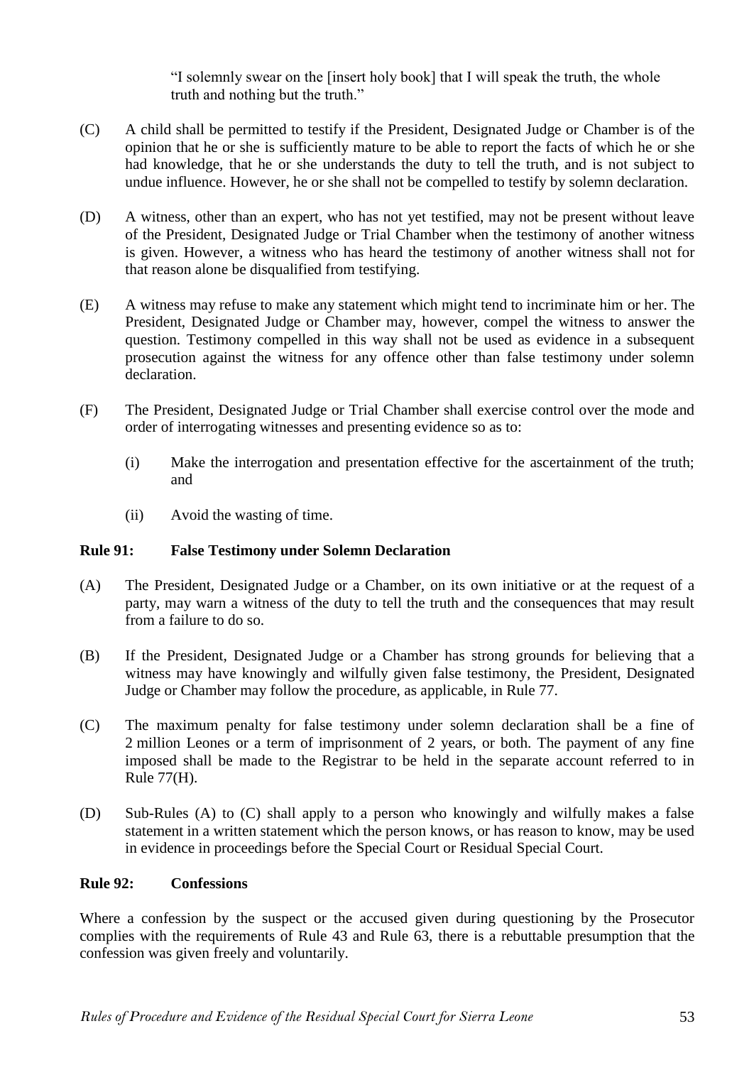"I solemnly swear on the [insert holy book] that I will speak the truth, the whole truth and nothing but the truth."

(C) A child shall be permitted to testify if the President, Designated Judge or Chamber is of the opinion that he or she is sufficiently mature to be able to report the facts of which he or she had knowledge, that he or she understands the duty to tell the truth, and is not subject to undue influence. However, he or she shall not be compelled to testify by solemn declaration.

(D) A witness, other than an expert, who has not yet testified, may not be present without leave of the President, Designated Judge or Trial Chamber when the testimony of another witness is given. However, a witness who has heard the testimony of another witness shall not for that reason alone be disqualified from testifying.

(E) A witness may refuse to make any statement which might tend to incriminate him or her. The President, Designated Judge or Chamber may, however, compel the witness to answer the question. Testimony compelled in this way shall not be used as evidence in a subsequent prosecution against the witness for any offence other than false testimony under solemn declaration.

(F) The President, Designated Judge or Trial Chamber shall exercise control over the mode and order of interrogating witnesses and presenting evidence so as to:

- (i) Make the interrogation and presentation effective for the ascertainment of the truth; and
- (ii) Avoid the wasting of time.

### Rule 91: False Testimony under Solemn Declaration

(A) The President, Designated Judge or a Chamber, on its own initiative or at the request of a party, may warn a witness of the duty to tell the truth and the consequences that may result from a failure to do so.

(B) If the President, Designated Judge or a Chamber has strong grounds for believing that a witness may have knowingly and wilfully given false testimony, the President, Designated Judge or Chamber may follow the procedure, as applicable, in Rule 77.

(C) The maximum penalty for false testimony under solemn declaration shall be a fine of 2 million Leones or a term of imprisonment of 2 years, or both. The payment of any fine imposed shall be made to the Registrar to be held in the separate account referred to in Rule 77(H).

(D) Sub-Rules (A) to (C) shall apply to a person who knowingly and wilfully makes a false statement in a written statement which the person knows, or has reason to know, may be used in evidence in proceedings before the Special Court or Residual Special Court.

### Rule 92: Confessions

Where a confession by the suspect or the accused given during questioning by the Prosecutor complies with the requirements of Rule 43 and Rule 63, there is a rebuttable presumption that the confession was given freely and voluntarily.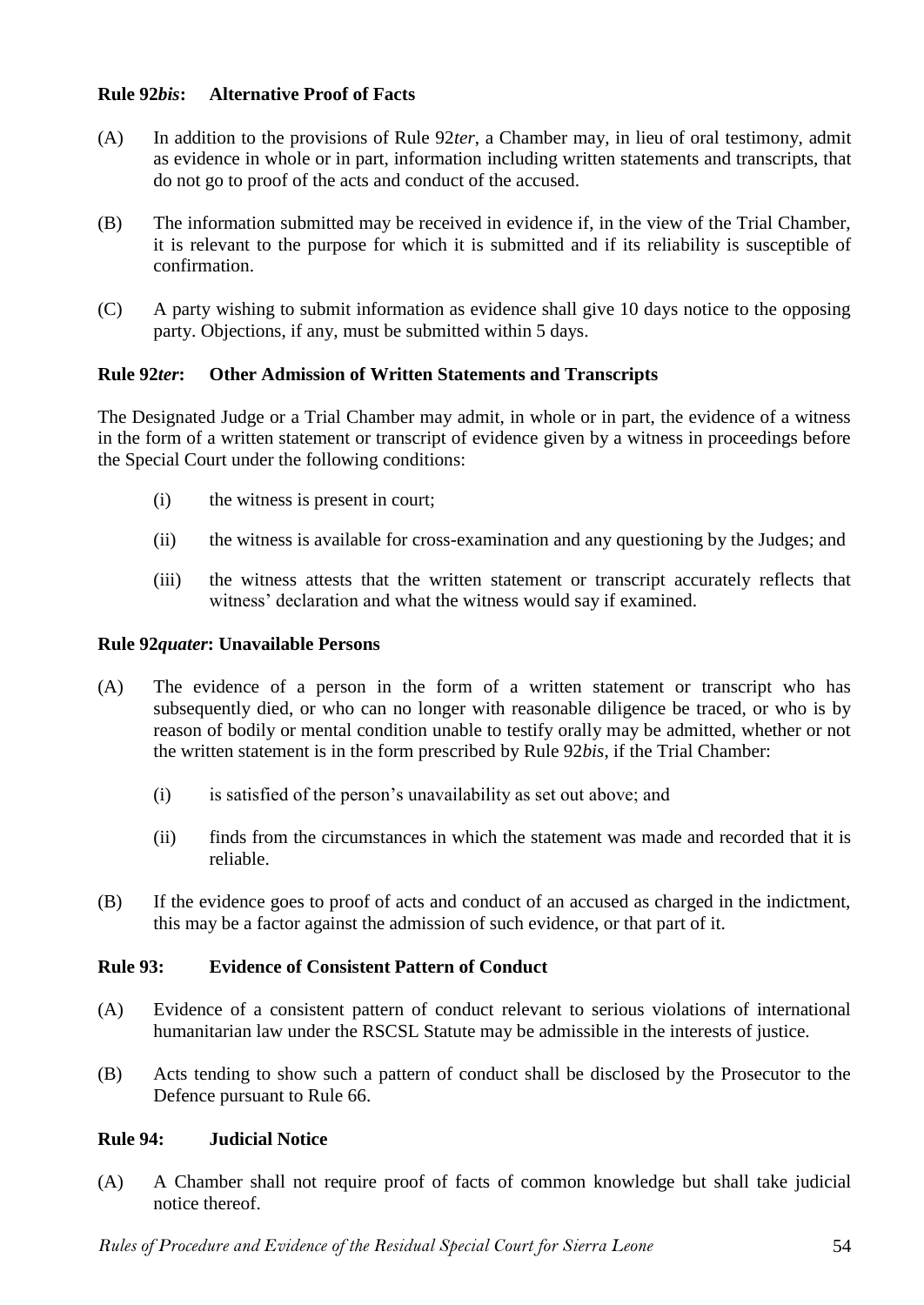**Rule 92*bis*: Alternative Proof of Facts**

(A) In addition to the provisions of Rule 92*ter*, a Chamber may, in lieu of oral testimony, admit as evidence in whole or in part, information including written statements and transcripts, that do not go to proof of the acts and conduct of the accused.

(B) The information submitted may be received in evidence if, in the view of the Trial Chamber, it is relevant to the purpose for which it is submitted and if its reliability is susceptible of confirmation.

(C) A party wishing to submit information as evidence shall give 10 days notice to the opposing party. Objections, if any, must be submitted within 5 days.

**Rule 92*ter*: Other Admission of Written Statements and Transcripts**

The Designated Judge or a Trial Chamber may admit, in whole or in part, the evidence of a witness in the form of a written statement or transcript of evidence given by a witness in proceedings before the Special Court under the following conditions:

(i) the witness is present in court;

(ii) the witness is available for cross-examination and any questioning by the Judges; and

(iii) the witness attests that the written statement or transcript accurately reflects that witness' declaration and what the witness would say if examined.

**Rule 92*quater*: Unavailable Persons**

(A) The evidence of a person in the form of a written statement or transcript who has subsequently died, or who can no longer with reasonable diligence be traced, or who is by reason of bodily or mental condition unable to testify orally may be admitted, whether or not the written statement is in the form prescribed by Rule 92*bis*, if the Trial Chamber:

(i) is satisfied of the person's unavailability as set out above; and

(ii) finds from the circumstances in which the statement was made and recorded that it is reliable.

(B) If the evidence goes to proof of acts and conduct of an accused as charged in the indictment, this may be a factor against the admission of such evidence, or that part of it.

**Rule 93: Evidence of Consistent Pattern of Conduct**

(A) Evidence of a consistent pattern of conduct relevant to serious violations of international humanitarian law under the RSCSL Statute may be admissible in the interests of justice.

(B) Acts tending to show such a pattern of conduct shall be disclosed by the Prosecutor to the Defence pursuant to Rule 66.

**Rule 94: Judicial Notice**

(A) A Chamber shall not require proof of facts of common knowledge but shall take judicial notice thereof.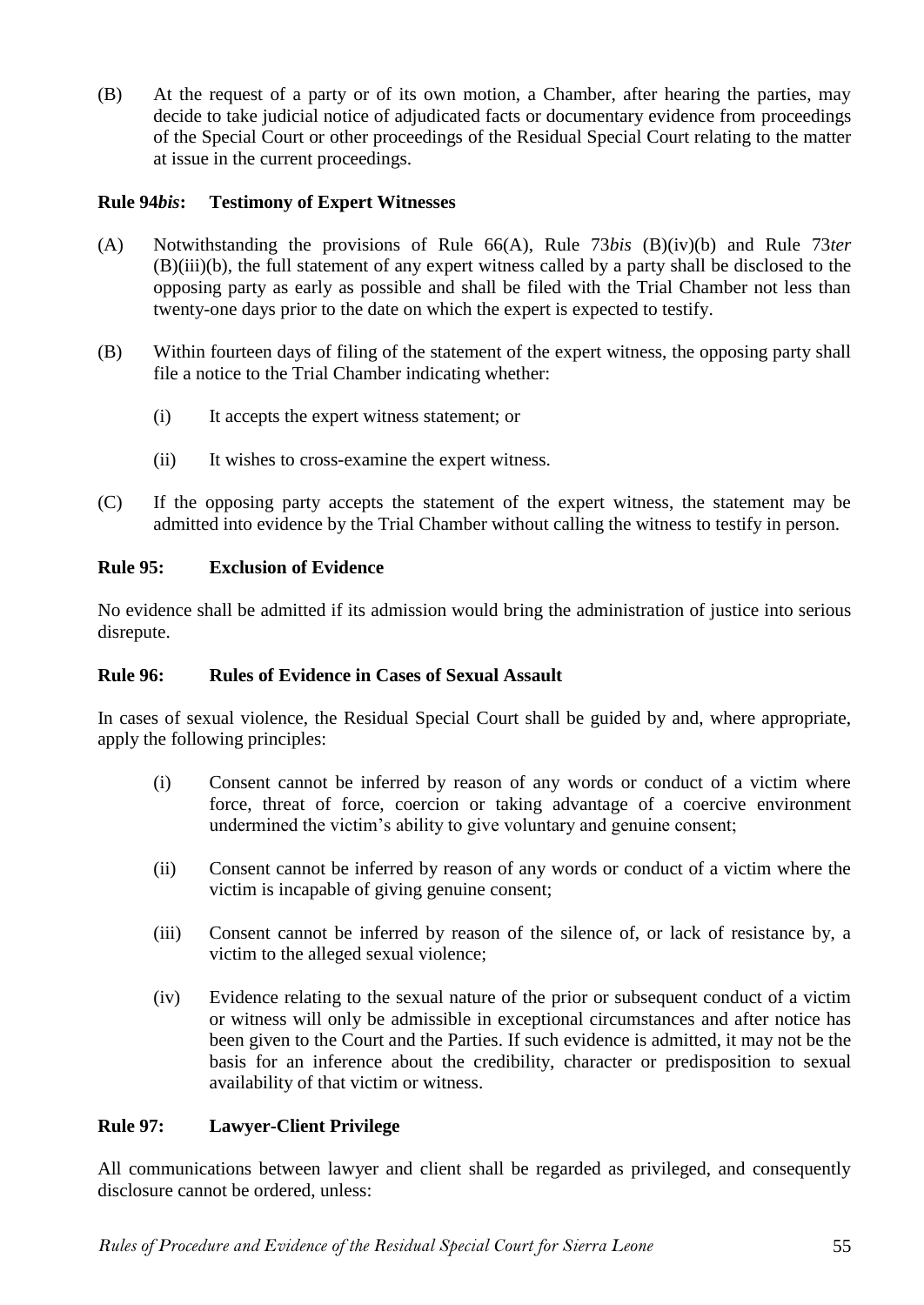(B) At the request of a party or of its own motion, a Chamber, after hearing the parties, may decide to take judicial notice of adjudicated facts or documentary evidence from proceedings of the Special Court or other proceedings of the Residual Special Court relating to the matter at issue in the current proceedings.

### Rule 94*bis*: Testimony of Expert Witnesses

(A) Notwithstanding the provisions of Rule 66(A), Rule 73*bis* (B)(iv)(b) and Rule 73*ter* (B)(iii)(b), the full statement of any expert witness called by a party shall be disclosed to the opposing party as early as possible and shall be filed with the Trial Chamber not less than twenty-one days prior to the date on which the expert is expected to testify.

(B) Within fourteen days of filing of the statement of the expert witness, the opposing party shall file a notice to the Trial Chamber indicating whether:

(i) It accepts the expert witness statement; or

(ii) It wishes to cross-examine the expert witness.

(C) If the opposing party accepts the statement of the expert witness, the statement may be admitted into evidence by the Trial Chamber without calling the witness to testify in person.

### Rule 95: Exclusion of Evidence

No evidence shall be admitted if its admission would bring the administration of justice into serious disrepute.

### Rule 96: Rules of Evidence in Cases of Sexual Assault

In cases of sexual violence, the Residual Special Court shall be guided by and, where appropriate, apply the following principles:

(i) Consent cannot be inferred by reason of any words or conduct of a victim where force, threat of force, coercion or taking advantage of a coercive environment undermined the victim's ability to give voluntary and genuine consent;

(ii) Consent cannot be inferred by reason of any words or conduct of a victim where the victim is incapable of giving genuine consent;

(iii) Consent cannot be inferred by reason of the silence of, or lack of resistance by, a victim to the alleged sexual violence;

(iv) Evidence relating to the sexual nature of the prior or subsequent conduct of a victim or witness will only be admissible in exceptional circumstances and after notice has been given to the Court and the Parties. If such evidence is admitted, it may not be the basis for an inference about the credibility, character or predisposition to sexual availability of that victim or witness.

### Rule 97: Lawyer-Client Privilege

All communications between lawyer and client shall be regarded as privileged, and consequently disclosure cannot be ordered, unless: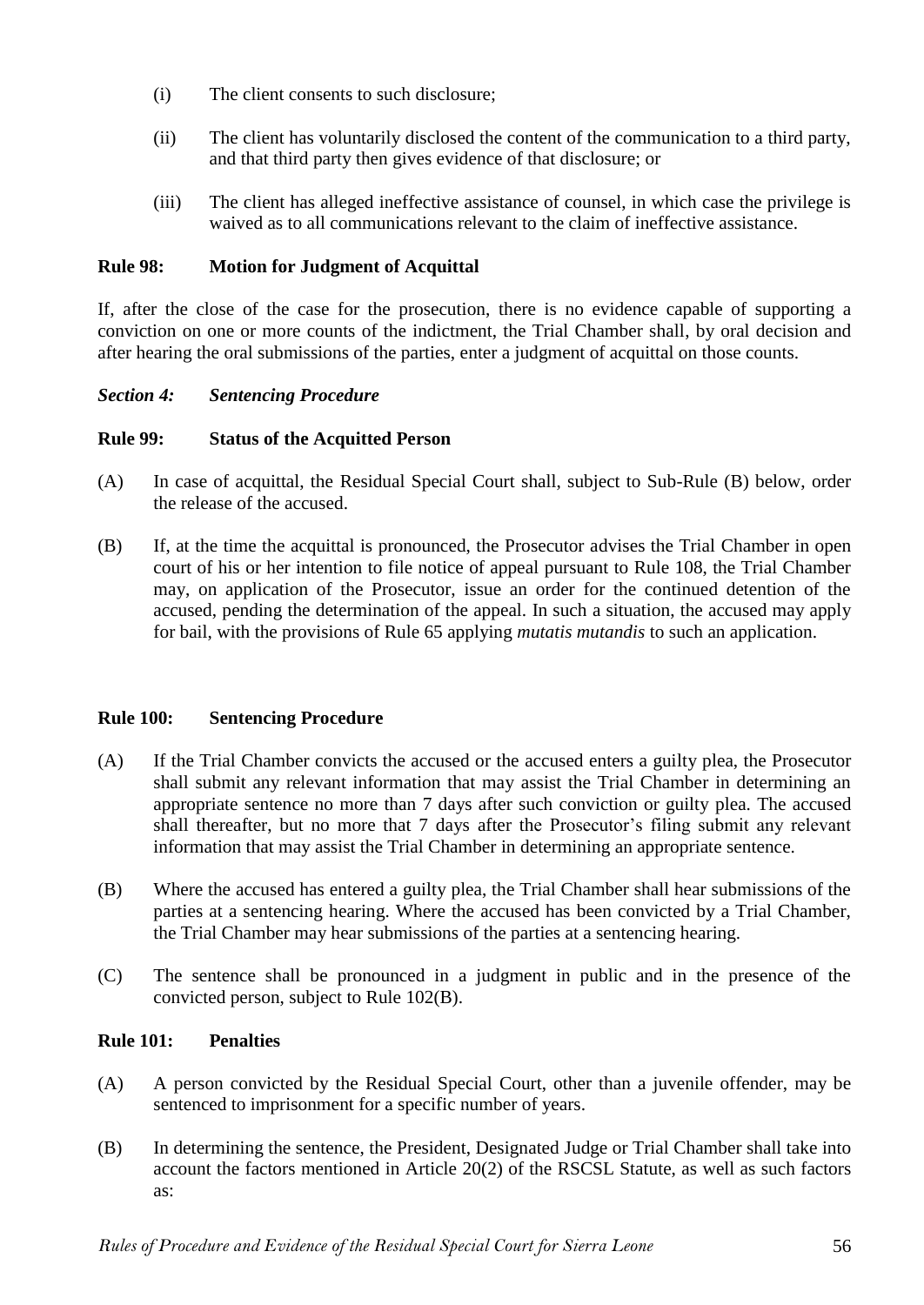(i) The client consents to such disclosure;

(ii) The client has voluntarily disclosed the content of the communication to a third party, and that third party then gives evidence of that disclosure; or

(iii) The client has alleged ineffective assistance of counsel, in which case the privilege is waived as to all communications relevant to the claim of ineffective assistance.

**Rule 98: Motion for Judgment of Acquittal**

If, after the close of the case for the prosecution, there is no evidence capable of supporting a conviction on one or more counts of the indictment, the Trial Chamber shall, by oral decision and after hearing the oral submissions of the parties, enter a judgment of acquittal on those counts.

***Section 4: Sentencing Procedure***

**Rule 99: Status of the Acquitted Person**

(A) In case of acquittal, the Residual Special Court shall, subject to Sub-Rule (B) below, order the release of the accused.

(B) If, at the time the acquittal is pronounced, the Prosecutor advises the Trial Chamber in open court of his or her intention to file notice of appeal pursuant to Rule 108, the Trial Chamber may, on application of the Prosecutor, issue an order for the continued detention of the accused, pending the determination of the appeal. In such a situation, the accused may apply for bail, with the provisions of Rule 65 applying *mutatis mutandis* to such an application.

**Rule 100: Sentencing Procedure**

(A) If the Trial Chamber convicts the accused or the accused enters a guilty plea, the Prosecutor shall submit any relevant information that may assist the Trial Chamber in determining an appropriate sentence no more than 7 days after such conviction or guilty plea. The accused shall thereafter, but no more that 7 days after the Prosecutor's filing submit any relevant information that may assist the Trial Chamber in determining an appropriate sentence.

(B) Where the accused has entered a guilty plea, the Trial Chamber shall hear submissions of the parties at a sentencing hearing. Where the accused has been convicted by a Trial Chamber, the Trial Chamber may hear submissions of the parties at a sentencing hearing.

(C) The sentence shall be pronounced in a judgment in public and in the presence of the convicted person, subject to Rule 102(B).

**Rule 101: Penalties**

(A) A person convicted by the Residual Special Court, other than a juvenile offender, may be sentenced to imprisonment for a specific number of years.

(B) In determining the sentence, the President, Designated Judge or Trial Chamber shall take into account the factors mentioned in Article 20(2) of the RSCSL Statute, as well as such factors as: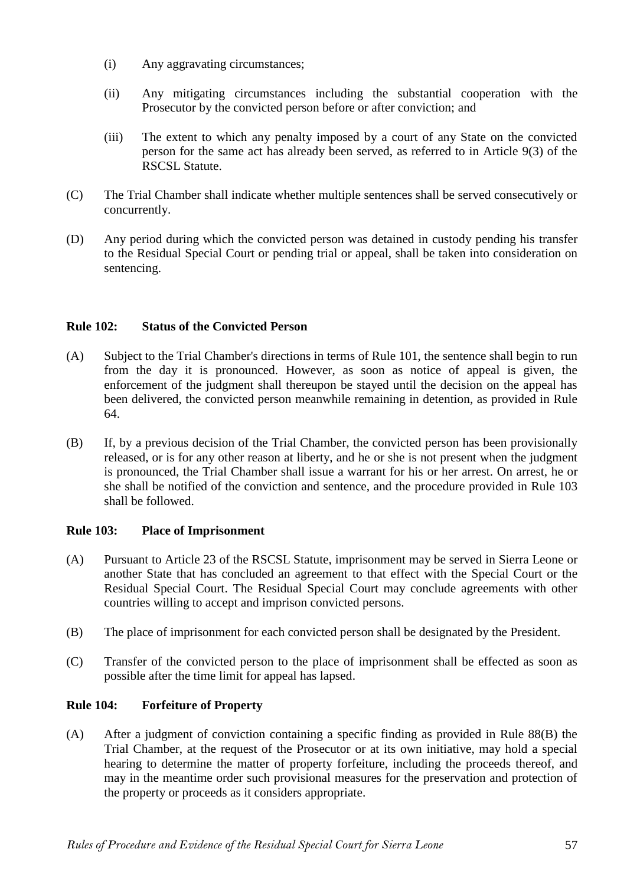(i) Any aggravating circumstances;

(ii) Any mitigating circumstances including the substantial cooperation with the Prosecutor by the convicted person before or after conviction; and

(iii) The extent to which any penalty imposed by a court of any State on the convicted person for the same act has already been served, as referred to in Article 9(3) of the RSCSL Statute.

(C) The Trial Chamber shall indicate whether multiple sentences shall be served consecutively or concurrently.

(D) Any period during which the convicted person was detained in custody pending his transfer to the Residual Special Court or pending trial or appeal, shall be taken into consideration on sentencing.

**Rule 102: Status of the Convicted Person**

(A) Subject to the Trial Chamber's directions in terms of Rule 101, the sentence shall begin to run from the day it is pronounced. However, as soon as notice of appeal is given, the enforcement of the judgment shall thereupon be stayed until the decision on the appeal has been delivered, the convicted person meanwhile remaining in detention, as provided in Rule 64.

(B) If, by a previous decision of the Trial Chamber, the convicted person has been provisionally released, or is for any other reason at liberty, and he or she is not present when the judgment is pronounced, the Trial Chamber shall issue a warrant for his or her arrest. On arrest, he or she shall be notified of the conviction and sentence, and the procedure provided in Rule 103 shall be followed.

**Rule 103: Place of Imprisonment**

(A) Pursuant to Article 23 of the RSCSL Statute, imprisonment may be served in Sierra Leone or another State that has concluded an agreement to that effect with the Special Court or the Residual Special Court. The Residual Special Court may conclude agreements with other countries willing to accept and imprison convicted persons.

(B) The place of imprisonment for each convicted person shall be designated by the President.

(C) Transfer of the convicted person to the place of imprisonment shall be effected as soon as possible after the time limit for appeal has lapsed.

**Rule 104: Forfeiture of Property**

(A) After a judgment of conviction containing a specific finding as provided in Rule 88(B) the Trial Chamber, at the request of the Prosecutor or at its own initiative, may hold a special hearing to determine the matter of property forfeiture, including the proceeds thereof, and may in the meantime order such provisional measures for the preservation and protection of the property or proceeds as it considers appropriate.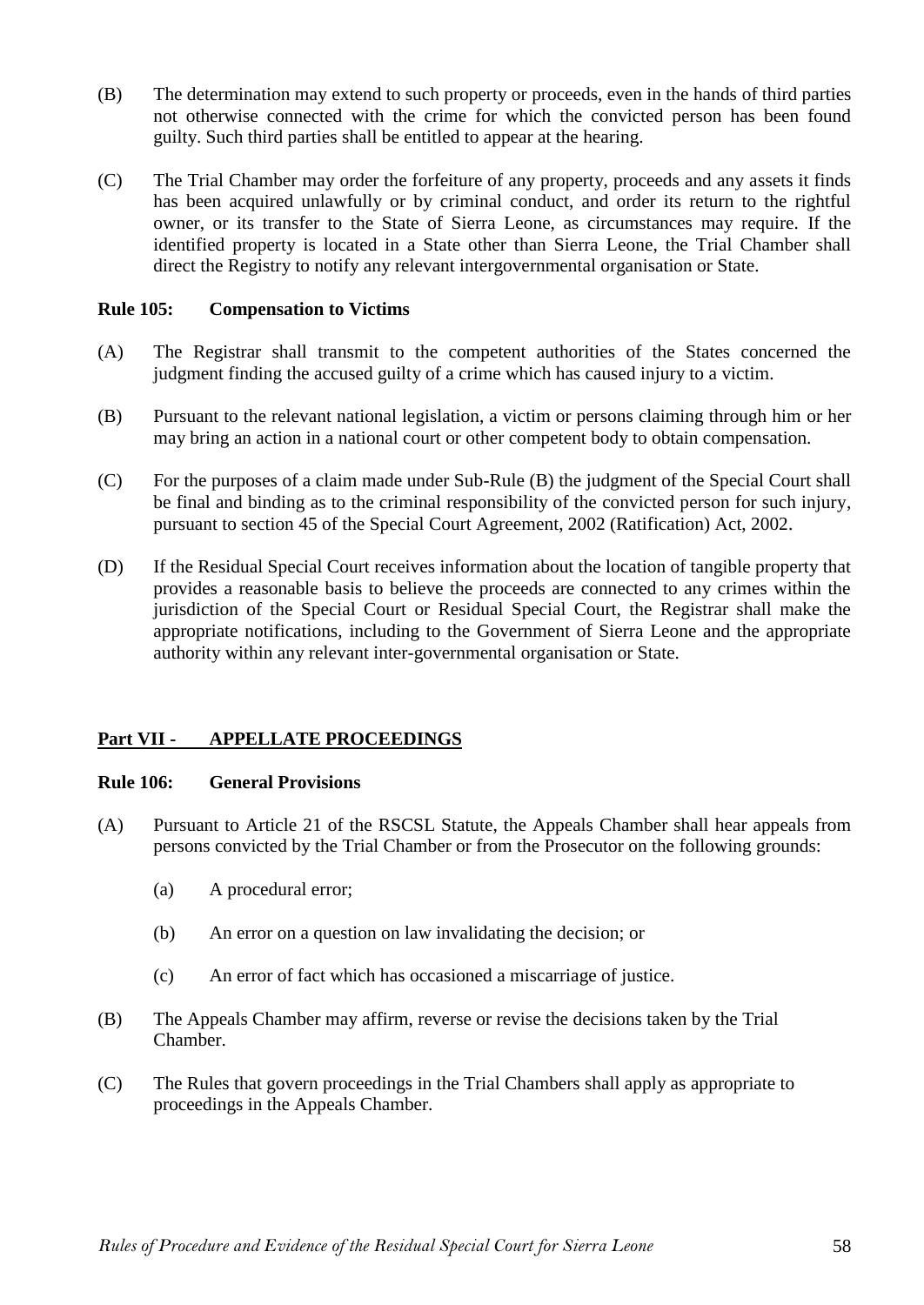(B) The determination may extend to such property or proceeds, even in the hands of third parties not otherwise connected with the crime for which the convicted person has been found guilty. Such third parties shall be entitled to appear at the hearing.

(C) The Trial Chamber may order the forfeiture of any property, proceeds and any assets it finds has been acquired unlawfully or by criminal conduct, and order its return to the rightful owner, or its transfer to the State of Sierra Leone, as circumstances may require. If the identified property is located in a State other than Sierra Leone, the Trial Chamber shall direct the Registry to notify any relevant intergovernmental organisation or State.

**Rule 105: Compensation to Victims**

(A) The Registrar shall transmit to the competent authorities of the States concerned the judgment finding the accused guilty of a crime which has caused injury to a victim.

(B) Pursuant to the relevant national legislation, a victim or persons claiming through him or her may bring an action in a national court or other competent body to obtain compensation.

(C) For the purposes of a claim made under Sub-Rule (B) the judgment of the Special Court shall be final and binding as to the criminal responsibility of the convicted person for such injury, pursuant to section 45 of the Special Court Agreement, 2002 (Ratification) Act, 2002.

(D) If the Residual Special Court receives information about the location of tangible property that provides a reasonable basis to believe the proceeds are connected to any crimes within the jurisdiction of the Special Court or Residual Special Court, the Registrar shall make the appropriate notifications, including to the Government of Sierra Leone and the appropriate authority within any relevant inter-governmental organisation or State.

## Part VII - APPELLATE PROCEEDINGS

**Rule 106: General Provisions**

(A) Pursuant to Article 21 of the RSCSL Statute, the Appeals Chamber shall hear appeals from persons convicted by the Trial Chamber or from the Prosecutor on the following grounds:

 (a) A procedural error;

 (b) An error on a question on law invalidating the decision; or

 (c) An error of fact which has occasioned a miscarriage of justice.

(B) The Appeals Chamber may affirm, reverse or revise the decisions taken by the Trial Chamber.

(C) The Rules that govern proceedings in the Trial Chambers shall apply as appropriate to proceedings in the Appeals Chamber.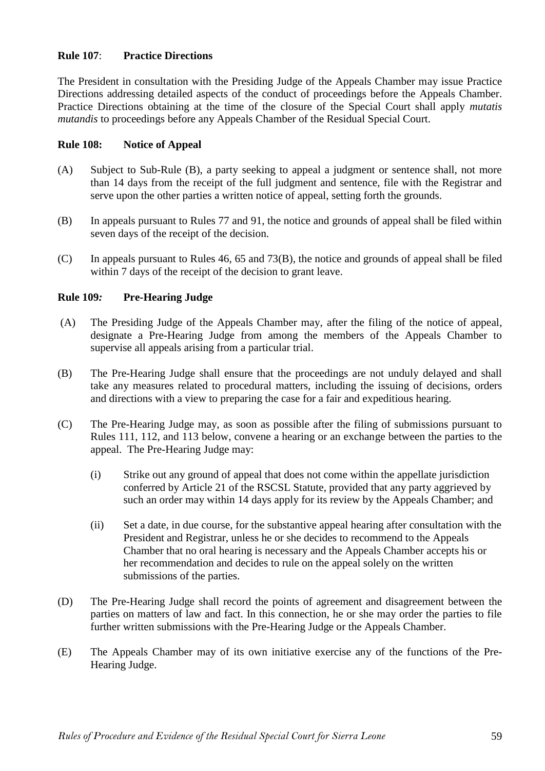**Rule 107**: **Practice Directions**

The President in consultation with the Presiding Judge of the Appeals Chamber may issue Practice Directions addressing detailed aspects of the conduct of proceedings before the Appeals Chamber. Practice Directions obtaining at the time of the closure of the Special Court shall apply *mutatis mutandis* to proceedings before any Appeals Chamber of the Residual Special Court.

**Rule 108: Notice of Appeal**

(A) Subject to Sub-Rule (B), a party seeking to appeal a judgment or sentence shall, not more than 14 days from the receipt of the full judgment and sentence, file with the Registrar and serve upon the other parties a written notice of appeal, setting forth the grounds.

(B) In appeals pursuant to Rules 77 and 91, the notice and grounds of appeal shall be filed within seven days of the receipt of the decision.

(C) In appeals pursuant to Rules 46, 65 and 73(B), the notice and grounds of appeal shall be filed within 7 days of the receipt of the decision to grant leave.

**Rule 109*:* Pre-Hearing Judge**

(A) The Presiding Judge of the Appeals Chamber may, after the filing of the notice of appeal, designate a Pre-Hearing Judge from among the members of the Appeals Chamber to supervise all appeals arising from a particular trial.

(B) The Pre-Hearing Judge shall ensure that the proceedings are not unduly delayed and shall take any measures related to procedural matters, including the issuing of decisions, orders and directions with a view to preparing the case for a fair and expeditious hearing.

(C) The Pre-Hearing Judge may, as soon as possible after the filing of submissions pursuant to Rules 111, 112, and 113 below, convene a hearing or an exchange between the parties to the appeal. The Pre-Hearing Judge may:

   (i) Strike out any ground of appeal that does not come within the appellate jurisdiction conferred by Article 21 of the RSCSL Statute, provided that any party aggrieved by such an order may within 14 days apply for its review by the Appeals Chamber; and

   (ii) Set a date, in due course, for the substantive appeal hearing after consultation with the President and Registrar, unless he or she decides to recommend to the Appeals Chamber that no oral hearing is necessary and the Appeals Chamber accepts his or her recommendation and decides to rule on the appeal solely on the written submissions of the parties.

(D) The Pre-Hearing Judge shall record the points of agreement and disagreement between the parties on matters of law and fact. In this connection, he or she may order the parties to file further written submissions with the Pre-Hearing Judge or the Appeals Chamber.

(E) The Appeals Chamber may of its own initiative exercise any of the functions of the Pre-Hearing Judge.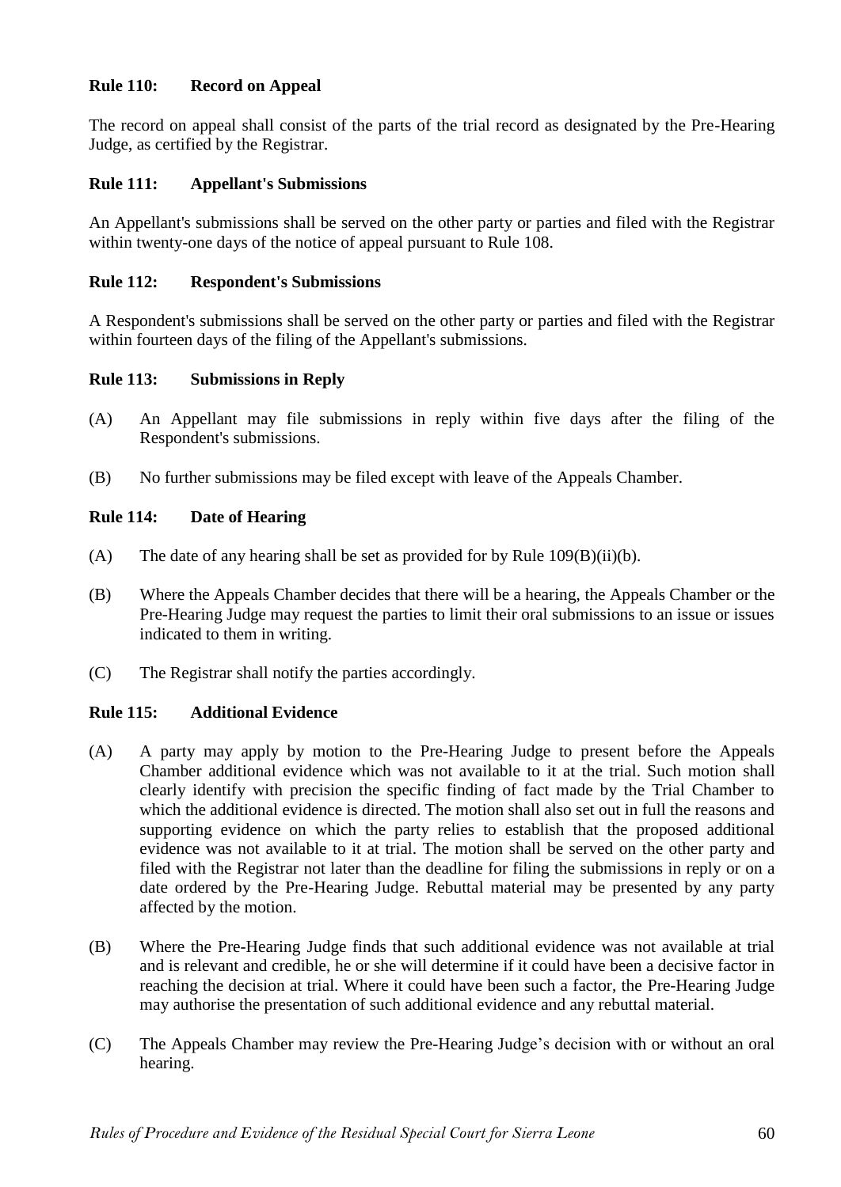### Rule 110: Record on Appeal

The record on appeal shall consist of the parts of the trial record as designated by the Pre-Hearing Judge, as certified by the Registrar.

### Rule 111: Appellant's Submissions

An Appellant's submissions shall be served on the other party or parties and filed with the Registrar within twenty-one days of the notice of appeal pursuant to Rule 108.

### Rule 112: Respondent's Submissions

A Respondent's submissions shall be served on the other party or parties and filed with the Registrar within fourteen days of the filing of the Appellant's submissions.

### Rule 113: Submissions in Reply

(A) An Appellant may file submissions in reply within five days after the filing of the Respondent's submissions.

(B) No further submissions may be filed except with leave of the Appeals Chamber.

### Rule 114: Date of Hearing

(A) The date of any hearing shall be set as provided for by Rule 109(B)(ii)(b).

(B) Where the Appeals Chamber decides that there will be a hearing, the Appeals Chamber or the Pre-Hearing Judge may request the parties to limit their oral submissions to an issue or issues indicated to them in writing.

(C) The Registrar shall notify the parties accordingly.

### Rule 115: Additional Evidence

(A) A party may apply by motion to the Pre-Hearing Judge to present before the Appeals Chamber additional evidence which was not available to it at the trial. Such motion shall clearly identify with precision the specific finding of fact made by the Trial Chamber to which the additional evidence is directed. The motion shall also set out in full the reasons and supporting evidence on which the party relies to establish that the proposed additional evidence was not available to it at trial. The motion shall be served on the other party and filed with the Registrar not later than the deadline for filing the submissions in reply or on a date ordered by the Pre-Hearing Judge. Rebuttal material may be presented by any party affected by the motion.

(B) Where the Pre-Hearing Judge finds that such additional evidence was not available at trial and is relevant and credible, he or she will determine if it could have been a decisive factor in reaching the decision at trial. Where it could have been such a factor, the Pre-Hearing Judge may authorise the presentation of such additional evidence and any rebuttal material.

(C) The Appeals Chamber may review the Pre-Hearing Judge's decision with or without an oral hearing.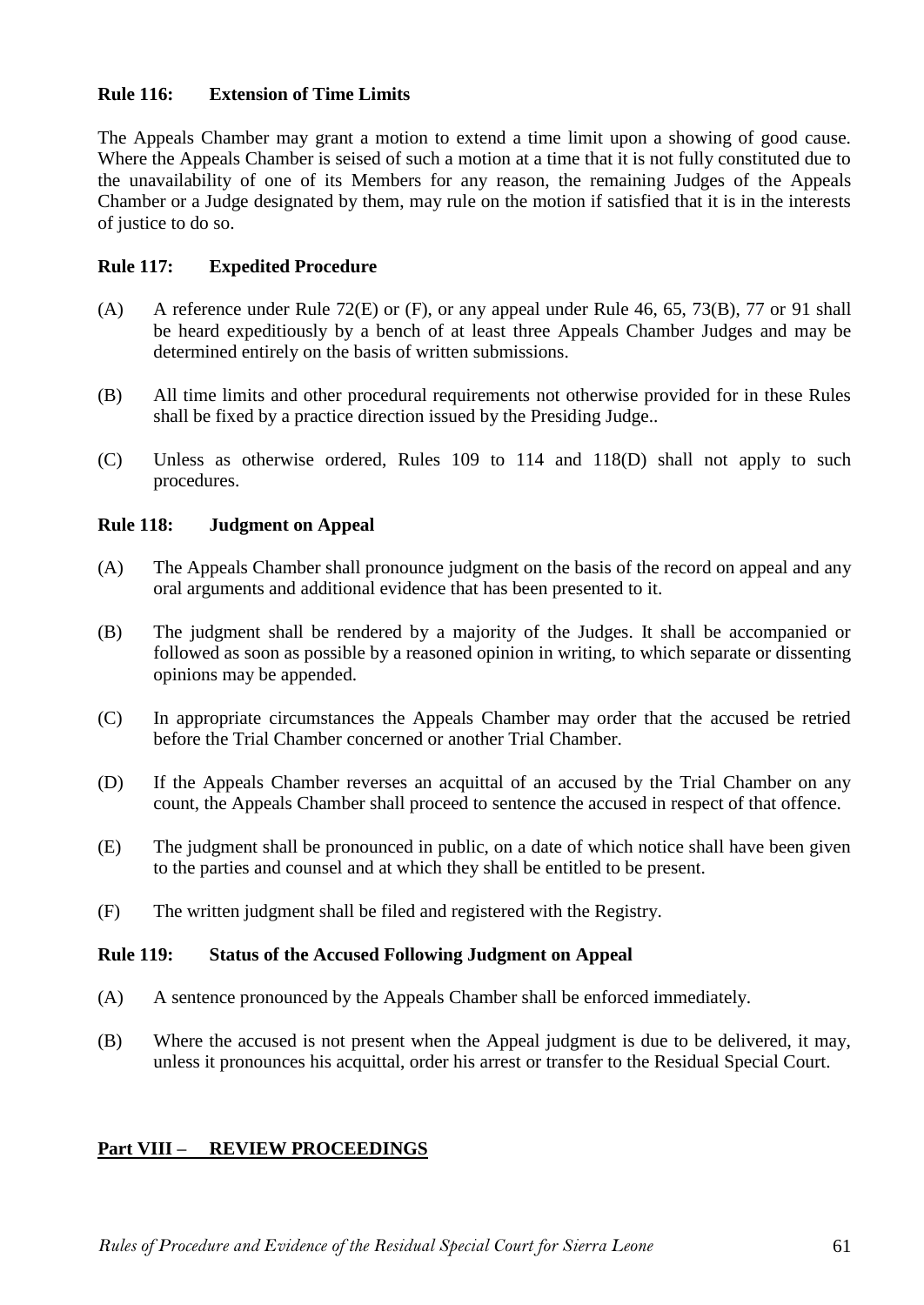### Rule 116: Extension of Time Limits

The Appeals Chamber may grant a motion to extend a time limit upon a showing of good cause. Where the Appeals Chamber is seised of such a motion at a time that it is not fully constituted due to the unavailability of one of its Members for any reason, the remaining Judges of the Appeals Chamber or a Judge designated by them, may rule on the motion if satisfied that it is in the interests of justice to do so.

### Rule 117: Expedited Procedure

(A) A reference under Rule 72(E) or (F), or any appeal under Rule 46, 65, 73(B), 77 or 91 shall be heard expeditiously by a bench of at least three Appeals Chamber Judges and may be determined entirely on the basis of written submissions.

(B) All time limits and other procedural requirements not otherwise provided for in these Rules shall be fixed by a practice direction issued by the Presiding Judge..

(C) Unless as otherwise ordered, Rules 109 to 114 and 118(D) shall not apply to such procedures.

### Rule 118: Judgment on Appeal

(A) The Appeals Chamber shall pronounce judgment on the basis of the record on appeal and any oral arguments and additional evidence that has been presented to it.

(B) The judgment shall be rendered by a majority of the Judges. It shall be accompanied or followed as soon as possible by a reasoned opinion in writing, to which separate or dissenting opinions may be appended.

(C) In appropriate circumstances the Appeals Chamber may order that the accused be retried before the Trial Chamber concerned or another Trial Chamber.

(D) If the Appeals Chamber reverses an acquittal of an accused by the Trial Chamber on any count, the Appeals Chamber shall proceed to sentence the accused in respect of that offence.

(E) The judgment shall be pronounced in public, on a date of which notice shall have been given to the parties and counsel and at which they shall be entitled to be present.

(F) The written judgment shall be filed and registered with the Registry.

### Rule 119: Status of the Accused Following Judgment on Appeal

(A) A sentence pronounced by the Appeals Chamber shall be enforced immediately.

(B) Where the accused is not present when the Appeal judgment is due to be delivered, it may, unless it pronounces his acquittal, order his arrest or transfer to the Residual Special Court.

## Part VIII – REVIEW PROCEEDINGS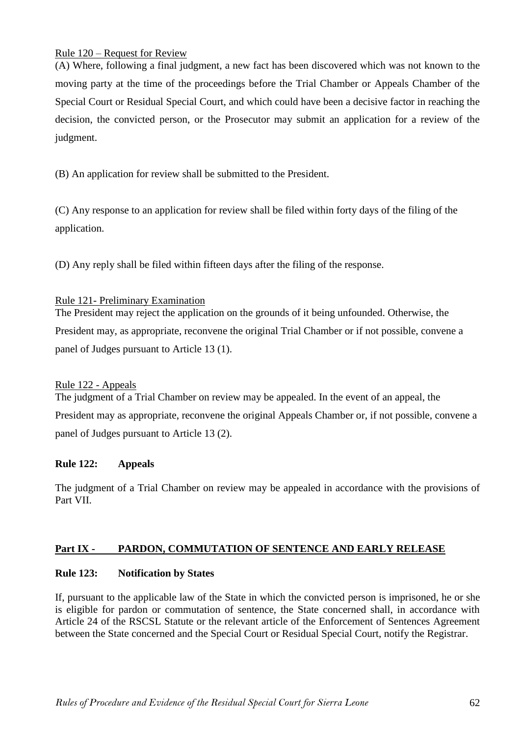Rule 120 – Request for Review

(A) Where, following a final judgment, a new fact has been discovered which was not known to the moving party at the time of the proceedings before the Trial Chamber or Appeals Chamber of the Special Court or Residual Special Court, and which could have been a decisive factor in reaching the decision, the convicted person, or the Prosecutor may submit an application for a review of the judgment.

(B) An application for review shall be submitted to the President.

(C) Any response to an application for review shall be filed within forty days of the filing of the application.

(D) Any reply shall be filed within fifteen days after the filing of the response.

Rule 121- Preliminary Examination

The President may reject the application on the grounds of it being unfounded. Otherwise, the President may, as appropriate, reconvene the original Trial Chamber or if not possible, convene a panel of Judges pursuant to Article 13 (1).

Rule 122 - Appeals

The judgment of a Trial Chamber on review may be appealed. In the event of an appeal, the President may as appropriate, reconvene the original Appeals Chamber or, if not possible, convene a panel of Judges pursuant to Article 13 (2).

**Rule 122: Appeals**

The judgment of a Trial Chamber on review may be appealed in accordance with the provisions of Part VII.

## Part IX - PARDON, COMMUTATION OF SENTENCE AND EARLY RELEASE

**Rule 123: Notification by States**

If, pursuant to the applicable law of the State in which the convicted person is imprisoned, he or she is eligible for pardon or commutation of sentence, the State concerned shall, in accordance with Article 24 of the RSCSL Statute or the relevant article of the Enforcement of Sentences Agreement between the State concerned and the Special Court or Residual Special Court, notify the Registrar.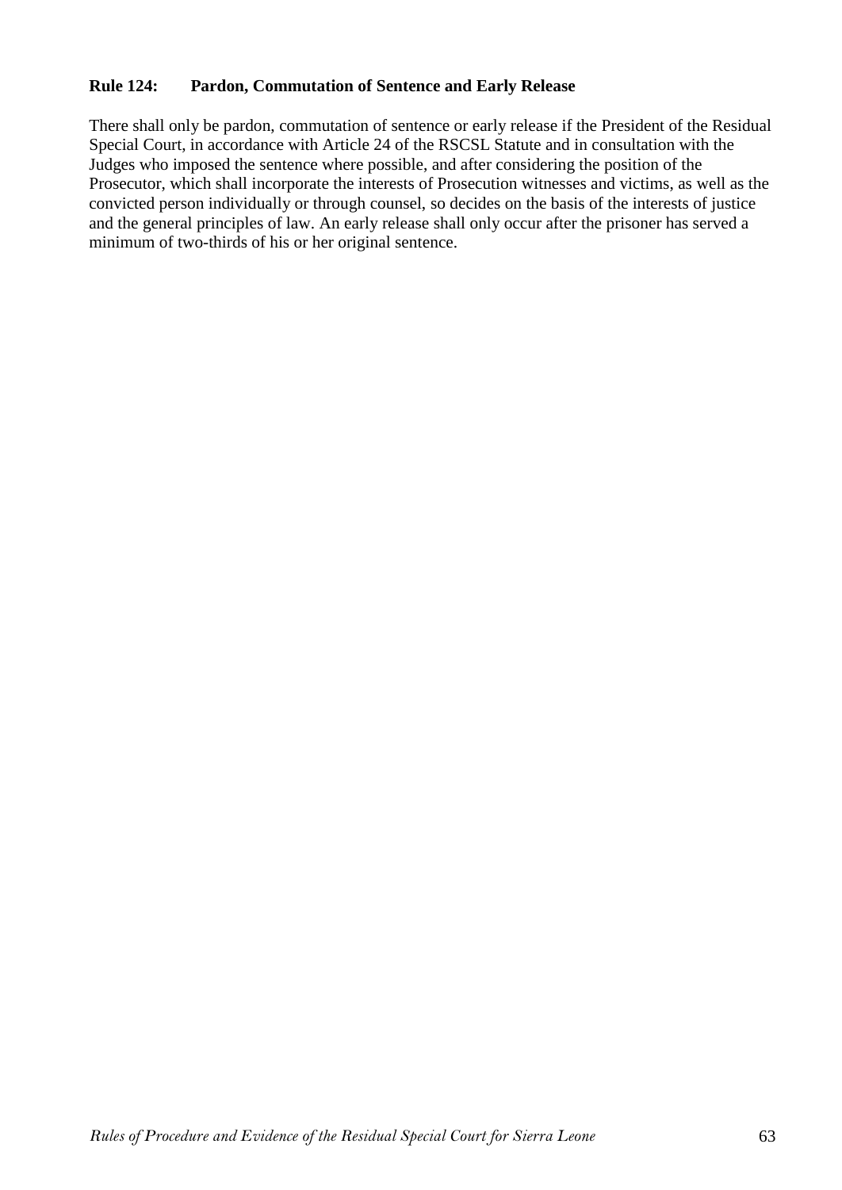**Rule 124: Pardon, Commutation of Sentence and Early Release**

There shall only be pardon, commutation of sentence or early release if the President of the Residual Special Court, in accordance with Article 24 of the RSCSL Statute and in consultation with the Judges who imposed the sentence where possible, and after considering the position of the Prosecutor, which shall incorporate the interests of Prosecution witnesses and victims, as well as the convicted person individually or through counsel, so decides on the basis of the interests of justice and the general principles of law. An early release shall only occur after the prisoner has served a minimum of two-thirds of his or her original sentence.